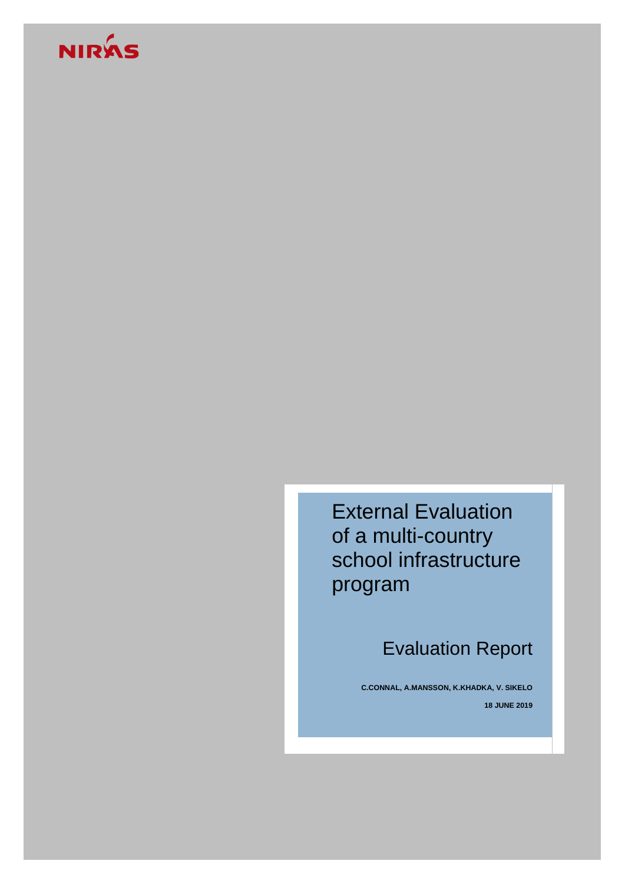NIRAS

# External Evaluation of a multi-country school infrastructure program

## Evaluation Report

**C.CONNAL, A.MANSSON, K.KHADKA, V. SIKELO**

**18 JUNE 2019**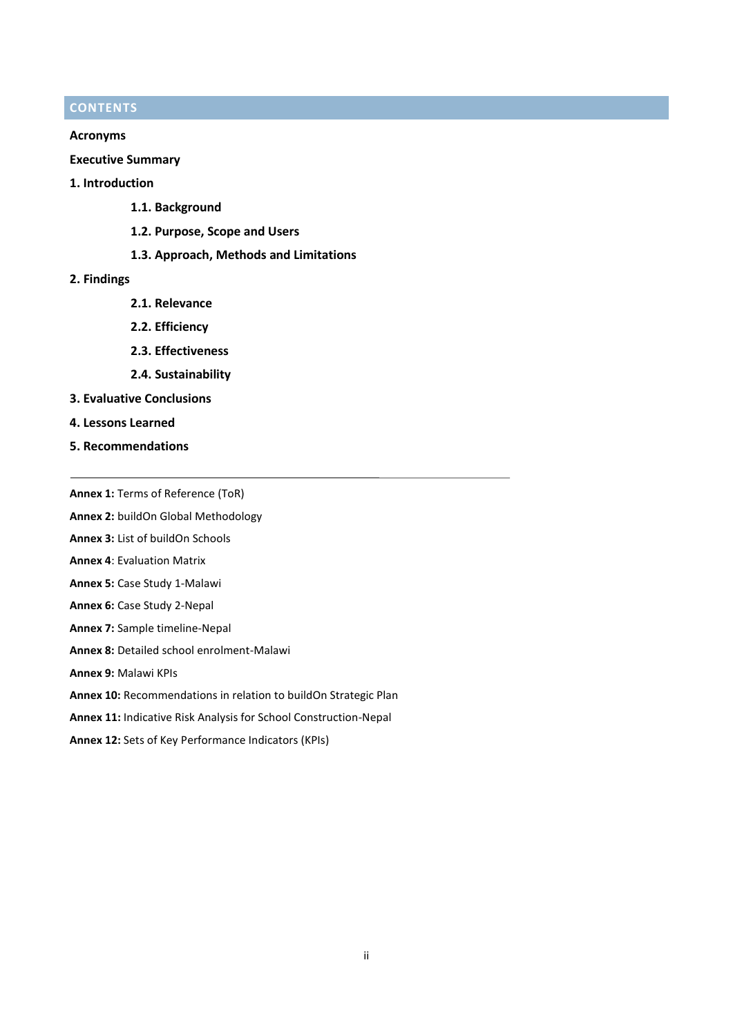## CONTENTS

**Acronyms**

**Executive Summary**

**1. Introduction**

- **1.1. Background**
- **1.2. Purpose, Scope and Users**
- **1.3. Approach, Methods and Limitations**

**2. Findings**

- **2.1. Relevance**
- **2.2. Efficiency**
- **2.3. Effectiveness**
- **2.4. Sustainability**

**3. Evaluative Conclusions**

**4. Lessons Learned**

**5. Recommendations**

---

**Annex 1:** Terms of Reference (ToR)

**Annex 2:** buildOn Global Methodology

**Annex 3:** List of buildOn Schools

**Annex 4**: Evaluation Matrix

**Annex 5:** Case Study 1-Malawi

**Annex 6:** Case Study 2-Nepal

**Annex 7:** Sample timeline-Nepal

**Annex 8:** Detailed school enrolment-Malawi

**Annex 9:** Malawi KPIs

**Annex 10:** Recommendations in relation to buildOn Strategic Plan

**Annex 11:** Indicative Risk Analysis for School Construction-Nepal

**Annex 12:** Sets of Key Performance Indicators (KPIs)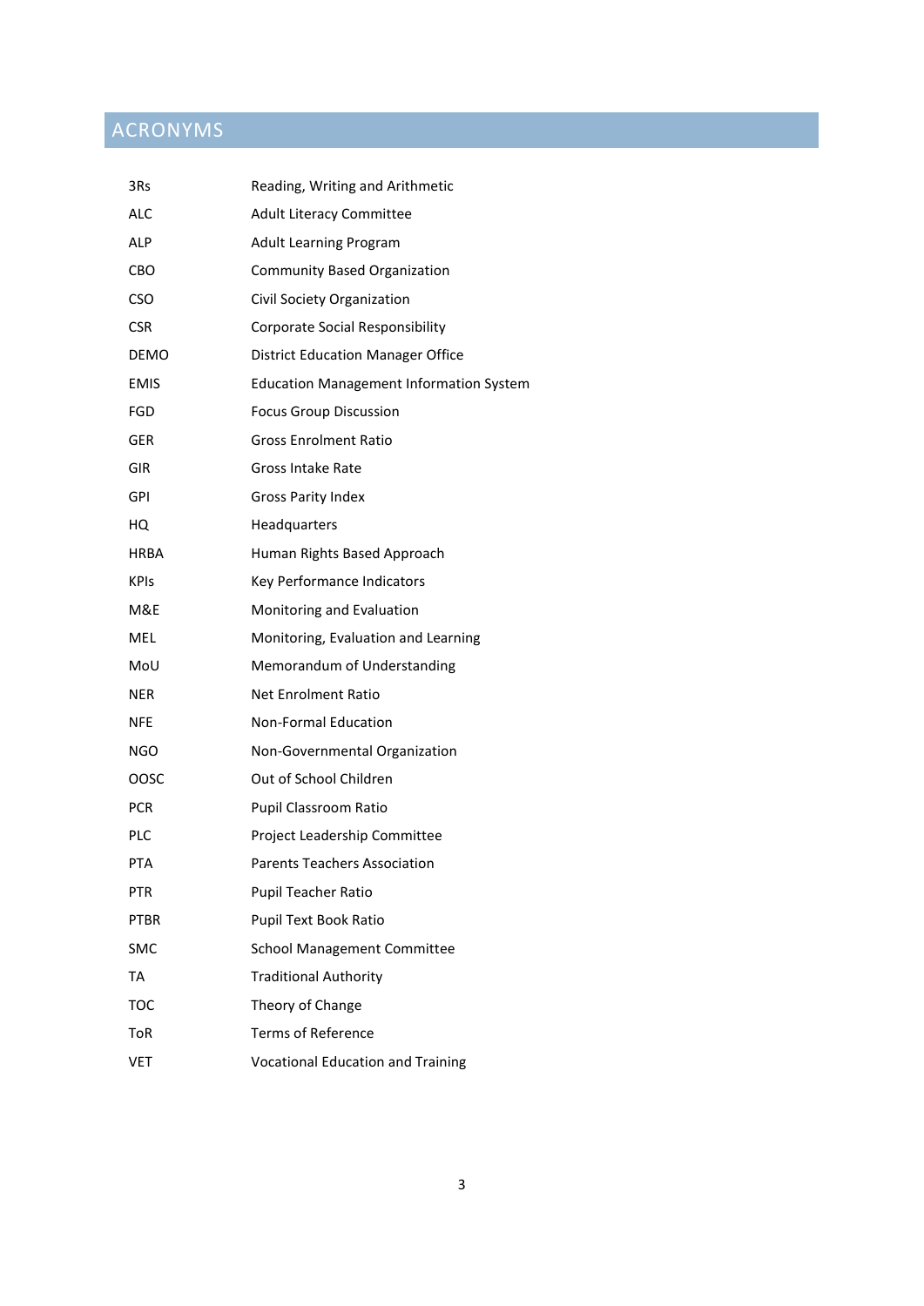# ACRONYMS

| | |
|---|---|
| 3Rs | Reading, Writing and Arithmetic |
| ALC | Adult Literacy Committee |
| ALP | Adult Learning Program |
| CBO | Community Based Organization |
| CSO | Civil Society Organization |
| CSR | Corporate Social Responsibility |
| DEMO | District Education Manager Office |
| EMIS | Education Management Information System |
| FGD | Focus Group Discussion |
| GER | Gross Enrolment Ratio |
| GIR | Gross Intake Rate |
| GPI | Gross Parity Index |
| HQ | Headquarters |
| HRBA | Human Rights Based Approach |
| KPIs | Key Performance Indicators |
| M&E | Monitoring and Evaluation |
| MEL | Monitoring, Evaluation and Learning |
| MoU | Memorandum of Understanding |
| NER | Net Enrolment Ratio |
| NFE | Non-Formal Education |
| NGO | Non-Governmental Organization |
| OOSC | Out of School Children |
| PCR | Pupil Classroom Ratio |
| PLC | Project Leadership Committee |
| PTA | Parents Teachers Association |
| PTR | Pupil Teacher Ratio |
| PTBR | Pupil Text Book Ratio |
| SMC | School Management Committee |
| TA | Traditional Authority |
| TOC | Theory of Change |
| ToR | Terms of Reference |
| VET | Vocational Education and Training |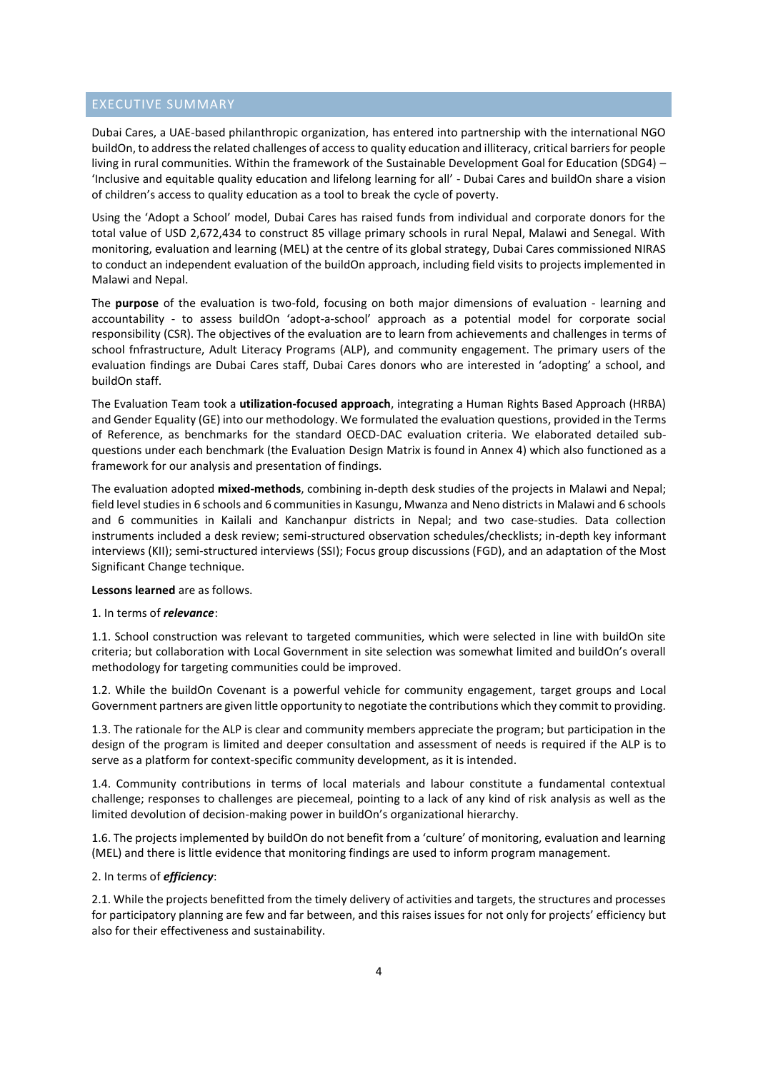## EXECUTIVE SUMMARY

Dubai Cares, a UAE-based philanthropic organization, has entered into partnership with the international NGO buildOn, to address the related challenges of access to quality education and illiteracy, critical barriers for people living in rural communities. Within the framework of the Sustainable Development Goal for Education (SDG4) – 'Inclusive and equitable quality education and lifelong learning for all' - Dubai Cares and buildOn share a vision of children's access to quality education as a tool to break the cycle of poverty.

Using the 'Adopt a School' model, Dubai Cares has raised funds from individual and corporate donors for the total value of USD 2,672,434 to construct 85 village primary schools in rural Nepal, Malawi and Senegal. With monitoring, evaluation and learning (MEL) at the centre of its global strategy, Dubai Cares commissioned NIRAS to conduct an independent evaluation of the buildOn approach, including field visits to projects implemented in Malawi and Nepal.

The **purpose** of the evaluation is two-fold, focusing on both major dimensions of evaluation - learning and accountability - to assess buildOn 'adopt-a-school' approach as a potential model for corporate social responsibility (CSR). The objectives of the evaluation are to learn from achievements and challenges in terms of school fnfrastructure, Adult Literacy Programs (ALP), and community engagement. The primary users of the evaluation findings are Dubai Cares staff, Dubai Cares donors who are interested in 'adopting' a school, and buildOn staff.

The Evaluation Team took a **utilization-focused approach**, integrating a Human Rights Based Approach (HRBA) and Gender Equality (GE) into our methodology. We formulated the evaluation questions, provided in the Terms of Reference, as benchmarks for the standard OECD-DAC evaluation criteria. We elaborated detailed sub-questions under each benchmark (the Evaluation Design Matrix is found in Annex 4) which also functioned as a framework for our analysis and presentation of findings.

The evaluation adopted **mixed-methods**, combining in-depth desk studies of the projects in Malawi and Nepal; field level studies in 6 schools and 6 communities in Kasungu, Mwanza and Neno districts in Malawi and 6 schools and 6 communities in Kailali and Kanchanpur districts in Nepal; and two case-studies. Data collection instruments included a desk review; semi-structured observation schedules/checklists; in-depth key informant interviews (KII); semi-structured interviews (SSI); Focus group discussions (FGD), and an adaptation of the Most Significant Change technique.

**Lessons learned** are as follows.

1. In terms of ***relevance***:

1.1. School construction was relevant to targeted communities, which were selected in line with buildOn site criteria; but collaboration with Local Government in site selection was somewhat limited and buildOn's overall methodology for targeting communities could be improved.

1.2. While the buildOn Covenant is a powerful vehicle for community engagement, target groups and Local Government partners are given little opportunity to negotiate the contributions which they commit to providing.

1.3. The rationale for the ALP is clear and community members appreciate the program; but participation in the design of the program is limited and deeper consultation and assessment of needs is required if the ALP is to serve as a platform for context-specific community development, as it is intended.

1.4. Community contributions in terms of local materials and labour constitute a fundamental contextual challenge; responses to challenges are piecemeal, pointing to a lack of any kind of risk analysis as well as the limited devolution of decision-making power in buildOn's organizational hierarchy.

1.6. The projects implemented by buildOn do not benefit from a 'culture' of monitoring, evaluation and learning (MEL) and there is little evidence that monitoring findings are used to inform program management.

2. In terms of ***efficiency***:

2.1. While the projects benefitted from the timely delivery of activities and targets, the structures and processes for participatory planning are few and far between, and this raises issues for not only for projects' efficiency but also for their effectiveness and sustainability.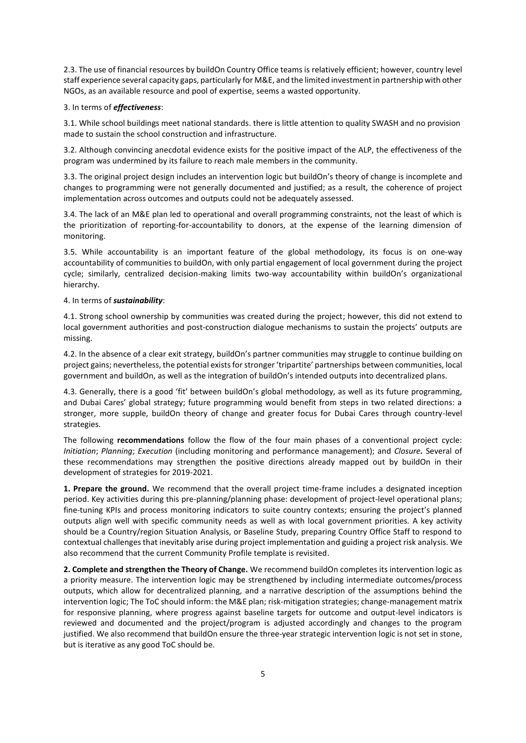2.3. The use of financial resources by buildOn Country Office teams is relatively efficient; however, country level staff experience several capacity gaps, particularly for M&E, and the limited investment in partnership with other NGOs, as an available resource and pool of expertise, seems a wasted opportunity.

3. In terms of ***effectiveness***:

3.1. While school buildings meet national standards. there is little attention to quality SWASH and no provision made to sustain the school construction and infrastructure.

3.2. Although convincing anecdotal evidence exists for the positive impact of the ALP, the effectiveness of the program was undermined by its failure to reach male members in the community.

3.3. The original project design includes an intervention logic but buildOn's theory of change is incomplete and changes to programming were not generally documented and justified; as a result, the coherence of project implementation across outcomes and outputs could not be adequately assessed.

3.4. The lack of an M&E plan led to operational and overall programming constraints, not the least of which is the prioritization of reporting-for-accountability to donors, at the expense of the learning dimension of monitoring.

3.5. While accountability is an important feature of the global methodology, its focus is on one-way accountability of communities to buildOn, with only partial engagement of local government during the project cycle; similarly, centralized decision-making limits two-way accountability within buildOn's organizational hierarchy.

4. In terms of ***sustainability***:

4.1. Strong school ownership by communities was created during the project; however, this did not extend to local government authorities and post-construction dialogue mechanisms to sustain the projects' outputs are missing.

4.2. In the absence of a clear exit strategy, buildOn's partner communities may struggle to continue building on project gains; nevertheless, the potential exists for stronger 'tripartite' partnerships between communities, local government and buildOn, as well as the integration of buildOn's intended outputs into decentralized plans.

4.3. Generally, there is a good 'fit' between buildOn's global methodology, as well as its future programming, and Dubai Cares' global strategy; future programming would benefit from steps in two related directions: a stronger, more supple, buildOn theory of change and greater focus for Dubai Cares through country-level strategies.

The following **recommendations** follow the flow of the four main phases of a conventional project cycle: *Initiation*; *Planning*; *Execution* (including monitoring and performance management); and ***Closure.*** Several of these recommendations may strengthen the positive directions already mapped out by buildOn in their development of strategies for 2019-2021.

**1. Prepare the ground.** We recommend that the overall project time-frame includes a designated inception period. Key activities during this pre-planning/planning phase: development of project-level operational plans; fine-tuning KPIs and process monitoring indicators to suite country contexts; ensuring the project's planned outputs align well with specific community needs as well as with local government priorities. A key activity should be a Country/region Situation Analysis, or Baseline Study, preparing Country Office Staff to respond to contextual challenges that inevitably arise during project implementation and guiding a project risk analysis. We also recommend that the current Community Profile template is revisited.

**2. Complete and strengthen the Theory of Change.** We recommend buildOn completes its intervention logic as a priority measure. The intervention logic may be strengthened by including intermediate outcomes/process outputs, which allow for decentralized planning, and a narrative description of the assumptions behind the intervention logic; The ToC should inform: the M&E plan; risk-mitigation strategies; change-management matrix for responsive planning, where progress against baseline targets for outcome and output-level indicators is reviewed and documented and the project/program is adjusted accordingly and changes to the program justified. We also recommend that buildOn ensure the three-year strategic intervention logic is not set in stone, but is iterative as any good ToC should be.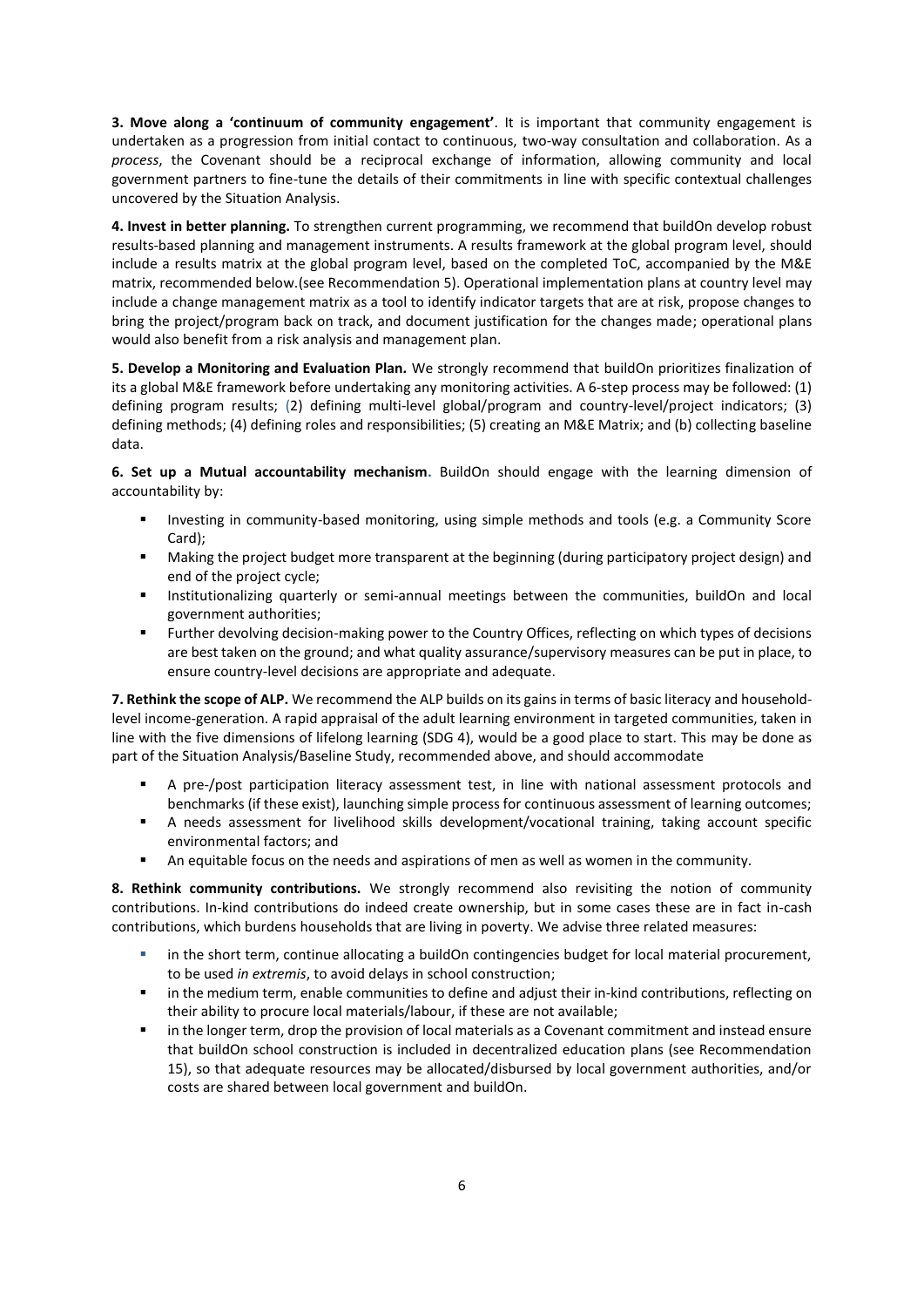**3. Move along a 'continuum of community engagement'**. It is important that community engagement is undertaken as a progression from initial contact to continuous, two-way consultation and collaboration. As a *process*, the Covenant should be a reciprocal exchange of information, allowing community and local government partners to fine-tune the details of their commitments in line with specific contextual challenges uncovered by the Situation Analysis.

**4. Invest in better planning.** To strengthen current programming, we recommend that buildOn develop robust results-based planning and management instruments. A results framework at the global program level, should include a results matrix at the global program level, based on the completed ToC, accompanied by the M&E matrix, recommended below.(see Recommendation 5). Operational implementation plans at country level may include a change management matrix as a tool to identify indicator targets that are at risk, propose changes to bring the project/program back on track, and document justification for the changes made; operational plans would also benefit from a risk analysis and management plan.

**5. Develop a Monitoring and Evaluation Plan.** We strongly recommend that buildOn prioritizes finalization of its a global M&E framework before undertaking any monitoring activities. A 6-step process may be followed: (1) defining program results; (2) defining multi-level global/program and country-level/project indicators; (3) defining methods; (4) defining roles and responsibilities; (5) creating an M&E Matrix; and (b) collecting baseline data.

**6. Set up a Mutual accountability mechanism.** BuildOn should engage with the learning dimension of accountability by:

- Investing in community-based monitoring, using simple methods and tools (e.g. a Community Score Card);
- Making the project budget more transparent at the beginning (during participatory project design) and end of the project cycle;
- Institutionalizing quarterly or semi-annual meetings between the communities, buildOn and local government authorities;
- Further devolving decision-making power to the Country Offices, reflecting on which types of decisions are best taken on the ground; and what quality assurance/supervisory measures can be put in place, to ensure country-level decisions are appropriate and adequate.

**7. Rethink the scope of ALP.** We recommend the ALP builds on its gains in terms of basic literacy and household-level income-generation. A rapid appraisal of the adult learning environment in targeted communities, taken in line with the five dimensions of lifelong learning (SDG 4), would be a good place to start. This may be done as part of the Situation Analysis/Baseline Study, recommended above, and should accommodate

- A pre-/post participation literacy assessment test, in line with national assessment protocols and benchmarks (if these exist), launching simple process for continuous assessment of learning outcomes;
- A needs assessment for livelihood skills development/vocational training, taking account specific environmental factors; and
- An equitable focus on the needs and aspirations of men as well as women in the community.

**8. Rethink community contributions.** We strongly recommend also revisiting the notion of community contributions. In-kind contributions do indeed create ownership, but in some cases these are in fact in-cash contributions, which burdens households that are living in poverty. We advise three related measures:

- in the short term, continue allocating a buildOn contingencies budget for local material procurement, to be used *in extremis*, to avoid delays in school construction;
- in the medium term, enable communities to define and adjust their in-kind contributions, reflecting on their ability to procure local materials/labour, if these are not available;
- in the longer term, drop the provision of local materials as a Covenant commitment and instead ensure that buildOn school construction is included in decentralized education plans (see Recommendation 15), so that adequate resources may be allocated/disbursed by local government authorities, and/or costs are shared between local government and buildOn.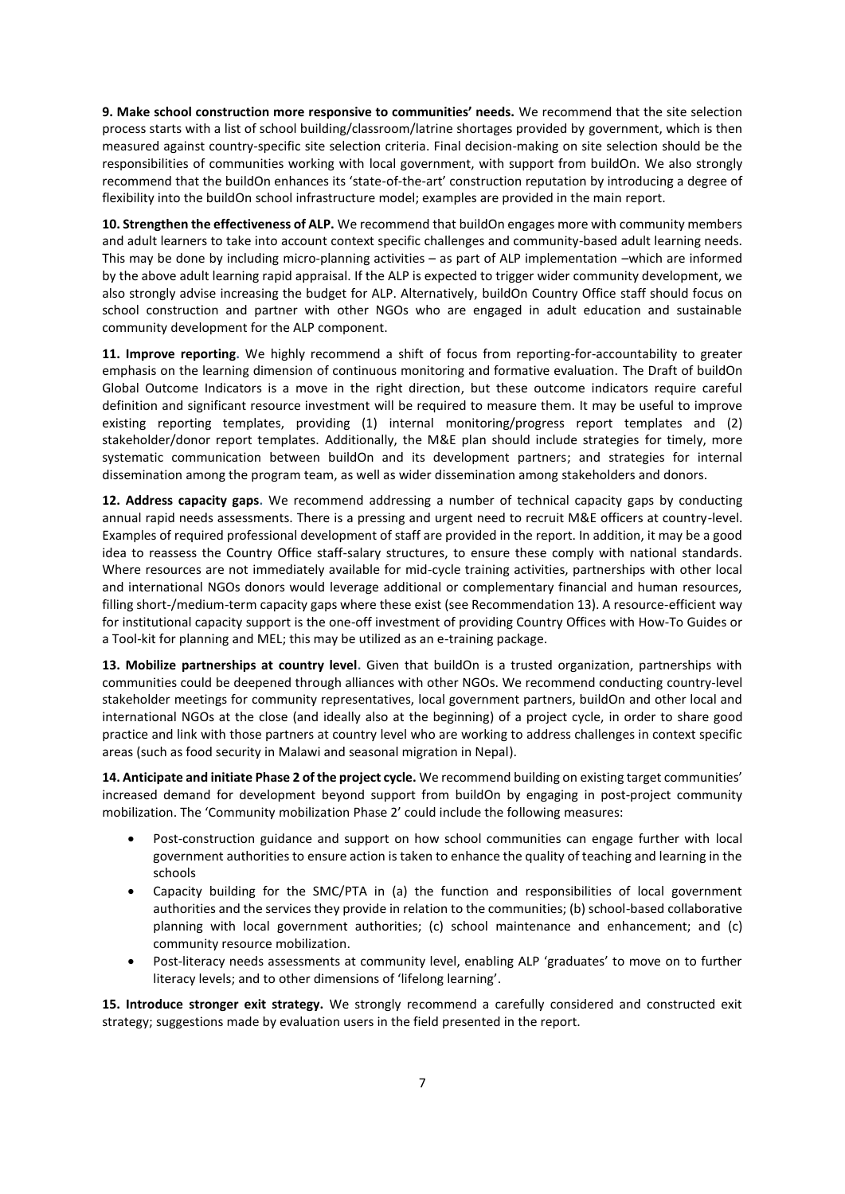**9. Make school construction more responsive to communities' needs.** We recommend that the site selection process starts with a list of school building/classroom/latrine shortages provided by government, which is then measured against country-specific site selection criteria. Final decision-making on site selection should be the responsibilities of communities working with local government, with support from buildOn. We also strongly recommend that the buildOn enhances its 'state-of-the-art' construction reputation by introducing a degree of flexibility into the buildOn school infrastructure model; examples are provided in the main report.

**10. Strengthen the effectiveness of ALP.** We recommend that buildOn engages more with community members and adult learners to take into account context specific challenges and community-based adult learning needs. This may be done by including micro-planning activities – as part of ALP implementation –which are informed by the above adult learning rapid appraisal. If the ALP is expected to trigger wider community development, we also strongly advise increasing the budget for ALP. Alternatively, buildOn Country Office staff should focus on school construction and partner with other NGOs who are engaged in adult education and sustainable community development for the ALP component.

**11. Improve reporting.** We highly recommend a shift of focus from reporting-for-accountability to greater emphasis on the learning dimension of continuous monitoring and formative evaluation. The Draft of buildOn Global Outcome Indicators is a move in the right direction, but these outcome indicators require careful definition and significant resource investment will be required to measure them. It may be useful to improve existing reporting templates, providing (1) internal monitoring/progress report templates and (2) stakeholder/donor report templates. Additionally, the M&E plan should include strategies for timely, more systematic communication between buildOn and its development partners; and strategies for internal dissemination among the program team, as well as wider dissemination among stakeholders and donors.

**12. Address capacity gaps.** We recommend addressing a number of technical capacity gaps by conducting annual rapid needs assessments. There is a pressing and urgent need to recruit M&E officers at country-level. Examples of required professional development of staff are provided in the report. In addition, it may be a good idea to reassess the Country Office staff-salary structures, to ensure these comply with national standards. Where resources are not immediately available for mid-cycle training activities, partnerships with other local and international NGOs donors would leverage additional or complementary financial and human resources, filling short-/medium-term capacity gaps where these exist (see Recommendation 13). A resource-efficient way for institutional capacity support is the one-off investment of providing Country Offices with How-To Guides or a Tool-kit for planning and MEL; this may be utilized as an e-training package.

**13. Mobilize partnerships at country level.** Given that buildOn is a trusted organization, partnerships with communities could be deepened through alliances with other NGOs. We recommend conducting country-level stakeholder meetings for community representatives, local government partners, buildOn and other local and international NGOs at the close (and ideally also at the beginning) of a project cycle, in order to share good practice and link with those partners at country level who are working to address challenges in context specific areas (such as food security in Malawi and seasonal migration in Nepal).

**14. Anticipate and initiate Phase 2 of the project cycle.** We recommend building on existing target communities' increased demand for development beyond support from buildOn by engaging in post-project community mobilization. The 'Community mobilization Phase 2' could include the following measures:

- Post-construction guidance and support on how school communities can engage further with local government authorities to ensure action is taken to enhance the quality of teaching and learning in the schools
- Capacity building for the SMC/PTA in (a) the function and responsibilities of local government authorities and the services they provide in relation to the communities; (b) school-based collaborative planning with local government authorities; (c) school maintenance and enhancement; and (c) community resource mobilization.
- Post-literacy needs assessments at community level, enabling ALP 'graduates' to move on to further literacy levels; and to other dimensions of 'lifelong learning'.

**15. Introduce stronger exit strategy.** We strongly recommend a carefully considered and constructed exit strategy; suggestions made by evaluation users in the field presented in the report.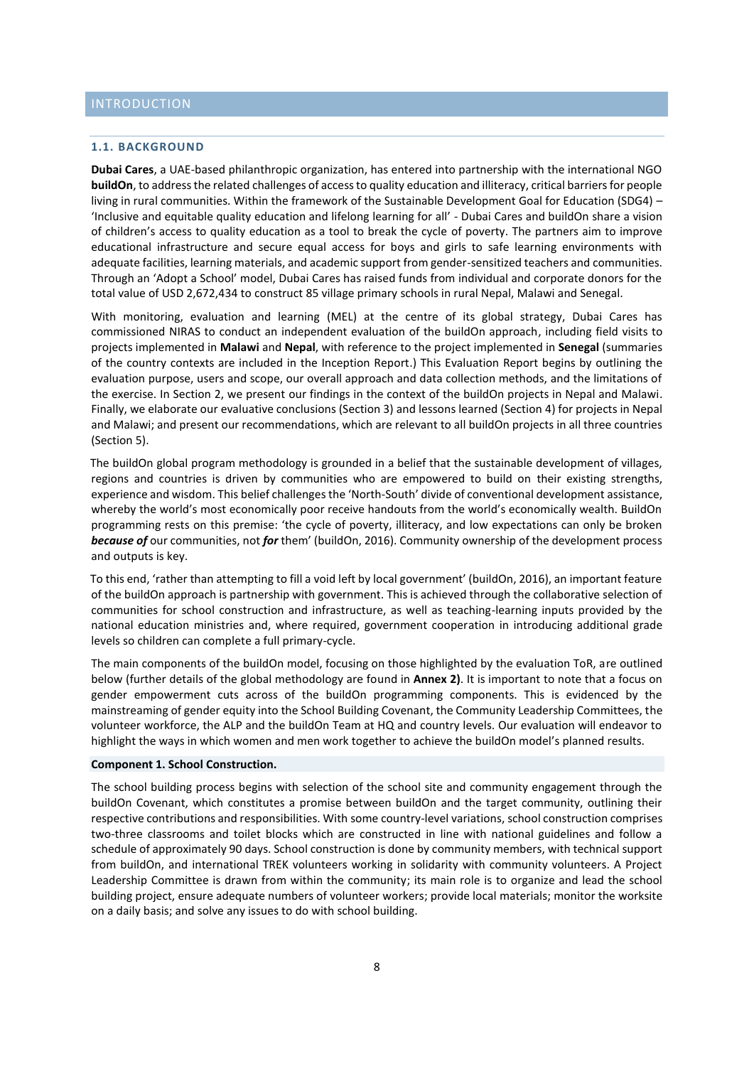# INTRODUCTION

## 1.1. BACKGROUND

**Dubai Cares**, a UAE-based philanthropic organization, has entered into partnership with the international NGO **buildOn**, to address the related challenges of access to quality education and illiteracy, critical barriers for people living in rural communities. Within the framework of the Sustainable Development Goal for Education (SDG4) – 'Inclusive and equitable quality education and lifelong learning for all' - Dubai Cares and buildOn share a vision of children's access to quality education as a tool to break the cycle of poverty. The partners aim to improve educational infrastructure and secure equal access for boys and girls to safe learning environments with adequate facilities, learning materials, and academic support from gender-sensitized teachers and communities. Through an 'Adopt a School' model, Dubai Cares has raised funds from individual and corporate donors for the total value of USD 2,672,434 to construct 85 village primary schools in rural Nepal, Malawi and Senegal.

With monitoring, evaluation and learning (MEL) at the centre of its global strategy, Dubai Cares has commissioned NIRAS to conduct an independent evaluation of the buildOn approach, including field visits to projects implemented in **Malawi** and **Nepal**, with reference to the project implemented in **Senegal** (summaries of the country contexts are included in the Inception Report.) This Evaluation Report begins by outlining the evaluation purpose, users and scope, our overall approach and data collection methods, and the limitations of the exercise. In Section 2, we present our findings in the context of the buildOn projects in Nepal and Malawi. Finally, we elaborate our evaluative conclusions (Section 3) and lessons learned (Section 4) for projects in Nepal and Malawi; and present our recommendations, which are relevant to all buildOn projects in all three countries (Section 5).

The buildOn global program methodology is grounded in a belief that the sustainable development of villages, regions and countries is driven by communities who are empowered to build on their existing strengths, experience and wisdom. This belief challenges the 'North-South' divide of conventional development assistance, whereby the world's most economically poor receive handouts from the world's economically wealth. BuildOn programming rests on this premise: 'the cycle of poverty, illiteracy, and low expectations can only be broken ***because of*** our communities, not ***for*** them' (buildOn, 2016). Community ownership of the development process and outputs is key.

To this end, 'rather than attempting to fill a void left by local government' (buildOn, 2016), an important feature of the buildOn approach is partnership with government. This is achieved through the collaborative selection of communities for school construction and infrastructure, as well as teaching-learning inputs provided by the national education ministries and, where required, government cooperation in introducing additional grade levels so children can complete a full primary-cycle.

The main components of the buildOn model, focusing on those highlighted by the evaluation ToR, are outlined below (further details of the global methodology are found in **Annex 2)**. It is important to note that a focus on gender empowerment cuts across of the buildOn programming components. This is evidenced by the mainstreaming of gender equity into the School Building Covenant, the Community Leadership Committees, the volunteer workforce, the ALP and the buildOn Team at HQ and country levels. Our evaluation will endeavor to highlight the ways in which women and men work together to achieve the buildOn model's planned results.

**Component 1. School Construction.**

The school building process begins with selection of the school site and community engagement through the buildOn Covenant, which constitutes a promise between buildOn and the target community, outlining their respective contributions and responsibilities. With some country-level variations, school construction comprises two-three classrooms and toilet blocks which are constructed in line with national guidelines and follow a schedule of approximately 90 days. School construction is done by community members, with technical support from buildOn, and international TREK volunteers working in solidarity with community volunteers. A Project Leadership Committee is drawn from within the community; its main role is to organize and lead the school building project, ensure adequate numbers of volunteer workers; provide local materials; monitor the worksite on a daily basis; and solve any issues to do with school building.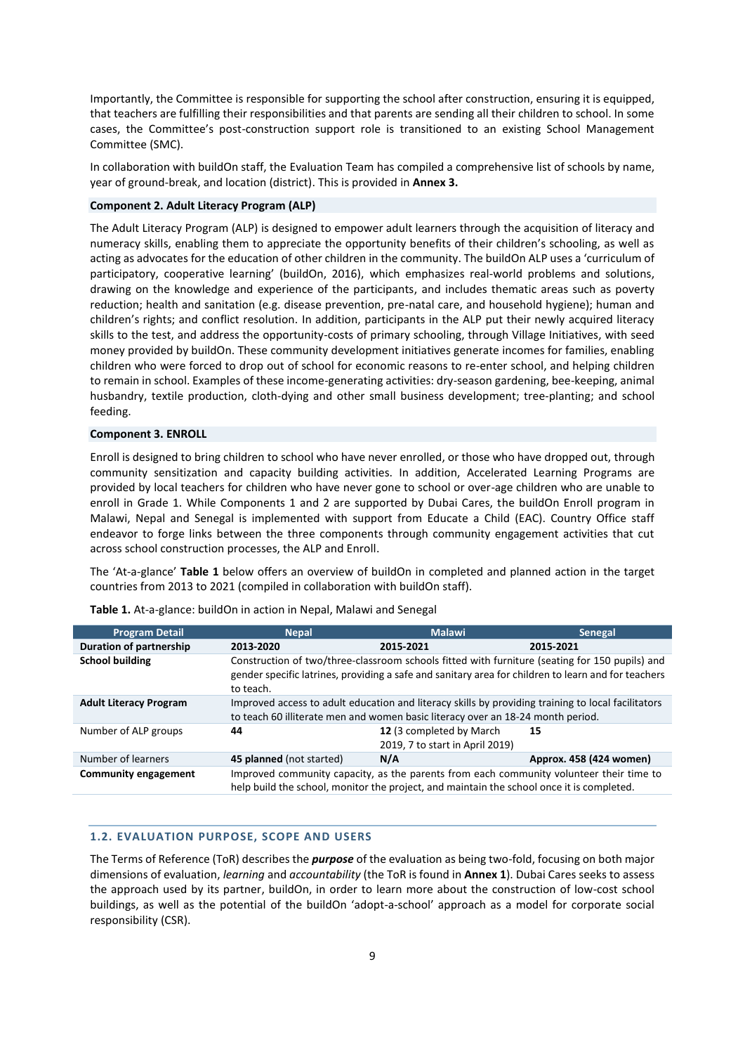Importantly, the Committee is responsible for supporting the school after construction, ensuring it is equipped, that teachers are fulfilling their responsibilities and that parents are sending all their children to school. In some cases, the Committee's post-construction support role is transitioned to an existing School Management Committee (SMC).

In collaboration with buildOn staff, the Evaluation Team has compiled a comprehensive list of schools by name, year of ground-break, and location (district). This is provided in **Annex 3.**

**Component 2. Adult Literacy Program (ALP)**

The Adult Literacy Program (ALP) is designed to empower adult learners through the acquisition of literacy and numeracy skills, enabling them to appreciate the opportunity benefits of their children's schooling, as well as acting as advocates for the education of other children in the community. The buildOn ALP uses a 'curriculum of participatory, cooperative learning' (buildOn, 2016), which emphasizes real-world problems and solutions, drawing on the knowledge and experience of the participants, and includes thematic areas such as poverty reduction; health and sanitation (e.g. disease prevention, pre-natal care, and household hygiene); human and children's rights; and conflict resolution. In addition, participants in the ALP put their newly acquired literacy skills to the test, and address the opportunity-costs of primary schooling, through Village Initiatives, with seed money provided by buildOn. These community development initiatives generate incomes for families, enabling children who were forced to drop out of school for economic reasons to re-enter school, and helping children to remain in school. Examples of these income-generating activities: dry-season gardening, bee-keeping, animal husbandry, textile production, cloth-dying and other small business development; tree-planting; and school feeding.

**Component 3. ENROLL**

Enroll is designed to bring children to school who have never enrolled, or those who have dropped out, through community sensitization and capacity building activities. In addition, Accelerated Learning Programs are provided by local teachers for children who have never gone to school or over-age children who are unable to enroll in Grade 1. While Components 1 and 2 are supported by Dubai Cares, the buildOn Enroll program in Malawi, Nepal and Senegal is implemented with support from Educate a Child (EAC). Country Office staff endeavor to forge links between the three components through community engagement activities that cut across school construction processes, the ALP and Enroll.

The 'At-a-glance' **Table 1** below offers an overview of buildOn in completed and planned action in the target countries from 2013 to 2021 (compiled in collaboration with buildOn staff).

**Table 1.** At-a-glance: buildOn in action in Nepal, Malawi and Senegal

| Program Detail | Nepal | Malawi | Senegal |
|---|---|---|---|
| **Duration of partnership** | **2013-2020** | **2015-2021** | **2015-2021** |
| **School building** | Construction of two/three-classroom schools fitted with furniture (seating for 150 pupils) and gender specific latrines, providing a safe and sanitary area for children to learn and for teachers to teach. | | |
| **Adult Literacy Program** | Improved access to adult education and literacy skills by providing training to local facilitators to teach 60 illiterate men and women basic literacy over an 18-24 month period. | | |
| Number of ALP groups | **44** | **12** (3 completed by March 2019, 7 to start in April 2019) | **15** |
| Number of learners | **45 planned** (not started) | **N/A** | **Approx. 458 (424 women)** |
| **Community engagement** | Improved community capacity, as the parents from each community volunteer their time to help build the school, monitor the project, and maintain the school once it is completed. | | |

## 1.2. EVALUATION PURPOSE, SCOPE AND USERS

The Terms of Reference (ToR) describes the ***purpose*** of the evaluation as being two-fold, focusing on both major dimensions of evaluation, *learning* and *accountability* (the ToR is found in **Annex 1**). Dubai Cares seeks to assess the approach used by its partner, buildOn, in order to learn more about the construction of low-cost school buildings, as well as the potential of the buildOn 'adopt-a-school' approach as a model for corporate social responsibility (CSR).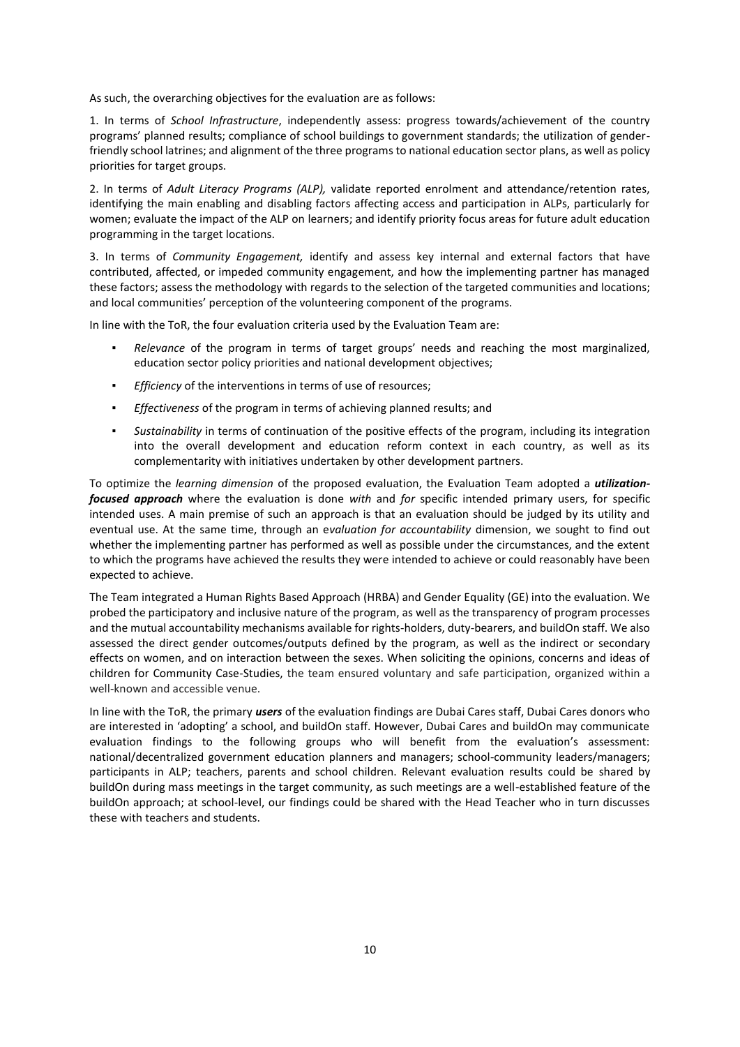As such, the overarching objectives for the evaluation are as follows:

1. In terms of *School Infrastructure*, independently assess: progress towards/achievement of the country programs' planned results; compliance of school buildings to government standards; the utilization of gender-friendly school latrines; and alignment of the three programs to national education sector plans, as well as policy priorities for target groups.

2. In terms of *Adult Literacy Programs (ALP),* validate reported enrolment and attendance/retention rates, identifying the main enabling and disabling factors affecting access and participation in ALPs, particularly for women; evaluate the impact of the ALP on learners; and identify priority focus areas for future adult education programming in the target locations.

3. In terms of *Community Engagement,* identify and assess key internal and external factors that have contributed, affected, or impeded community engagement, and how the implementing partner has managed these factors; assess the methodology with regards to the selection of the targeted communities and locations; and local communities' perception of the volunteering component of the programs.

In line with the ToR, the four evaluation criteria used by the Evaluation Team are:

- *Relevance* of the program in terms of target groups' needs and reaching the most marginalized, education sector policy priorities and national development objectives;
- *Efficiency* of the interventions in terms of use of resources;
- *Effectiveness* of the program in terms of achieving planned results; and
- *Sustainability* in terms of continuation of the positive effects of the program, including its integration into the overall development and education reform context in each country, as well as its complementarity with initiatives undertaken by other development partners.

To optimize the *learning dimension* of the proposed evaluation, the Evaluation Team adopted a ***utilization-focused approach*** where the evaluation is done *with* and *for* specific intended primary users, for specific intended uses. A main premise of such an approach is that an evaluation should be judged by its utility and eventual use. At the same time, through an e*valuation for accountability* dimension, we sought to find out whether the implementing partner has performed as well as possible under the circumstances, and the extent to which the programs have achieved the results they were intended to achieve or could reasonably have been expected to achieve.

The Team integrated a Human Rights Based Approach (HRBA) and Gender Equality (GE) into the evaluation. We probed the participatory and inclusive nature of the program, as well as the transparency of program processes and the mutual accountability mechanisms available for rights-holders, duty-bearers, and buildOn staff. We also assessed the direct gender outcomes/outputs defined by the program, as well as the indirect or secondary effects on women, and on interaction between the sexes. When soliciting the opinions, concerns and ideas of children for Community Case-Studies, the team ensured voluntary and safe participation, organized within a well-known and accessible venue.

In line with the ToR, the primary ***users*** of the evaluation findings are Dubai Cares staff, Dubai Cares donors who are interested in 'adopting' a school, and buildOn staff. However, Dubai Cares and buildOn may communicate evaluation findings to the following groups who will benefit from the evaluation's assessment: national/decentralized government education planners and managers; school-community leaders/managers; participants in ALP; teachers, parents and school children. Relevant evaluation results could be shared by buildOn during mass meetings in the target community, as such meetings are a well-established feature of the buildOn approach; at school-level, our findings could be shared with the Head Teacher who in turn discusses these with teachers and students.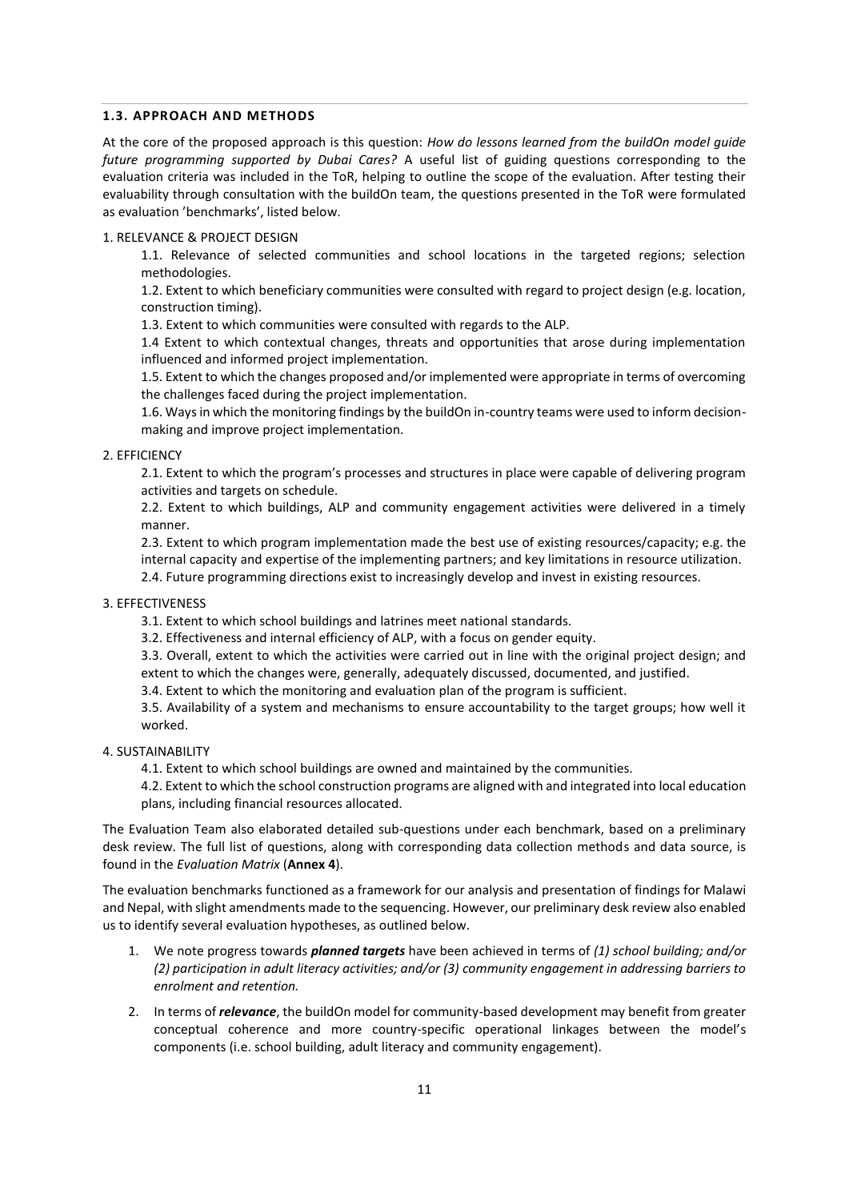### 1.3. APPROACH AND METHODS

At the core of the proposed approach is this question: *How do lessons learned from the buildOn model guide future programming supported by Dubai Cares?* A useful list of guiding questions corresponding to the evaluation criteria was included in the ToR, helping to outline the scope of the evaluation. After testing their evaluability through consultation with the buildOn team, the questions presented in the ToR were formulated as evaluation 'benchmarks', listed below.

1. RELEVANCE & PROJECT DESIGN

    1.1. Relevance of selected communities and school locations in the targeted regions; selection methodologies.

    1.2. Extent to which beneficiary communities were consulted with regard to project design (e.g. location, construction timing).

    1.3. Extent to which communities were consulted with regards to the ALP.

    1.4 Extent to which contextual changes, threats and opportunities that arose during implementation influenced and informed project implementation.

    1.5. Extent to which the changes proposed and/or implemented were appropriate in terms of overcoming the challenges faced during the project implementation.

    1.6. Ways in which the monitoring findings by the buildOn in-country teams were used to inform decision-making and improve project implementation.

2. EFFICIENCY

    2.1. Extent to which the program's processes and structures in place were capable of delivering program activities and targets on schedule.

    2.2. Extent to which buildings, ALP and community engagement activities were delivered in a timely manner.

    2.3. Extent to which program implementation made the best use of existing resources/capacity; e.g. the internal capacity and expertise of the implementing partners; and key limitations in resource utilization.

    2.4. Future programming directions exist to increasingly develop and invest in existing resources.

3. EFFECTIVENESS

    3.1. Extent to which school buildings and latrines meet national standards.

    3.2. Effectiveness and internal efficiency of ALP, with a focus on gender equity.

    3.3. Overall, extent to which the activities were carried out in line with the original project design; and extent to which the changes were, generally, adequately discussed, documented, and justified.

    3.4. Extent to which the monitoring and evaluation plan of the program is sufficient.

    3.5. Availability of a system and mechanisms to ensure accountability to the target groups; how well it worked.

4. SUSTAINABILITY

    4.1. Extent to which school buildings are owned and maintained by the communities.

    4.2. Extent to which the school construction programs are aligned with and integrated into local education plans, including financial resources allocated.

The Evaluation Team also elaborated detailed sub-questions under each benchmark, based on a preliminary desk review. The full list of questions, along with corresponding data collection methods and data source, is found in the *Evaluation Matrix* (**Annex 4**).

The evaluation benchmarks functioned as a framework for our analysis and presentation of findings for Malawi and Nepal, with slight amendments made to the sequencing. However, our preliminary desk review also enabled us to identify several evaluation hypotheses, as outlined below.

1. We note progress towards ***planned targets*** have been achieved in terms of *(1) school building; and/or (2) participation in adult literacy activities; and/or (3) community engagement in addressing barriers to enrolment and retention.*
2. In terms of ***relevance***, the buildOn model for community-based development may benefit from greater conceptual coherence and more country-specific operational linkages between the model's components (i.e. school building, adult literacy and community engagement).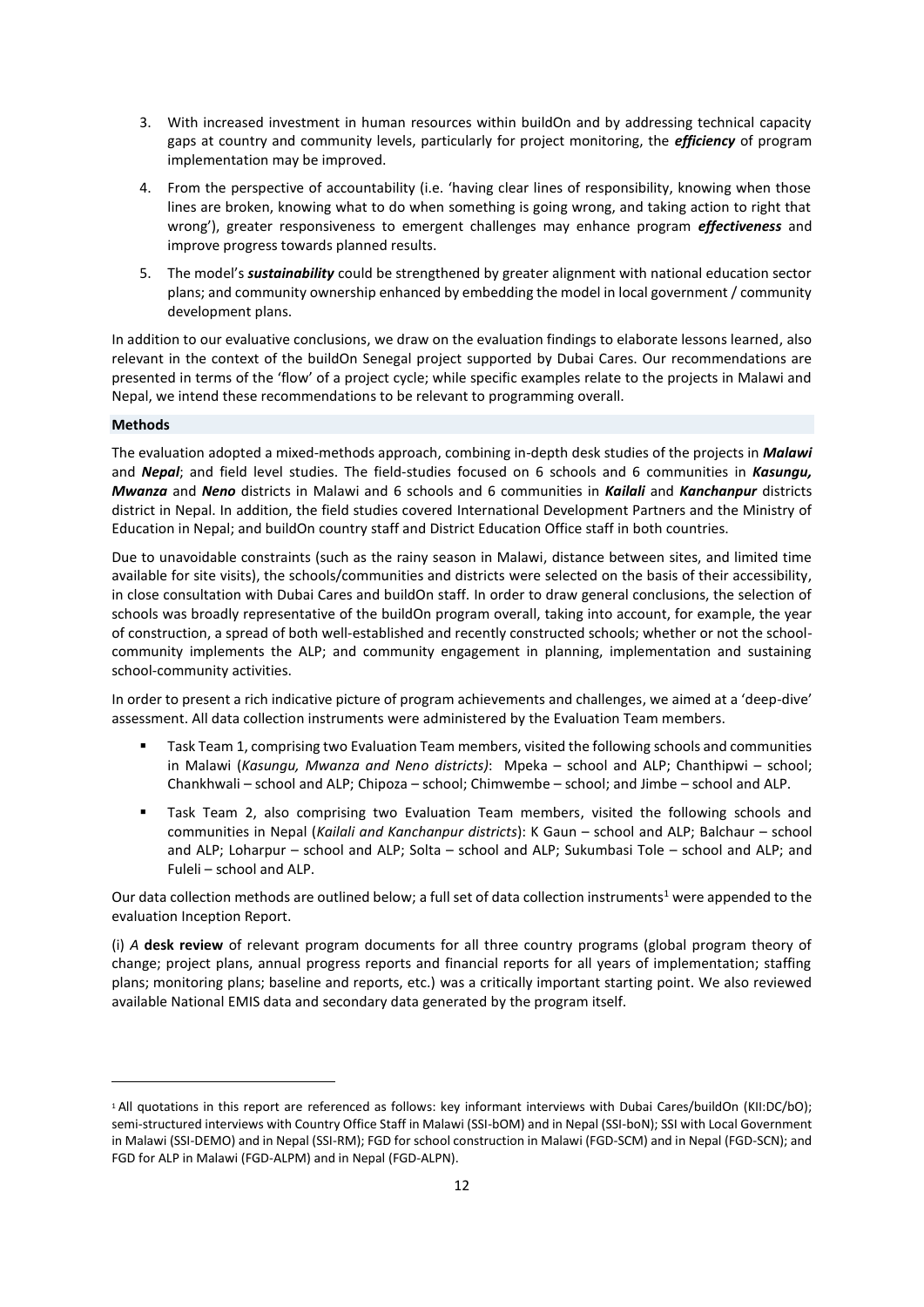3. With increased investment in human resources within buildOn and by addressing technical capacity gaps at country and community levels, particularly for project monitoring, the ***efficiency*** of program implementation may be improved.
4. From the perspective of accountability (i.e. 'having clear lines of responsibility, knowing when those lines are broken, knowing what to do when something is going wrong, and taking action to right that wrong'), greater responsiveness to emergent challenges may enhance program ***effectiveness*** and improve progress towards planned results.
5. The model's ***sustainability*** could be strengthened by greater alignment with national education sector plans; and community ownership enhanced by embedding the model in local government / community development plans.

In addition to our evaluative conclusions, we draw on the evaluation findings to elaborate lessons learned, also relevant in the context of the buildOn Senegal project supported by Dubai Cares. Our recommendations are presented in terms of the 'flow' of a project cycle; while specific examples relate to the projects in Malawi and Nepal, we intend these recommendations to be relevant to programming overall.

**Methods**

The evaluation adopted a mixed-methods approach, combining in-depth desk studies of the projects in ***Malawi*** and ***Nepal***; and field level studies. The field-studies focused on 6 schools and 6 communities in ***Kasungu, Mwanza*** and ***Neno*** districts in Malawi and 6 schools and 6 communities in ***Kailali*** and ***Kanchanpur*** districts district in Nepal. In addition, the field studies covered International Development Partners and the Ministry of Education in Nepal; and buildOn country staff and District Education Office staff in both countries.

Due to unavoidable constraints (such as the rainy season in Malawi, distance between sites, and limited time available for site visits), the schools/communities and districts were selected on the basis of their accessibility, in close consultation with Dubai Cares and buildOn staff. In order to draw general conclusions, the selection of schools was broadly representative of the buildOn program overall, taking into account, for example, the year of construction, a spread of both well-established and recently constructed schools; whether or not the school-community implements the ALP; and community engagement in planning, implementation and sustaining school-community activities.

In order to present a rich indicative picture of program achievements and challenges, we aimed at a 'deep-dive' assessment. All data collection instruments were administered by the Evaluation Team members.

- Task Team 1, comprising two Evaluation Team members, visited the following schools and communities in Malawi (*Kasungu, Mwanza and Neno districts)*: Mpeka – school and ALP; Chanthipwi – school; Chankhwali – school and ALP; Chipoza – school; Chimwembe – school; and Jimbe – school and ALP.
- Task Team 2, also comprising two Evaluation Team members, visited the following schools and communities in Nepal (*Kailali and Kanchanpur districts*): K Gaun – school and ALP; Balchaur – school and ALP; Loharpur – school and ALP; Solta – school and ALP; Sukumbasi Tole – school and ALP; and Fuleli – school and ALP.

Our data collection methods are outlined below; a full set of data collection instruments[1] were appended to the evaluation Inception Report.

(i) *A* **desk review** of relevant program documents for all three country programs (global program theory of change; project plans, annual progress reports and financial reports for all years of implementation; staffing plans; monitoring plans; baseline and reports, etc.) was a critically important starting point. We also reviewed available National EMIS data and secondary data generated by the program itself.

[1] All quotations in this report are referenced as follows: key informant interviews with Dubai Cares/buildOn (KII:DC/bO); semi-structured interviews with Country Office Staff in Malawi (SSI-bOM) and in Nepal (SSI-boN); SSI with Local Government in Malawi (SSI-DEMO) and in Nepal (SSI-RM); FGD for school construction in Malawi (FGD-SCM) and in Nepal (FGD-SCN); and FGD for ALP in Malawi (FGD-ALPM) and in Nepal (FGD-ALPN).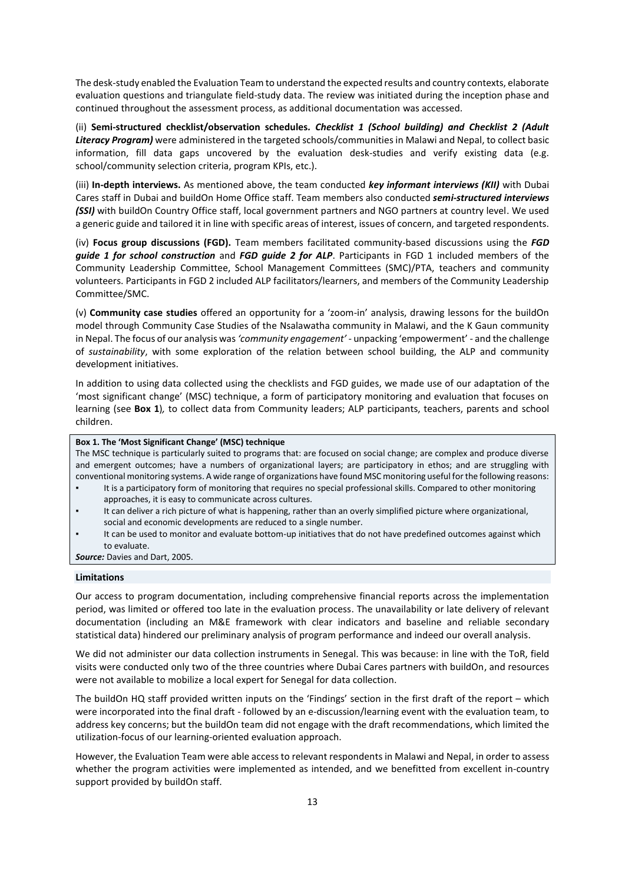The desk-study enabled the Evaluation Team to understand the expected results and country contexts, elaborate evaluation questions and triangulate field-study data. The review was initiated during the inception phase and continued throughout the assessment process, as additional documentation was accessed.

(ii) **Semi-structured checklist/observation schedules.** ***Checklist 1 (School building) and Checklist 2 (Adult Literacy Program)*** were administered in the targeted schools/communities in Malawi and Nepal, to collect basic information, fill data gaps uncovered by the evaluation desk-studies and verify existing data (e.g. school/community selection criteria, program KPIs, etc.).

(iii) **In-depth interviews.** As mentioned above, the team conducted ***key informant interviews (KII)*** with Dubai Cares staff in Dubai and buildOn Home Office staff. Team members also conducted ***semi-structured interviews (SSI)*** with buildOn Country Office staff, local government partners and NGO partners at country level. We used a generic guide and tailored it in line with specific areas of interest, issues of concern, and targeted respondents.

(iv) **Focus group discussions (FGD).** Team members facilitated community-based discussions using the ***FGD guide 1 for school construction*** and ***FGD guide 2 for ALP***. Participants in FGD 1 included members of the Community Leadership Committee, School Management Committees (SMC)/PTA, teachers and community volunteers. Participants in FGD 2 included ALP facilitators/learners, and members of the Community Leadership Committee/SMC.

(v) **Community case studies** offered an opportunity for a 'zoom-in' analysis, drawing lessons for the buildOn model through Community Case Studies of the Nsalawatha community in Malawi, and the K Gaun community in Nepal. The focus of our analysis was *'community engagement'* - unpacking 'empowerment' - and the challenge of *sustainability*, with some exploration of the relation between school building, the ALP and community development initiatives.

In addition to using data collected using the checklists and FGD guides, we made use of our adaptation of the 'most significant change' (MSC) technique, a form of participatory monitoring and evaluation that focuses on learning (see **Box 1**), to collect data from Community leaders; ALP participants, teachers, parents and school children.

**Box 1. The 'Most Significant Change' (MSC) technique**

The MSC technique is particularly suited to programs that: are focused on social change; are complex and produce diverse and emergent outcomes; have a numbers of organizational layers; are participatory in ethos; and are struggling with conventional monitoring systems. A wide range of organizations have found MSC monitoring useful for the following reasons:

- It is a participatory form of monitoring that requires no special professional skills. Compared to other monitoring approaches, it is easy to communicate across cultures.
- It can deliver a rich picture of what is happening, rather than an overly simplified picture where organizational, social and economic developments are reduced to a single number.
- It can be used to monitor and evaluate bottom-up initiatives that do not have predefined outcomes against which to evaluate.

***Source:*** Davies and Dart, 2005.

#### Limitations

Our access to program documentation, including comprehensive financial reports across the implementation period, was limited or offered too late in the evaluation process. The unavailability or late delivery of relevant documentation (including an M&E framework with clear indicators and baseline and reliable secondary statistical data) hindered our preliminary analysis of program performance and indeed our overall analysis.

We did not administer our data collection instruments in Senegal. This was because: in line with the ToR, field visits were conducted only two of the three countries where Dubai Cares partners with buildOn, and resources were not available to mobilize a local expert for Senegal for data collection.

The buildOn HQ staff provided written inputs on the 'Findings' section in the first draft of the report – which were incorporated into the final draft - followed by an e-discussion/learning event with the evaluation team, to address key concerns; but the buildOn team did not engage with the draft recommendations, which limited the utilization-focus of our learning-oriented evaluation approach.

However, the Evaluation Team were able access to relevant respondents in Malawi and Nepal, in order to assess whether the program activities were implemented as intended, and we benefitted from excellent in-country support provided by buildOn staff.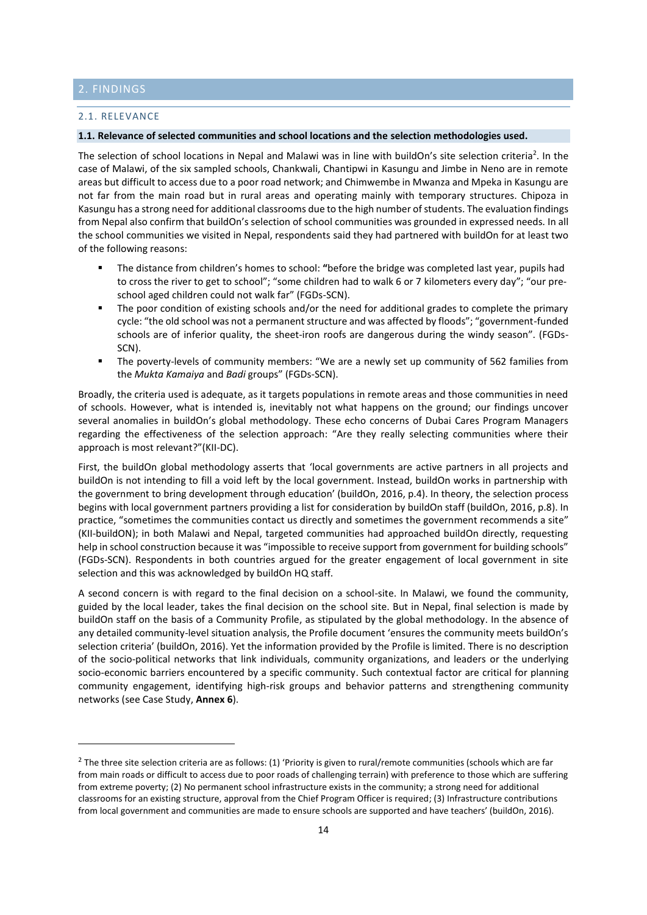# 2. FINDINGS

## 2.1. RELEVANCE

**1.1. Relevance of selected communities and school locations and the selection methodologies used.**

The selection of school locations in Nepal and Malawi was in line with buildOn's site selection criteria[2]. In the case of Malawi, of the six sampled schools, Chankwali, Chantipwi in Kasungu and Jimbe in Neno are in remote areas but difficult to access due to a poor road network; and Chimwembe in Mwanza and Mpeka in Kasungu are not far from the main road but in rural areas and operating mainly with temporary structures. Chipoza in Kasungu has a strong need for additional classrooms due to the high number of students. The evaluation findings from Nepal also confirm that buildOn's selection of school communities was grounded in expressed needs. In all the school communities we visited in Nepal, respondents said they had partnered with buildOn for at least two of the following reasons:

- The distance from children's homes to school: **"**before the bridge was completed last year, pupils had to cross the river to get to school"; "some children had to walk 6 or 7 kilometers every day"; "our pre-school aged children could not walk far" (FGDs-SCN).
- The poor condition of existing schools and/or the need for additional grades to complete the primary cycle: "the old school was not a permanent structure and was affected by floods"; "government-funded schools are of inferior quality, the sheet-iron roofs are dangerous during the windy season". (FGDs-SCN).
- The poverty-levels of community members: "We are a newly set up community of 562 families from the *Mukta Kamaiya* and *Badi* groups" (FGDs-SCN).

Broadly, the criteria used is adequate, as it targets populations in remote areas and those communities in need of schools. However, what is intended is, inevitably not what happens on the ground; our findings uncover several anomalies in buildOn's global methodology. These echo concerns of Dubai Cares Program Managers regarding the effectiveness of the selection approach: "Are they really selecting communities where their approach is most relevant?"(KII-DC).

First, the buildOn global methodology asserts that 'local governments are active partners in all projects and buildOn is not intending to fill a void left by the local government. Instead, buildOn works in partnership with the government to bring development through education' (buildOn, 2016, p.4). In theory, the selection process begins with local government partners providing a list for consideration by buildOn staff (buildOn, 2016, p.8). In practice, "sometimes the communities contact us directly and sometimes the government recommends a site" (KII-buildON); in both Malawi and Nepal, targeted communities had approached buildOn directly, requesting help in school construction because it was "impossible to receive support from government for building schools" (FGDs-SCN). Respondents in both countries argued for the greater engagement of local government in site selection and this was acknowledged by buildOn HQ staff.

A second concern is with regard to the final decision on a school-site. In Malawi, we found the community, guided by the local leader, takes the final decision on the school site. But in Nepal, final selection is made by buildOn staff on the basis of a Community Profile, as stipulated by the global methodology. In the absence of any detailed community-level situation analysis, the Profile document 'ensures the community meets buildOn's selection criteria' (buildOn, 2016). Yet the information provided by the Profile is limited. There is no description of the socio-political networks that link individuals, community organizations, and leaders or the underlying socio-economic barriers encountered by a specific community. Such contextual factor are critical for planning community engagement, identifying high-risk groups and behavior patterns and strengthening community networks (see Case Study, **Annex 6**).

---

[2] The three site selection criteria are as follows: (1) 'Priority is given to rural/remote communities (schools which are far from main roads or difficult to access due to poor roads of challenging terrain) with preference to those which are suffering from extreme poverty; (2) No permanent school infrastructure exists in the community; a strong need for additional classrooms for an existing structure, approval from the Chief Program Officer is required; (3) Infrastructure contributions from local government and communities are made to ensure schools are supported and have teachers' (buildOn, 2016).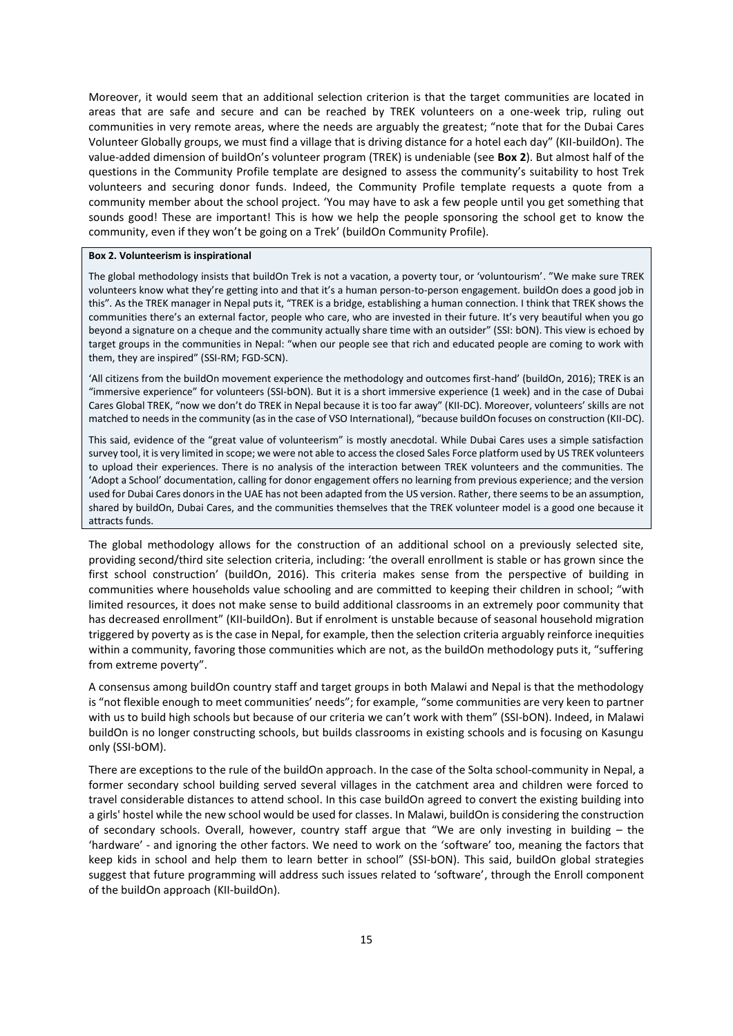Moreover, it would seem that an additional selection criterion is that the target communities are located in areas that are safe and secure and can be reached by TREK volunteers on a one-week trip, ruling out communities in very remote areas, where the needs are arguably the greatest; "note that for the Dubai Cares Volunteer Globally groups, we must find a village that is driving distance for a hotel each day" (KII-buildOn). The value-added dimension of buildOn's volunteer program (TREK) is undeniable (see **Box 2**). But almost half of the questions in the Community Profile template are designed to assess the community's suitability to host Trek volunteers and securing donor funds. Indeed, the Community Profile template requests a quote from a community member about the school project. 'You may have to ask a few people until you get something that sounds good! These are important! This is how we help the people sponsoring the school get to know the community, even if they won't be going on a Trek' (buildOn Community Profile).

**Box 2. Volunteerism is inspirational**

The global methodology insists that buildOn Trek is not a vacation, a poverty tour, or 'voluntourism'. "We make sure TREK volunteers know what they're getting into and that it's a human person-to-person engagement. buildOn does a good job in this". As the TREK manager in Nepal puts it, "TREK is a bridge, establishing a human connection. I think that TREK shows the communities there's an external factor, people who care, who are invested in their future. It's very beautiful when you go beyond a signature on a cheque and the community actually share time with an outsider" (SSI: bON). This view is echoed by target groups in the communities in Nepal: "when our people see that rich and educated people are coming to work with them, they are inspired" (SSI-RM; FGD-SCN).

'All citizens from the buildOn movement experience the methodology and outcomes first-hand' (buildOn, 2016); TREK is an "immersive experience" for volunteers (SSI-bON). But it is a short immersive experience (1 week) and in the case of Dubai Cares Global TREK, "now we don't do TREK in Nepal because it is too far away" (KII-DC). Moreover, volunteers' skills are not matched to needs in the community (as in the case of VSO International), "because buildOn focuses on construction (KII-DC).

This said, evidence of the "great value of volunteerism" is mostly anecdotal. While Dubai Cares uses a simple satisfaction survey tool, it is very limited in scope; we were not able to access the closed Sales Force platform used by US TREK volunteers to upload their experiences. There is no analysis of the interaction between TREK volunteers and the communities. The 'Adopt a School' documentation, calling for donor engagement offers no learning from previous experience; and the version used for Dubai Cares donors in the UAE has not been adapted from the US version. Rather, there seems to be an assumption, shared by buildOn, Dubai Cares, and the communities themselves that the TREK volunteer model is a good one because it attracts funds.

The global methodology allows for the construction of an additional school on a previously selected site, providing second/third site selection criteria, including: 'the overall enrollment is stable or has grown since the first school construction' (buildOn, 2016). This criteria makes sense from the perspective of building in communities where households value schooling and are committed to keeping their children in school; "with limited resources, it does not make sense to build additional classrooms in an extremely poor community that has decreased enrollment" (KII-buildOn). But if enrolment is unstable because of seasonal household migration triggered by poverty as is the case in Nepal, for example, then the selection criteria arguably reinforce inequities within a community, favoring those communities which are not, as the buildOn methodology puts it, "suffering from extreme poverty".

A consensus among buildOn country staff and target groups in both Malawi and Nepal is that the methodology is "not flexible enough to meet communities' needs"; for example, "some communities are very keen to partner with us to build high schools but because of our criteria we can't work with them" (SSI-bON). Indeed, in Malawi buildOn is no longer constructing schools, but builds classrooms in existing schools and is focusing on Kasungu only (SSI-bOM).

There are exceptions to the rule of the buildOn approach. In the case of the Solta school-community in Nepal, a former secondary school building served several villages in the catchment area and children were forced to travel considerable distances to attend school. In this case buildOn agreed to convert the existing building into a girls' hostel while the new school would be used for classes. In Malawi, buildOn is considering the construction of secondary schools. Overall, however, country staff argue that "We are only investing in building – the 'hardware' - and ignoring the other factors. We need to work on the 'software' too, meaning the factors that keep kids in school and help them to learn better in school" (SSI-bON). This said, buildOn global strategies suggest that future programming will address such issues related to 'software', through the Enroll component of the buildOn approach (KII-buildOn).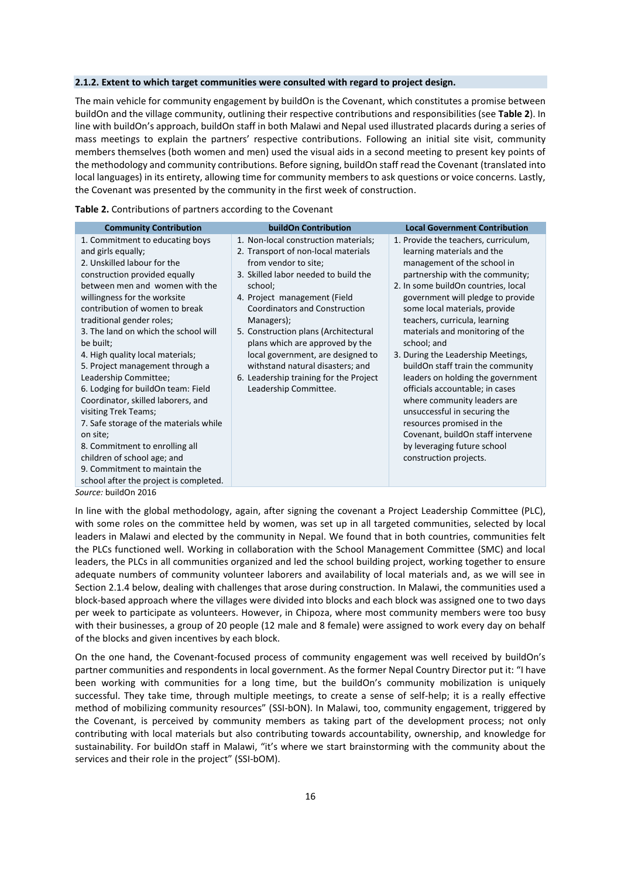#### 2.1.2. Extent to which target communities were consulted with regard to project design.

The main vehicle for community engagement by buildOn is the Covenant, which constitutes a promise between buildOn and the village community, outlining their respective contributions and responsibilities (see **Table 2**). In line with buildOn's approach, buildOn staff in both Malawi and Nepal used illustrated placards during a series of mass meetings to explain the partners' respective contributions. Following an initial site visit, community members themselves (both women and men) used the visual aids in a second meeting to present key points of the methodology and community contributions. Before signing, buildOn staff read the Covenant (translated into local languages) in its entirety, allowing time for community members to ask questions or voice concerns. Lastly, the Covenant was presented by the community in the first week of construction.

**Table 2.** Contributions of partners according to the Covenant

| Community Contribution | buildOn Contribution | Local Government Contribution |
|---|---|---|
| 1. Commitment to educating boys and girls equally;<br>2. Unskilled labour for the construction provided equally between men and women with the willingness for the worksite contribution of women to break traditional gender roles;<br>3. The land on which the school will be built;<br>4. High quality local materials;<br>5. Project management through a Leadership Committee;<br>6. Lodging for buildOn team: Field Coordinator, skilled laborers, and visiting Trek Teams;<br>7. Safe storage of the materials while on site;<br>8. Commitment to enrolling all children of school age; and<br>9. Commitment to maintain the school after the project is completed. | 1. Non-local construction materials;<br>2. Transport of non-local materials from vendor to site;<br>3. Skilled labor needed to build the school;<br>4. Project management (Field Coordinators and Construction Managers);<br>5. Construction plans (Architectural plans which are approved by the local government, are designed to withstand natural disasters; and<br>6. Leadership training for the Project Leadership Committee. | 1. Provide the teachers, curriculum, learning materials and the management of the school in partnership with the community;<br>2. In some buildOn countries, local government will pledge to provide some local materials, provide teachers, curricula, learning materials and monitoring of the school; and<br>3. During the Leadership Meetings, buildOn staff train the community leaders on holding the government officials accountable; in cases where community leaders are unsuccessful in securing the resources promised in the Covenant, buildOn staff intervene by leveraging future school construction projects. |

*Source:* buildOn 2016

In line with the global methodology, again, after signing the covenant a Project Leadership Committee (PLC), with some roles on the committee held by women, was set up in all targeted communities, selected by local leaders in Malawi and elected by the community in Nepal. We found that in both countries, communities felt the PLCs functioned well. Working in collaboration with the School Management Committee (SMC) and local leaders, the PLCs in all communities organized and led the school building project, working together to ensure adequate numbers of community volunteer laborers and availability of local materials and, as we will see in Section 2.1.4 below, dealing with challenges that arose during construction. In Malawi, the communities used a block-based approach where the villages were divided into blocks and each block was assigned one to two days per week to participate as volunteers. However, in Chipoza, where most community members were too busy with their businesses, a group of 20 people (12 male and 8 female) were assigned to work every day on behalf of the blocks and given incentives by each block.

On the one hand, the Covenant-focused process of community engagement was well received by buildOn's partner communities and respondents in local government. As the former Nepal Country Director put it: "I have been working with communities for a long time, but the buildOn's community mobilization is uniquely successful. They take time, through multiple meetings, to create a sense of self-help; it is a really effective method of mobilizing community resources" (SSI-bON). In Malawi, too, community engagement, triggered by the Covenant, is perceived by community members as taking part of the development process; not only contributing with local materials but also contributing towards accountability, ownership, and knowledge for sustainability. For buildOn staff in Malawi, "it's where we start brainstorming with the community about the services and their role in the project" (SSI-bOM).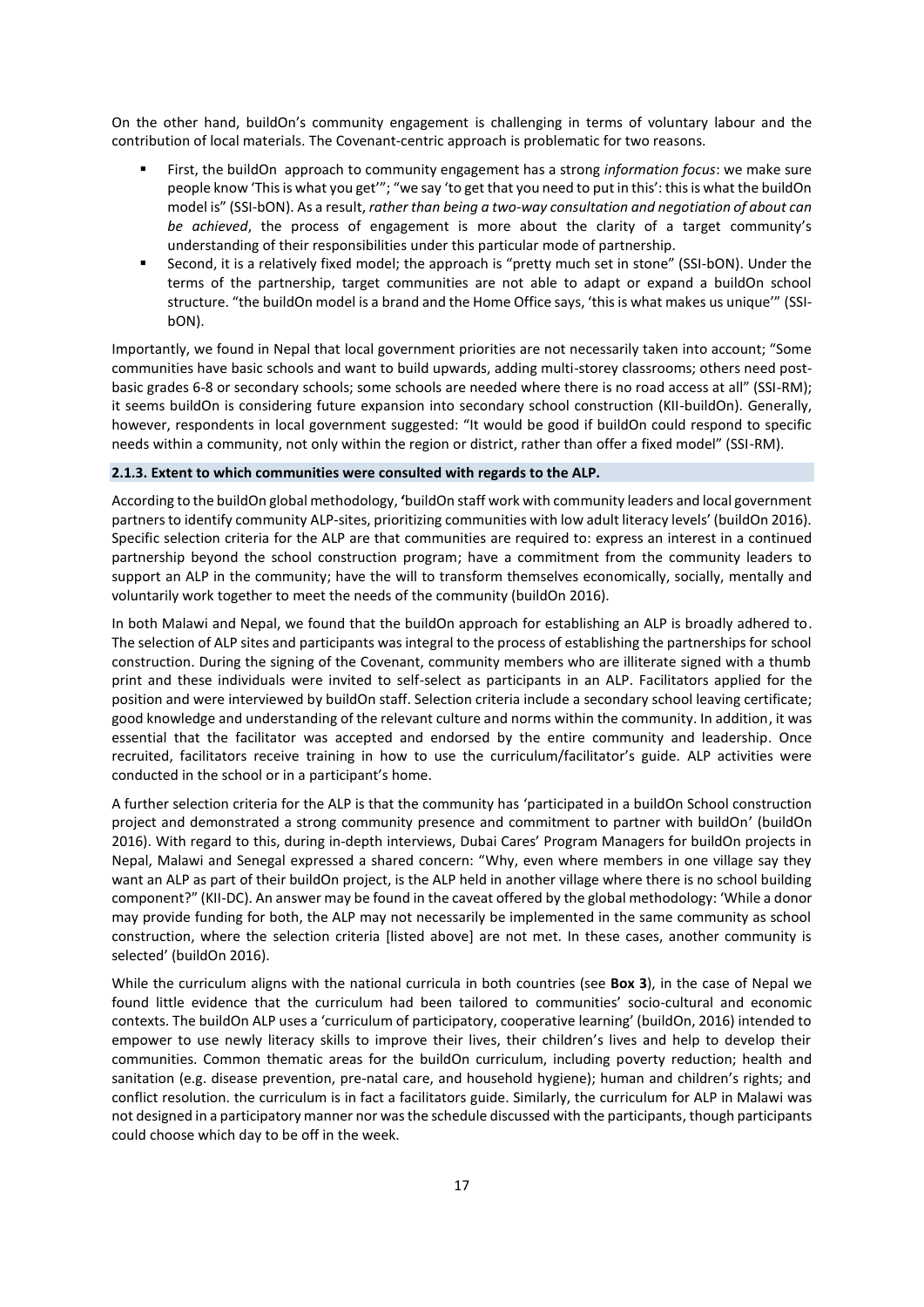On the other hand, buildOn's community engagement is challenging in terms of voluntary labour and the contribution of local materials. The Covenant-centric approach is problematic for two reasons.

- First, the buildOn approach to community engagement has a strong *information focus*: we make sure people know 'This is what you get'"; "we say 'to get that you need to put in this': this is what the buildOn model is" (SSI-bON). As a result, *rather than being a two-way consultation and negotiation of about can be achieved*, the process of engagement is more about the clarity of a target community's understanding of their responsibilities under this particular mode of partnership.
- Second, it is a relatively fixed model; the approach is "pretty much set in stone" (SSI-bON). Under the terms of the partnership, target communities are not able to adapt or expand a buildOn school structure. "the buildOn model is a brand and the Home Office says, 'this is what makes us unique'" (SSI-bON).

Importantly, we found in Nepal that local government priorities are not necessarily taken into account; "Some communities have basic schools and want to build upwards, adding multi-storey classrooms; others need post-basic grades 6-8 or secondary schools; some schools are needed where there is no road access at all" (SSI-RM); it seems buildOn is considering future expansion into secondary school construction (KII-buildOn). Generally, however, respondents in local government suggested: "It would be good if buildOn could respond to specific needs within a community, not only within the region or district, rather than offer a fixed model" (SSI-RM).

### 2.1.3. Extent to which communities were consulted with regards to the ALP.

According to the buildOn global methodology, 'buildOn staff work with community leaders and local government partners to identify community ALP-sites, prioritizing communities with low adult literacy levels' (buildOn 2016). Specific selection criteria for the ALP are that communities are required to: express an interest in a continued partnership beyond the school construction program; have a commitment from the community leaders to support an ALP in the community; have the will to transform themselves economically, socially, mentally and voluntarily work together to meet the needs of the community (buildOn 2016).

In both Malawi and Nepal, we found that the buildOn approach for establishing an ALP is broadly adhered to. The selection of ALP sites and participants was integral to the process of establishing the partnerships for school construction. During the signing of the Covenant, community members who are illiterate signed with a thumb print and these individuals were invited to self-select as participants in an ALP. Facilitators applied for the position and were interviewed by buildOn staff. Selection criteria include a secondary school leaving certificate; good knowledge and understanding of the relevant culture and norms within the community. In addition, it was essential that the facilitator was accepted and endorsed by the entire community and leadership. Once recruited, facilitators receive training in how to use the curriculum/facilitator's guide. ALP activities were conducted in the school or in a participant's home.

A further selection criteria for the ALP is that the community has 'participated in a buildOn School construction project and demonstrated a strong community presence and commitment to partner with buildOn' (buildOn 2016). With regard to this, during in-depth interviews, Dubai Cares' Program Managers for buildOn projects in Nepal, Malawi and Senegal expressed a shared concern: "Why, even where members in one village say they want an ALP as part of their buildOn project, is the ALP held in another village where there is no school building component?" (KII-DC). An answer may be found in the caveat offered by the global methodology: 'While a donor may provide funding for both, the ALP may not necessarily be implemented in the same community as school construction, where the selection criteria [listed above] are not met. In these cases, another community is selected' (buildOn 2016).

While the curriculum aligns with the national curricula in both countries (see **Box 3**), in the case of Nepal we found little evidence that the curriculum had been tailored to communities' socio-cultural and economic contexts. The buildOn ALP uses a 'curriculum of participatory, cooperative learning' (buildOn, 2016) intended to empower to use newly literacy skills to improve their lives, their children's lives and help to develop their communities. Common thematic areas for the buildOn curriculum, including poverty reduction; health and sanitation (e.g. disease prevention, pre-natal care, and household hygiene); human and children's rights; and conflict resolution. the curriculum is in fact a facilitators guide. Similarly, the curriculum for ALP in Malawi was not designed in a participatory manner nor was the schedule discussed with the participants, though participants could choose which day to be off in the week.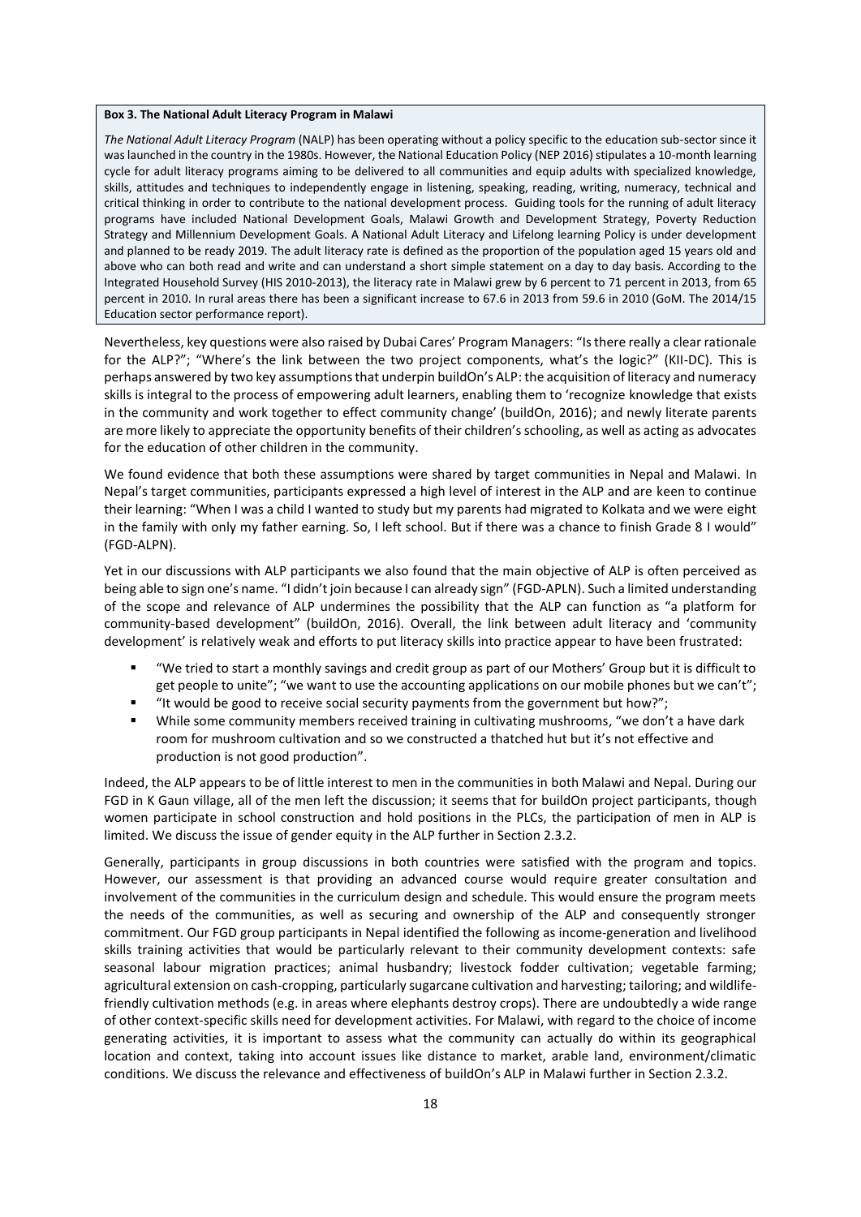**Box 3. The National Adult Literacy Program in Malawi**

*The National Adult Literacy Program* (NALP) has been operating without a policy specific to the education sub-sector since it was launched in the country in the 1980s. However, the National Education Policy (NEP 2016) stipulates a 10-month learning cycle for adult literacy programs aiming to be delivered to all communities and equip adults with specialized knowledge, skills, attitudes and techniques to independently engage in listening, speaking, reading, writing, numeracy, technical and critical thinking in order to contribute to the national development process. Guiding tools for the running of adult literacy programs have included National Development Goals, Malawi Growth and Development Strategy, Poverty Reduction Strategy and Millennium Development Goals. A National Adult Literacy and Lifelong learning Policy is under development and planned to be ready 2019. The adult literacy rate is defined as the proportion of the population aged 15 years old and above who can both read and write and can understand a short simple statement on a day to day basis. According to the Integrated Household Survey (HIS 2010-2013), the literacy rate in Malawi grew by 6 percent to 71 percent in 2013, from 65 percent in 2010. In rural areas there has been a significant increase to 67.6 in 2013 from 59.6 in 2010 (GoM. The 2014/15 Education sector performance report).

Nevertheless, key questions were also raised by Dubai Cares' Program Managers: "Is there really a clear rationale for the ALP?"; "Where's the link between the two project components, what's the logic?" (KII-DC). This is perhaps answered by two key assumptions that underpin buildOn's ALP: the acquisition of literacy and numeracy skills is integral to the process of empowering adult learners, enabling them to 'recognize knowledge that exists in the community and work together to effect community change' (buildOn, 2016); and newly literate parents are more likely to appreciate the opportunity benefits of their children's schooling, as well as acting as advocates for the education of other children in the community.

We found evidence that both these assumptions were shared by target communities in Nepal and Malawi. In Nepal's target communities, participants expressed a high level of interest in the ALP and are keen to continue their learning: "When I was a child I wanted to study but my parents had migrated to Kolkata and we were eight in the family with only my father earning. So, I left school. But if there was a chance to finish Grade 8 I would" (FGD-ALPN).

Yet in our discussions with ALP participants we also found that the main objective of ALP is often perceived as being able to sign one's name. "I didn't join because I can already sign" (FGD-APLN). Such a limited understanding of the scope and relevance of ALP undermines the possibility that the ALP can function as "a platform for community-based development" (buildOn, 2016). Overall, the link between adult literacy and 'community development' is relatively weak and efforts to put literacy skills into practice appear to have been frustrated:

- "We tried to start a monthly savings and credit group as part of our Mothers' Group but it is difficult to get people to unite"; "we want to use the accounting applications on our mobile phones but we can't";
- "It would be good to receive social security payments from the government but how?";
- While some community members received training in cultivating mushrooms, "we don't a have dark room for mushroom cultivation and so we constructed a thatched hut but it's not effective and production is not good production".

Indeed, the ALP appears to be of little interest to men in the communities in both Malawi and Nepal. During our FGD in K Gaun village, all of the men left the discussion; it seems that for buildOn project participants, though women participate in school construction and hold positions in the PLCs, the participation of men in ALP is limited. We discuss the issue of gender equity in the ALP further in Section 2.3.2.

Generally, participants in group discussions in both countries were satisfied with the program and topics. However, our assessment is that providing an advanced course would require greater consultation and involvement of the communities in the curriculum design and schedule. This would ensure the program meets the needs of the communities, as well as securing and ownership of the ALP and consequently stronger commitment. Our FGD group participants in Nepal identified the following as income-generation and livelihood skills training activities that would be particularly relevant to their community development contexts: safe seasonal labour migration practices; animal husbandry; livestock fodder cultivation; vegetable farming; agricultural extension on cash-cropping, particularly sugarcane cultivation and harvesting; tailoring; and wildlife-friendly cultivation methods (e.g. in areas where elephants destroy crops). There are undoubtedly a wide range of other context-specific skills need for development activities. For Malawi, with regard to the choice of income generating activities, it is important to assess what the community can actually do within its geographical location and context, taking into account issues like distance to market, arable land, environment/climatic conditions. We discuss the relevance and effectiveness of buildOn's ALP in Malawi further in Section 2.3.2.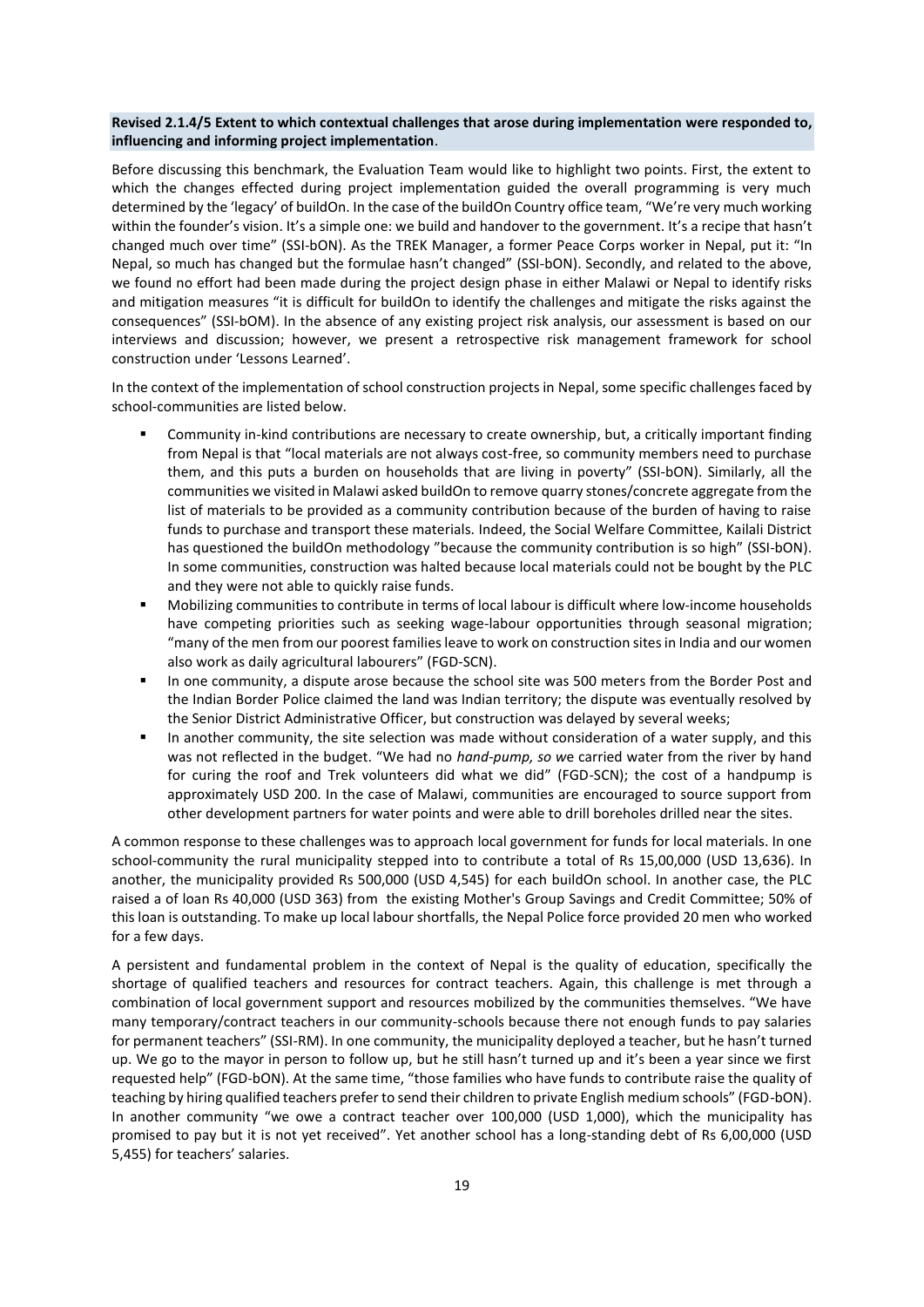**Revised 2.1.4/5 Extent to which contextual challenges that arose during implementation were responded to, influencing and informing project implementation**.

Before discussing this benchmark, the Evaluation Team would like to highlight two points. First, the extent to which the changes effected during project implementation guided the overall programming is very much determined by the 'legacy' of buildOn. In the case of the buildOn Country office team, "We're very much working within the founder's vision. It's a simple one: we build and handover to the government. It's a recipe that hasn't changed much over time" (SSI-bON). As the TREK Manager, a former Peace Corps worker in Nepal, put it: "In Nepal, so much has changed but the formulae hasn't changed" (SSI-bON). Secondly, and related to the above, we found no effort had been made during the project design phase in either Malawi or Nepal to identify risks and mitigation measures "it is difficult for buildOn to identify the challenges and mitigate the risks against the consequences" (SSI-bOM). In the absence of any existing project risk analysis, our assessment is based on our interviews and discussion; however, we present a retrospective risk management framework for school construction under 'Lessons Learned'.

In the context of the implementation of school construction projects in Nepal, some specific challenges faced by school-communities are listed below.

- Community in-kind contributions are necessary to create ownership, but, a critically important finding from Nepal is that "local materials are not always cost-free, so community members need to purchase them, and this puts a burden on households that are living in poverty" (SSI-bON). Similarly, all the communities we visited in Malawi asked buildOn to remove quarry stones/concrete aggregate from the list of materials to be provided as a community contribution because of the burden of having to raise funds to purchase and transport these materials. Indeed, the Social Welfare Committee, Kailali District has questioned the buildOn methodology "because the community contribution is so high" (SSI-bON). In some communities, construction was halted because local materials could not be bought by the PLC and they were not able to quickly raise funds.
- Mobilizing communities to contribute in terms of local labour is difficult where low-income households have competing priorities such as seeking wage-labour opportunities through seasonal migration; "many of the men from our poorest families leave to work on construction sites in India and our women also work as daily agricultural labourers" (FGD-SCN).
- In one community, a dispute arose because the school site was 500 meters from the Border Post and the Indian Border Police claimed the land was Indian territory; the dispute was eventually resolved by the Senior District Administrative Officer, but construction was delayed by several weeks;
- In another community, the site selection was made without consideration of a water supply, and this was not reflected in the budget. "We had no *hand-pump, so w*e carried water from the river by hand for curing the roof and Trek volunteers did what we did" (FGD-SCN); the cost of a handpump is approximately USD 200. In the case of Malawi, communities are encouraged to source support from other development partners for water points and were able to drill boreholes drilled near the sites.

A common response to these challenges was to approach local government for funds for local materials. In one school-community the rural municipality stepped into to contribute a total of Rs 15,00,000 (USD 13,636). In another, the municipality provided Rs 500,000 (USD 4,545) for each buildOn school. In another case, the PLC raised a of loan Rs 40,000 (USD 363) from the existing Mother's Group Savings and Credit Committee; 50% of this loan is outstanding. To make up local labour shortfalls, the Nepal Police force provided 20 men who worked for a few days.

A persistent and fundamental problem in the context of Nepal is the quality of education, specifically the shortage of qualified teachers and resources for contract teachers. Again, this challenge is met through a combination of local government support and resources mobilized by the communities themselves. "We have many temporary/contract teachers in our community-schools because there not enough funds to pay salaries for permanent teachers" (SSI-RM). In one community, the municipality deployed a teacher, but he hasn't turned up. We go to the mayor in person to follow up, but he still hasn't turned up and it's been a year since we first requested help" (FGD-bON). At the same time, "those families who have funds to contribute raise the quality of teaching by hiring qualified teachers prefer to send their children to private English medium schools" (FGD-bON). In another community "we owe a contract teacher over 100,000 (USD 1,000), which the municipality has promised to pay but it is not yet received". Yet another school has a long-standing debt of Rs 6,00,000 (USD 5,455) for teachers' salaries.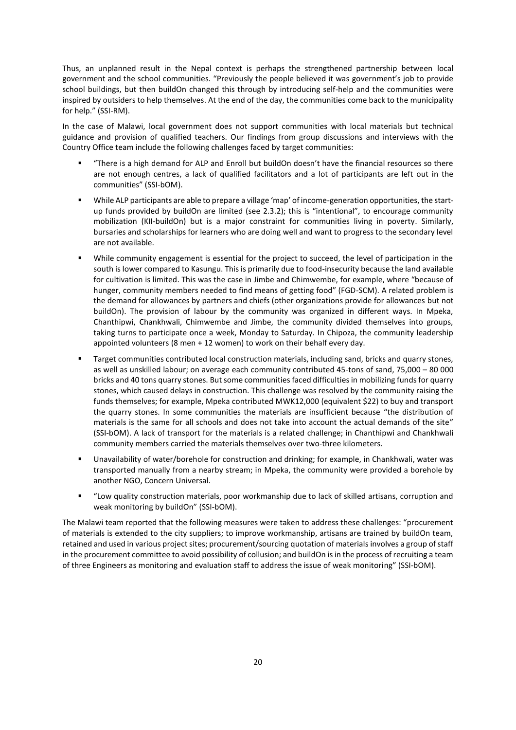Thus, an unplanned result in the Nepal context is perhaps the strengthened partnership between local government and the school communities. "Previously the people believed it was government's job to provide school buildings, but then buildOn changed this through by introducing self-help and the communities were inspired by outsiders to help themselves. At the end of the day, the communities come back to the municipality for help." (SSI-RM).

In the case of Malawi, local government does not support communities with local materials but technical guidance and provision of qualified teachers. Our findings from group discussions and interviews with the Country Office team include the following challenges faced by target communities:

- "There is a high demand for ALP and Enroll but buildOn doesn't have the financial resources so there are not enough centres, a lack of qualified facilitators and a lot of participants are left out in the communities" (SSI-bOM).
- While ALP participants are able to prepare a village 'map' of income-generation opportunities, the start-up funds provided by buildOn are limited (see 2.3.2); this is "intentional", to encourage community mobilization (KII-buildOn) but is a major constraint for communities living in poverty. Similarly, bursaries and scholarships for learners who are doing well and want to progress to the secondary level are not available.
- While community engagement is essential for the project to succeed, the level of participation in the south is lower compared to Kasungu. This is primarily due to food-insecurity because the land available for cultivation is limited. This was the case in Jimbe and Chimwembe, for example, where "because of hunger, community members needed to find means of getting food" (FGD-SCM). A related problem is the demand for allowances by partners and chiefs (other organizations provide for allowances but not buildOn). The provision of labour by the community was organized in different ways. In Mpeka, Chanthipwi, Chankhwali, Chimwembe and Jimbe, the community divided themselves into groups, taking turns to participate once a week, Monday to Saturday. In Chipoza, the community leadership appointed volunteers (8 men + 12 women) to work on their behalf every day.
- Target communities contributed local construction materials, including sand, bricks and quarry stones, as well as unskilled labour; on average each community contributed 45-tons of sand, 75,000 – 80 000 bricks and 40 tons quarry stones. But some communities faced difficulties in mobilizing funds for quarry stones, which caused delays in construction. This challenge was resolved by the community raising the funds themselves; for example, Mpeka contributed MWK12,000 (equivalent $22) to buy and transport the quarry stones. In some communities the materials are insufficient because "the distribution of materials is the same for all schools and does not take into account the actual demands of the site" (SSI-bOM). A lack of transport for the materials is a related challenge; in Chanthipwi and Chankhwali community members carried the materials themselves over two-three kilometers.
- Unavailability of water/borehole for construction and drinking; for example, in Chankhwali, water was transported manually from a nearby stream; in Mpeka, the community were provided a borehole by another NGO, Concern Universal.
- "Low quality construction materials, poor workmanship due to lack of skilled artisans, corruption and weak monitoring by buildOn" (SSI-bOM).

The Malawi team reported that the following measures were taken to address these challenges: "procurement of materials is extended to the city suppliers; to improve workmanship, artisans are trained by buildOn team, retained and used in various project sites; procurement/sourcing quotation of materials involves a group of staff in the procurement committee to avoid possibility of collusion; and buildOn is in the process of recruiting a team of three Engineers as monitoring and evaluation staff to address the issue of weak monitoring" (SSI-bOM).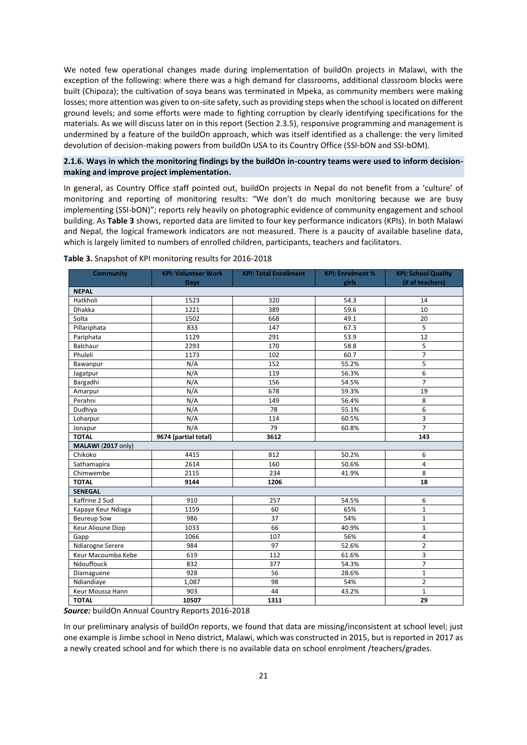We noted few operational changes made during implementation of buildOn projects in Malawi, with the exception of the following: where there was a high demand for classrooms, additional classroom blocks were built (Chipoza); the cultivation of soya beans was terminated in Mpeka, as community members were making losses; more attention was given to on-site safety, such as providing steps when the school is located on different ground levels; and some efforts were made to fighting corruption by clearly identifying specifications for the materials. As we will discuss later on in this report (Section 2.3.5), responsive programming and management is undermined by a feature of the buildOn approach, which was itself identified as a challenge: the very limited devolution of decision-making powers from buildOn USA to its Country Office (SSI-bON and SSI-bOM).

### 2.1.6. Ways in which the monitoring findings by the buildOn in-country teams were used to inform decision-making and improve project implementation.

In general, as Country Office staff pointed out, buildOn projects in Nepal do not benefit from a 'culture' of monitoring and reporting of monitoring results: "We don't do much monitoring because we are busy implementing (SSI-bON)"; reports rely heavily on photographic evidence of community engagement and school building. As **Table 3** shows, reported data are limited to four key performance indicators (KPIs). In both Malawi and Nepal, the logical framework indicators are not measured. There is a paucity of available baseline data, which is largely limited to numbers of enrolled children, participants, teachers and facilitators.

**Table 3.** Snapshot of KPI monitoring results for 2016-2018

| Community | KPI: Volunteer Work Days | KPI: Total Enrollment | KPI: Enrolment % girls | KPI: School Quality (# of teachers) |
|---|---|---|---|---|
| **NEPAL** | | | | |
| Hatkholi | 1523 | 320 | 54.3 | 14 |
| Dhakka | 1221 | 389 | 59.6 | 10 |
| Solta | 1502 | 668 | 49.1 | 20 |
| Pillariphata | 833 | 147 | 67.3 | 5 |
| Pariphata | 1129 | 291 | 53.9 | 12 |
| Balchaur | 2293 | 170 | 58.8 | 5 |
| Phuleli | 1173 | 102 | 60.7 | 7 |
| Bawanpur | N/A | 152 | 55.2% | 5 |
| Jagatpur | N/A | 119 | 56.3% | 6 |
| Bargadhi | N/A | 156 | 54.5% | 7 |
| Amarpur | N/A | 678 | 59.3% | 19 |
| Perahni | N/A | 149 | 56.4% | 8 |
| Dudhiya | N/A | 78 | 55.1% | 6 |
| Loharpur | N/A | 114 | 60.5% | 3 |
| Jonapur | N/A | 79 | 60.8% | 7 |
| **TOTAL** | **9674 (partial total)** | **3612** | | **143** |
| **MALAWI** (2017 only) | | | | |
| Chikoko | 4415 | 812 | 50.2% | 6 |
| Sathamapira | 2614 | 160 | 50.6% | 4 |
| Chimwembe | 2115 | 234 | 41.9% | 8 |
| **TOTAL** | **9144** | **1206** | | **18** |
| **SENEGAL** | | | | |
| Kaffrine 2 Sud | 910 | 257 | 54.5% | 6 |
| Kapaye Keur Ndiaga | 1159 | 60 | 65% | 1 |
| Beureup Sow | 986 | 37 | 54% | 1 |
| Keur Alioune Diop | 1033 | 66 | 40.9% | 1 |
| Gapp | 1066 | 107 | 56% | 4 |
| Ndiarogne Serere | 984 | 97 | 52.6% | 2 |
| Keur Macoumba Kebe | 619 | 112 | 61.6% | 3 |
| Ndouffouck | 832 | 377 | 54.3% | 7 |
| Diamaguene | 928 | 56 | 28.6% | 1 |
| Ndiandiaye | 1,087 | 98 | 54% | 2 |
| Keur Moussa Hann | 903 | 44 | 43.2% | 1 |
| **TOTAL** | **10507** | **1311** | | **29** |

***Source:*** buildOn Annual Country Reports 2016-2018

In our preliminary analysis of buildOn reports, we found that data are missing/inconsistent at school level; just one example is Jimbe school in Neno district, Malawi, which was constructed in 2015, but is reported in 2017 as a newly created school and for which there is no available data on school enrolment /teachers/grades.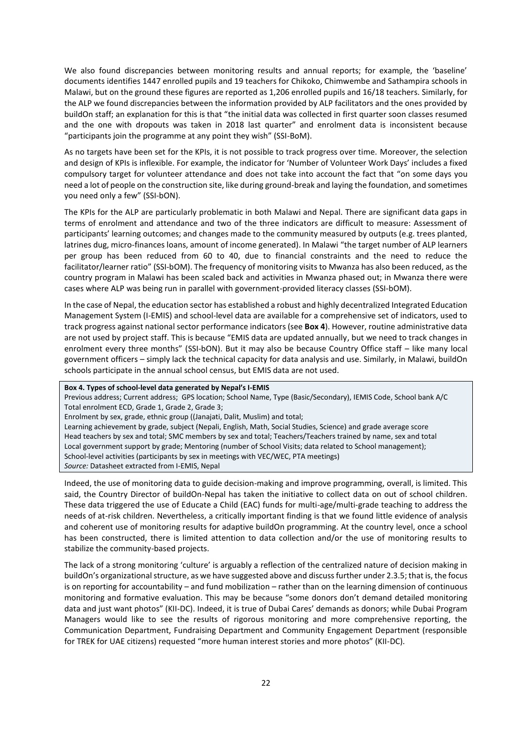We also found discrepancies between monitoring results and annual reports; for example, the 'baseline' documents identifies 1447 enrolled pupils and 19 teachers for Chikoko, Chimwembe and Sathampira schools in Malawi, but on the ground these figures are reported as 1,206 enrolled pupils and 16/18 teachers. Similarly, for the ALP we found discrepancies between the information provided by ALP facilitators and the ones provided by buildOn staff; an explanation for this is that "the initial data was collected in first quarter soon classes resumed and the one with dropouts was taken in 2018 last quarter" and enrolment data is inconsistent because "participants join the programme at any point they wish" (SSI-BoM).

As no targets have been set for the KPIs, it is not possible to track progress over time. Moreover, the selection and design of KPIs is inflexible. For example, the indicator for 'Number of Volunteer Work Days' includes a fixed compulsory target for volunteer attendance and does not take into account the fact that "on some days you need a lot of people on the construction site, like during ground-break and laying the foundation, and sometimes you need only a few" (SSI-bON).

The KPIs for the ALP are particularly problematic in both Malawi and Nepal. There are significant data gaps in terms of enrolment and attendance and two of the three indicators are difficult to measure: Assessment of participants' learning outcomes; and changes made to the community measured by outputs (e.g. trees planted, latrines dug, micro-finances loans, amount of income generated). In Malawi "the target number of ALP learners per group has been reduced from 60 to 40, due to financial constraints and the need to reduce the facilitator/learner ratio" (SSI-bOM). The frequency of monitoring visits to Mwanza has also been reduced, as the country program in Malawi has been scaled back and activities in Mwanza phased out; in Mwanza there were cases where ALP was being run in parallel with government-provided literacy classes (SSI-bOM).

In the case of Nepal, the education sector has established a robust and highly decentralized Integrated Education Management System (I-EMIS) and school-level data are available for a comprehensive set of indicators, used to track progress against national sector performance indicators (see **Box 4**). However, routine administrative data are not used by project staff. This is because "EMIS data are updated annually, but we need to track changes in enrolment every three months" (SSI-bON). But it may also be because Country Office staff – like many local government officers – simply lack the technical capacity for data analysis and use. Similarly, in Malawi, buildOn schools participate in the annual school census, but EMIS data are not used.

**Box 4. Types of school-level data generated by Nepal's I-EMIS**

Previous address; Current address; GPS location; School Name, Type (Basic/Secondary), IEMIS Code, School bank A/C
Total enrolment ECD, Grade 1, Grade 2, Grade 3;
Enrolment by sex, grade, ethnic group ((Janajati, Dalit, Muslim) and total;
Learning achievement by grade, subject (Nepali, English, Math, Social Studies, Science) and grade average score
Head teachers by sex and total; SMC members by sex and total; Teachers/Teachers trained by name, sex and total
Local government support by grade; Mentoring (number of School Visits; data related to School management);
School-level activities (participants by sex in meetings with VEC/WEC, PTA meetings)
*Source:* Datasheet extracted from I-EMIS, Nepal

Indeed, the use of monitoring data to guide decision-making and improve programming, overall, is limited. This said, the Country Director of buildOn-Nepal has taken the initiative to collect data on out of school children. These data triggered the use of Educate a Child (EAC) funds for multi-age/multi-grade teaching to address the needs of at-risk children. Nevertheless, a critically important finding is that we found little evidence of analysis and coherent use of monitoring results for adaptive buildOn programming. At the country level, once a school has been constructed, there is limited attention to data collection and/or the use of monitoring results to stabilize the community-based projects.

The lack of a strong monitoring 'culture' is arguably a reflection of the centralized nature of decision making in buildOn's organizational structure, as we have suggested above and discuss further under 2.3.5; that is, the focus is on reporting for accountability – and fund mobilization – rather than on the learning dimension of continuous monitoring and formative evaluation. This may be because "some donors don't demand detailed monitoring data and just want photos" (KII-DC). Indeed, it is true of Dubai Cares' demands as donors; while Dubai Program Managers would like to see the results of rigorous monitoring and more comprehensive reporting, the Communication Department, Fundraising Department and Community Engagement Department (responsible for TREK for UAE citizens) requested "more human interest stories and more photos" (KII-DC).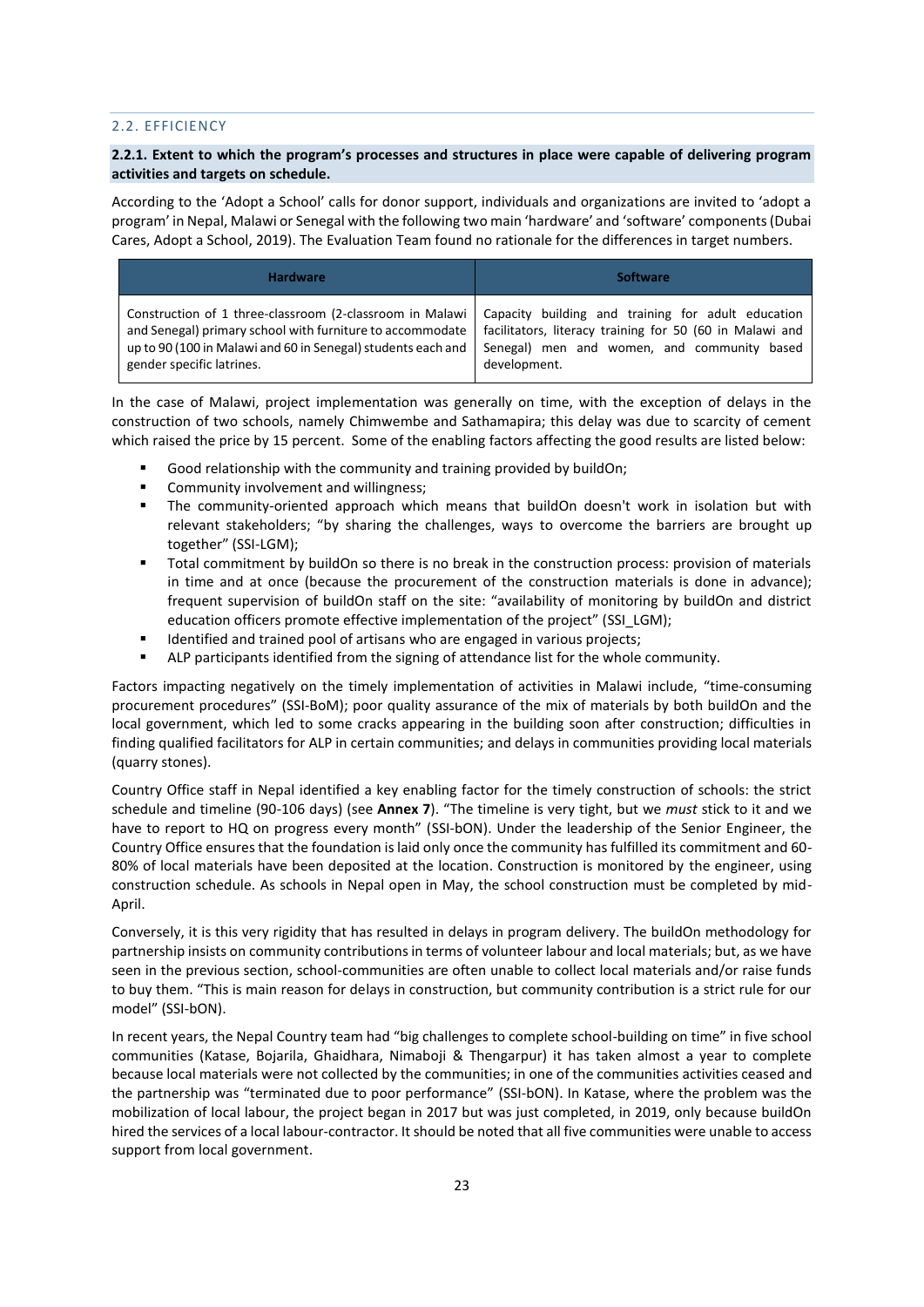## 2.2. EFFICIENCY

### 2.2.1. Extent to which the program's processes and structures in place were capable of delivering program activities and targets on schedule.

According to the 'Adopt a School' calls for donor support, individuals and organizations are invited to 'adopt a program' in Nepal, Malawi or Senegal with the following two main 'hardware' and 'software' components (Dubai Cares, Adopt a School, 2019). The Evaluation Team found no rationale for the differences in target numbers.

| Hardware | Software |
| --- | --- |
| Construction of 1 three-classroom (2-classroom in Malawi and Senegal) primary school with furniture to accommodate up to 90 (100 in Malawi and 60 in Senegal) students each and gender specific latrines. | Capacity building and training for adult education facilitators, literacy training for 50 (60 in Malawi and Senegal) men and women, and community based development. |

In the case of Malawi, project implementation was generally on time, with the exception of delays in the construction of two schools, namely Chimwembe and Sathamapira; this delay was due to scarcity of cement which raised the price by 15 percent. Some of the enabling factors affecting the good results are listed below:

- Good relationship with the community and training provided by buildOn;
- Community involvement and willingness;
- The community-oriented approach which means that buildOn doesn't work in isolation but with relevant stakeholders; "by sharing the challenges, ways to overcome the barriers are brought up together" (SSI-LGM);
- Total commitment by buildOn so there is no break in the construction process: provision of materials in time and at once (because the procurement of the construction materials is done in advance); frequent supervision of buildOn staff on the site: "availability of monitoring by buildOn and district education officers promote effective implementation of the project" (SSI_LGM);
- Identified and trained pool of artisans who are engaged in various projects;
- ALP participants identified from the signing of attendance list for the whole community.

Factors impacting negatively on the timely implementation of activities in Malawi include, "time-consuming procurement procedures" (SSI-BoM); poor quality assurance of the mix of materials by both buildOn and the local government, which led to some cracks appearing in the building soon after construction; difficulties in finding qualified facilitators for ALP in certain communities; and delays in communities providing local materials (quarry stones).

Country Office staff in Nepal identified a key enabling factor for the timely construction of schools: the strict schedule and timeline (90-106 days) (see **Annex 7**). "The timeline is very tight, but we *must* stick to it and we have to report to HQ on progress every month" (SSI-bON). Under the leadership of the Senior Engineer, the Country Office ensures that the foundation is laid only once the community has fulfilled its commitment and 60-80% of local materials have been deposited at the location. Construction is monitored by the engineer, using construction schedule. As schools in Nepal open in May, the school construction must be completed by mid-April.

Conversely, it is this very rigidity that has resulted in delays in program delivery. The buildOn methodology for partnership insists on community contributions in terms of volunteer labour and local materials; but, as we have seen in the previous section, school-communities are often unable to collect local materials and/or raise funds to buy them. "This is main reason for delays in construction, but community contribution is a strict rule for our model" (SSI-bON).

In recent years, the Nepal Country team had "big challenges to complete school-building on time" in five school communities (Katase, Bojarila, Ghaidhara, Nimaboji & Thengarpur) it has taken almost a year to complete because local materials were not collected by the communities; in one of the communities activities ceased and the partnership was "terminated due to poor performance" (SSI-bON). In Katase, where the problem was the mobilization of local labour, the project began in 2017 but was just completed, in 2019, only because buildOn hired the services of a local labour-contractor. It should be noted that all five communities were unable to access support from local government.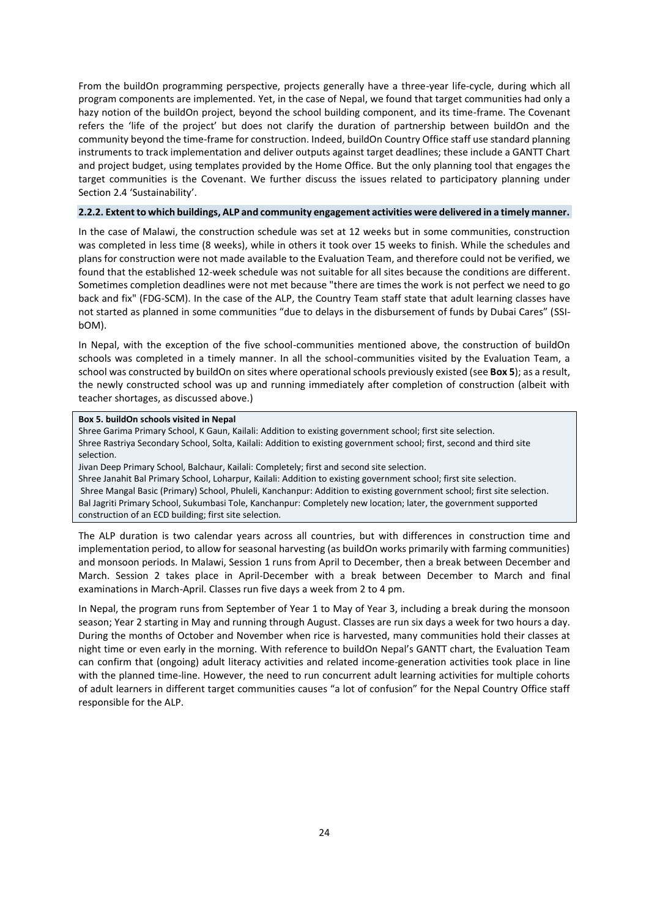From the buildOn programming perspective, projects generally have a three-year life-cycle, during which all program components are implemented. Yet, in the case of Nepal, we found that target communities had only a hazy notion of the buildOn project, beyond the school building component, and its time-frame. The Covenant refers the 'life of the project' but does not clarify the duration of partnership between buildOn and the community beyond the time-frame for construction. Indeed, buildOn Country Office staff use standard planning instruments to track implementation and deliver outputs against target deadlines; these include a GANTT Chart and project budget, using templates provided by the Home Office. But the only planning tool that engages the target communities is the Covenant. We further discuss the issues related to participatory planning under Section 2.4 'Sustainability'.

#### 2.2.2. Extent to which buildings, ALP and community engagement activities were delivered in a timely manner.

In the case of Malawi, the construction schedule was set at 12 weeks but in some communities, construction was completed in less time (8 weeks), while in others it took over 15 weeks to finish. While the schedules and plans for construction were not made available to the Evaluation Team, and therefore could not be verified, we found that the established 12-week schedule was not suitable for all sites because the conditions are different. Sometimes completion deadlines were not met because "there are times the work is not perfect we need to go back and fix" (FDG-SCM). In the case of the ALP, the Country Team staff state that adult learning classes have not started as planned in some communities "due to delays in the disbursement of funds by Dubai Cares" (SSI-bOM).

In Nepal, with the exception of the five school-communities mentioned above, the construction of buildOn schools was completed in a timely manner. In all the school-communities visited by the Evaluation Team, a school was constructed by buildOn on sites where operational schools previously existed (see **Box 5**); as a result, the newly constructed school was up and running immediately after completion of construction (albeit with teacher shortages, as discussed above.)

> **Box 5. buildOn schools visited in Nepal**
> Shree Garima Primary School, K Gaun, Kailali: Addition to existing government school; first site selection.
> Shree Rastriya Secondary School, Solta, Kailali: Addition to existing government school; first, second and third site selection.
> Jivan Deep Primary School, Balchaur, Kailali: Completely; first and second site selection.
> Shree Janahit Bal Primary School, Loharpur, Kailali: Addition to existing government school; first site selection.
> Shree Mangal Basic (Primary) School, Phuleli, Kanchanpur: Addition to existing government school; first site selection.
> Bal Jagriti Primary School, Sukumbasi Tole, Kanchanpur: Completely new location; later, the government supported construction of an ECD building; first site selection.

The ALP duration is two calendar years across all countries, but with differences in construction time and implementation period, to allow for seasonal harvesting (as buildOn works primarily with farming communities) and monsoon periods. In Malawi, Session 1 runs from April to December, then a break between December and March. Session 2 takes place in April-December with a break between December to March and final examinations in March-April. Classes run five days a week from 2 to 4 pm.

In Nepal, the program runs from September of Year 1 to May of Year 3, including a break during the monsoon season; Year 2 starting in May and running through August. Classes are run six days a week for two hours a day. During the months of October and November when rice is harvested, many communities hold their classes at night time or even early in the morning. With reference to buildOn Nepal's GANTT chart, the Evaluation Team can confirm that (ongoing) adult literacy activities and related income-generation activities took place in line with the planned time-line. However, the need to run concurrent adult learning activities for multiple cohorts of adult learners in different target communities causes "a lot of confusion" for the Nepal Country Office staff responsible for the ALP.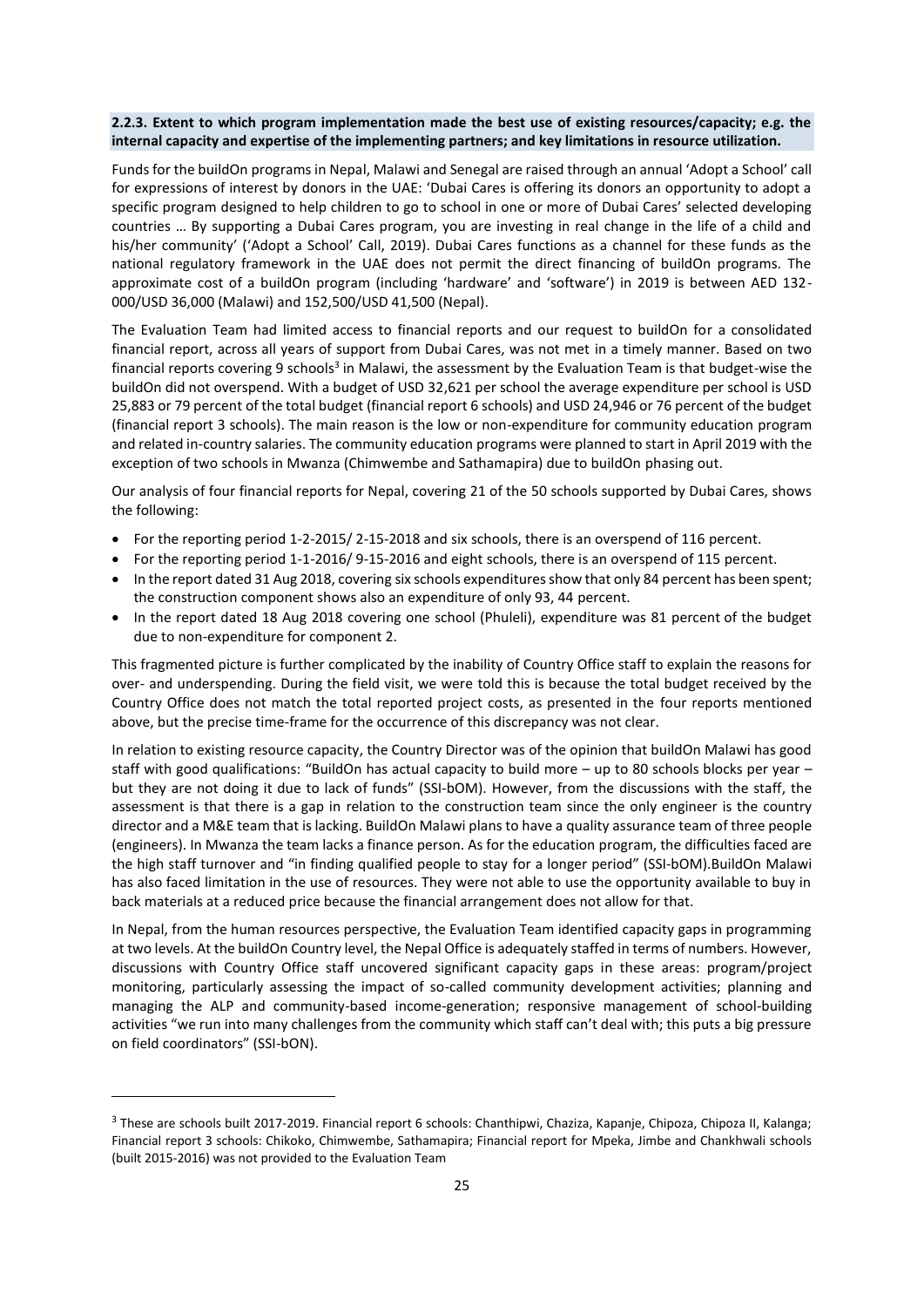**2.2.3. Extent to which program implementation made the best use of existing resources/capacity; e.g. the internal capacity and expertise of the implementing partners; and key limitations in resource utilization.**

Funds for the buildOn programs in Nepal, Malawi and Senegal are raised through an annual 'Adopt a School' call for expressions of interest by donors in the UAE: 'Dubai Cares is offering its donors an opportunity to adopt a specific program designed to help children to go to school in one or more of Dubai Cares' selected developing countries … By supporting a Dubai Cares program, you are investing in real change in the life of a child and his/her community' ('Adopt a School' Call, 2019). Dubai Cares functions as a channel for these funds as the national regulatory framework in the UAE does not permit the direct financing of buildOn programs. The approximate cost of a buildOn program (including 'hardware' and 'software') in 2019 is between AED 132-000/USD 36,000 (Malawi) and 152,500/USD 41,500 (Nepal).

The Evaluation Team had limited access to financial reports and our request to buildOn for a consolidated financial report, across all years of support from Dubai Cares, was not met in a timely manner. Based on two financial reports covering 9 schools[3] in Malawi, the assessment by the Evaluation Team is that budget-wise the buildOn did not overspend. With a budget of USD 32,621 per school the average expenditure per school is USD 25,883 or 79 percent of the total budget (financial report 6 schools) and USD 24,946 or 76 percent of the budget (financial report 3 schools). The main reason is the low or non-expenditure for community education program and related in-country salaries. The community education programs were planned to start in April 2019 with the exception of two schools in Mwanza (Chimwembe and Sathamapira) due to buildOn phasing out.

Our analysis of four financial reports for Nepal, covering 21 of the 50 schools supported by Dubai Cares, shows the following:

- For the reporting period 1-2-2015/ 2-15-2018 and six schools, there is an overspend of 116 percent.
- For the reporting period 1-1-2016/ 9-15-2016 and eight schools, there is an overspend of 115 percent.
- In the report dated 31 Aug 2018, covering six schools expenditures show that only 84 percent has been spent; the construction component shows also an expenditure of only 93, 44 percent.
- In the report dated 18 Aug 2018 covering one school (Phuleli), expenditure was 81 percent of the budget due to non-expenditure for component 2.

This fragmented picture is further complicated by the inability of Country Office staff to explain the reasons for over- and underspending. During the field visit, we were told this is because the total budget received by the Country Office does not match the total reported project costs, as presented in the four reports mentioned above, but the precise time-frame for the occurrence of this discrepancy was not clear.

In relation to existing resource capacity, the Country Director was of the opinion that buildOn Malawi has good staff with good qualifications: "BuildOn has actual capacity to build more – up to 80 schools blocks per year – but they are not doing it due to lack of funds" (SSI-bOM). However, from the discussions with the staff, the assessment is that there is a gap in relation to the construction team since the only engineer is the country director and a M&E team that is lacking. BuildOn Malawi plans to have a quality assurance team of three people (engineers). In Mwanza the team lacks a finance person. As for the education program, the difficulties faced are the high staff turnover and "in finding qualified people to stay for a longer period" (SSI-bOM).BuildOn Malawi has also faced limitation in the use of resources. They were not able to use the opportunity available to buy in back materials at a reduced price because the financial arrangement does not allow for that.

In Nepal, from the human resources perspective, the Evaluation Team identified capacity gaps in programming at two levels. At the buildOn Country level, the Nepal Office is adequately staffed in terms of numbers. However, discussions with Country Office staff uncovered significant capacity gaps in these areas: program/project monitoring, particularly assessing the impact of so-called community development activities; planning and managing the ALP and community-based income-generation; responsive management of school-building activities "we run into many challenges from the community which staff can't deal with; this puts a big pressure on field coordinators" (SSI-bON).

---

[3] These are schools built 2017-2019. Financial report 6 schools: Chanthipwi, Chaziza, Kapanje, Chipoza, Chipoza II, Kalanga; Financial report 3 schools: Chikoko, Chimwembe, Sathamapira; Financial report for Mpeka, Jimbe and Chankhwali schools (built 2015-2016) was not provided to the Evaluation Team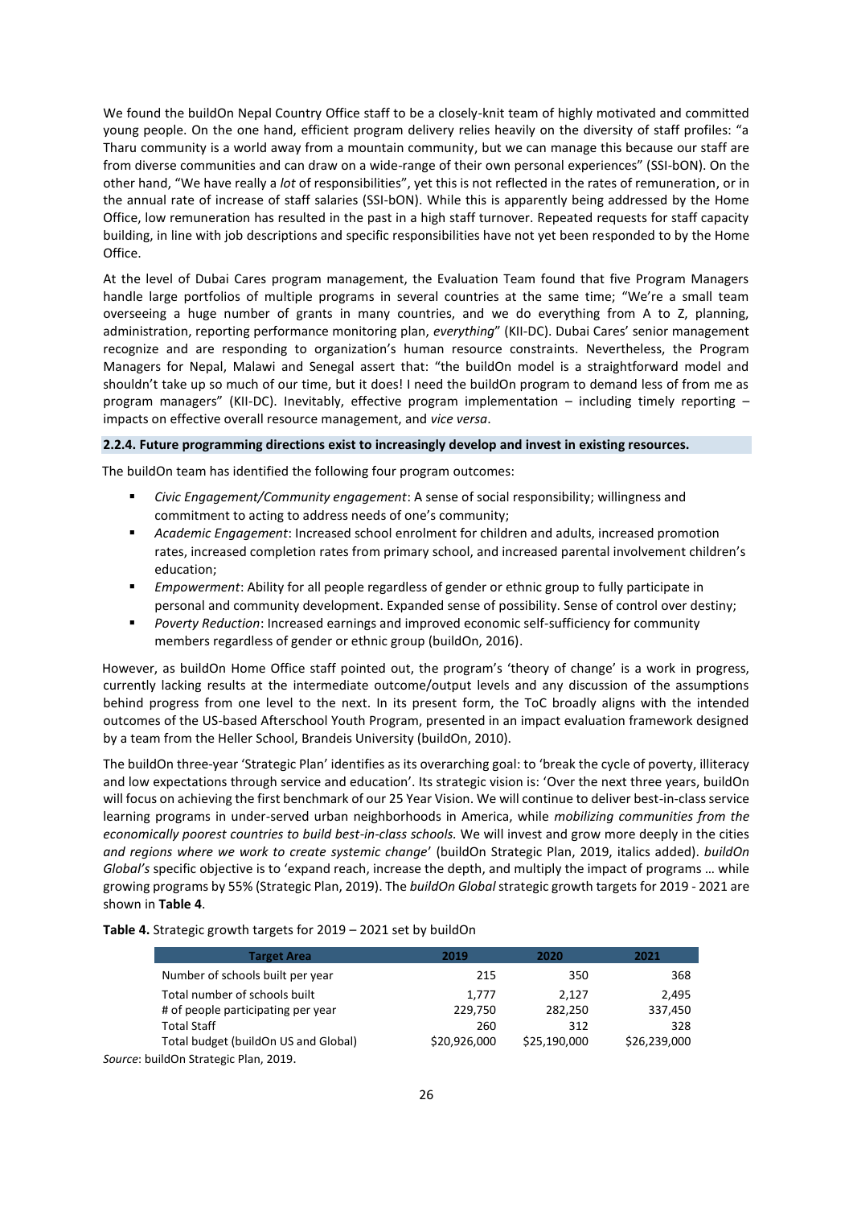We found the buildOn Nepal Country Office staff to be a closely-knit team of highly motivated and committed young people. On the one hand, efficient program delivery relies heavily on the diversity of staff profiles: "a Tharu community is a world away from a mountain community, but we can manage this because our staff are from diverse communities and can draw on a wide-range of their own personal experiences" (SSI-bON). On the other hand, "We have really a *lot* of responsibilities", yet this is not reflected in the rates of remuneration, or in the annual rate of increase of staff salaries (SSI-bON). While this is apparently being addressed by the Home Office, low remuneration has resulted in the past in a high staff turnover. Repeated requests for staff capacity building, in line with job descriptions and specific responsibilities have not yet been responded to by the Home Office.

At the level of Dubai Cares program management, the Evaluation Team found that five Program Managers handle large portfolios of multiple programs in several countries at the same time; "We're a small team overseeing a huge number of grants in many countries, and we do everything from A to Z, planning, administration, reporting performance monitoring plan, *everything*" (KII-DC). Dubai Cares' senior management recognize and are responding to organization's human resource constraints. Nevertheless, the Program Managers for Nepal, Malawi and Senegal assert that: "the buildOn model is a straightforward model and shouldn't take up so much of our time, but it does! I need the buildOn program to demand less of from me as program managers" (KII-DC). Inevitably, effective program implementation – including timely reporting – impacts on effective overall resource management, and *vice versa*.

#### 2.2.4. Future programming directions exist to increasingly develop and invest in existing resources.

The buildOn team has identified the following four program outcomes:

- *Civic Engagement/Community engagement*: A sense of social responsibility; willingness and commitment to acting to address needs of one's community;
- *Academic Engagement*: Increased school enrolment for children and adults, increased promotion rates, increased completion rates from primary school, and increased parental involvement children's education;
- *Empowerment*: Ability for all people regardless of gender or ethnic group to fully participate in personal and community development. Expanded sense of possibility. Sense of control over destiny;
- *Poverty Reduction*: Increased earnings and improved economic self-sufficiency for community members regardless of gender or ethnic group (buildOn, 2016).

However, as buildOn Home Office staff pointed out, the program's 'theory of change' is a work in progress, currently lacking results at the intermediate outcome/output levels and any discussion of the assumptions behind progress from one level to the next. In its present form, the ToC broadly aligns with the intended outcomes of the US-based Afterschool Youth Program, presented in an impact evaluation framework designed by a team from the Heller School, Brandeis University (buildOn, 2010).

The buildOn three-year 'Strategic Plan' identifies as its overarching goal: to 'break the cycle of poverty, illiteracy and low expectations through service and education'. Its strategic vision is: 'Over the next three years, buildOn will focus on achieving the first benchmark of our 25 Year Vision. We will continue to deliver best-in-class service learning programs in under-served urban neighborhoods in America, while *mobilizing communities from the economically poorest countries to build best-in-class schools.* We will invest and grow more deeply in the cities *and regions where we work to create systemic change*' (buildOn Strategic Plan, 2019, italics added). *buildOn Global's* specific objective is to 'expand reach, increase the depth, and multiply the impact of programs … while growing programs by 55% (Strategic Plan, 2019). The *buildOn Global* strategic growth targets for 2019 - 2021 are shown in **Table 4**.

**Table 4.** Strategic growth targets for 2019 – 2021 set by buildOn

| Target Area | 2019 | 2020 | 2021 |
|---|---|---|---|
| Number of schools built per year | 215 | 350 | 368 |
| Total number of schools built | 1,777 | 2,127 | 2,495 |
| # of people participating per year | 229,750 | 282,250 | 337,450 |
| Total Staff | 260 | 312 | 328 |
| Total budget (buildOn US and Global) | $20,926,000 | $25,190,000 | $26,239,000 |

*Source*: buildOn Strategic Plan, 2019.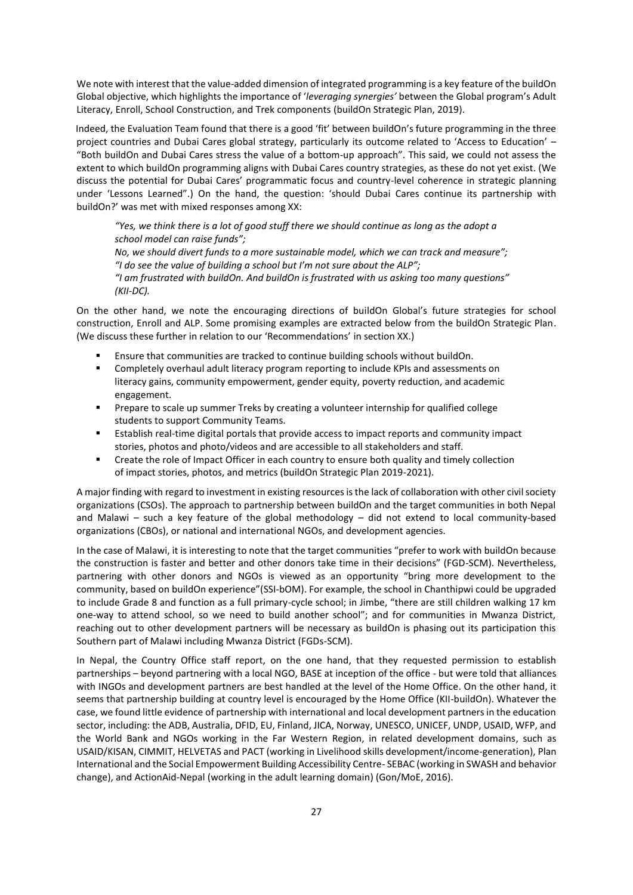We note with interest that the value-added dimension of integrated programming is a key feature of the buildOn Global objective, which highlights the importance of '*leveraging synergies'* between the Global program's Adult Literacy, Enroll, School Construction, and Trek components (buildOn Strategic Plan, 2019).

Indeed, the Evaluation Team found that there is a good 'fit' between buildOn's future programming in the three project countries and Dubai Cares global strategy, particularly its outcome related to 'Access to Education' – "Both buildOn and Dubai Cares stress the value of a bottom-up approach". This said, we could not assess the extent to which buildOn programming aligns with Dubai Cares country strategies, as these do not yet exist. (We discuss the potential for Dubai Cares' programmatic focus and country-level coherence in strategic planning under 'Lessons Learned".) On the hand, the question: 'should Dubai Cares continue its partnership with buildOn?' was met with mixed responses among XX:

> *"Yes, we think there is a lot of good stuff there we should continue as long as the adopt a school model can raise funds";*
> *No, we should divert funds to a more sustainable model, which we can track and measure";*
> *"I do see the value of building a school but I'm not sure about the ALP";*
> *"I am frustrated with buildOn. And buildOn is frustrated with us asking too many questions" (KII-DC).*

On the other hand, we note the encouraging directions of buildOn Global's future strategies for school construction, Enroll and ALP. Some promising examples are extracted below from the buildOn Strategic Plan. (We discuss these further in relation to our 'Recommendations' in section XX.)

- Ensure that communities are tracked to continue building schools without buildOn.
- Completely overhaul adult literacy program reporting to include KPIs and assessments on literacy gains, community empowerment, gender equity, poverty reduction, and academic engagement.
- Prepare to scale up summer Treks by creating a volunteer internship for qualified college students to support Community Teams.
- Establish real-time digital portals that provide access to impact reports and community impact stories, photos and photo/videos and are accessible to all stakeholders and staff.
- Create the role of Impact Officer in each country to ensure both quality and timely collection of impact stories, photos, and metrics (buildOn Strategic Plan 2019-2021).

A major finding with regard to investment in existing resources is the lack of collaboration with other civil society organizations (CSOs). The approach to partnership between buildOn and the target communities in both Nepal and Malawi – such a key feature of the global methodology – did not extend to local community-based organizations (CBOs), or national and international NGOs, and development agencies.

In the case of Malawi, it is interesting to note that the target communities "prefer to work with buildOn because the construction is faster and better and other donors take time in their decisions" (FGD-SCM). Nevertheless, partnering with other donors and NGOs is viewed as an opportunity "bring more development to the community, based on buildOn experience"(SSI-bOM). For example, the school in Chanthipwi could be upgraded to include Grade 8 and function as a full primary-cycle school; in Jimbe, "there are still children walking 17 km one-way to attend school, so we need to build another school"; and for communities in Mwanza District, reaching out to other development partners will be necessary as buildOn is phasing out its participation this Southern part of Malawi including Mwanza District (FGDs-SCM).

In Nepal, the Country Office staff report, on the one hand, that they requested permission to establish partnerships – beyond partnering with a local NGO, BASE at inception of the office - but were told that alliances with INGOs and development partners are best handled at the level of the Home Office. On the other hand, it seems that partnership building at country level is encouraged by the Home Office (KII-buildOn). Whatever the case, we found little evidence of partnership with international and local development partners in the education sector, including: the ADB, Australia, DFID, EU, Finland, JICA, Norway, UNESCO, UNICEF, UNDP, USAID, WFP, and the World Bank and NGOs working in the Far Western Region, in related development domains, such as USAID/KISAN, CIMMIT, HELVETAS and PACT (working in Livelihood skills development/income-generation), Plan International and the Social Empowerment Building Accessibility Centre- SEBAC (working in SWASH and behavior change), and ActionAid-Nepal (working in the adult learning domain) (Gon/MoE, 2016).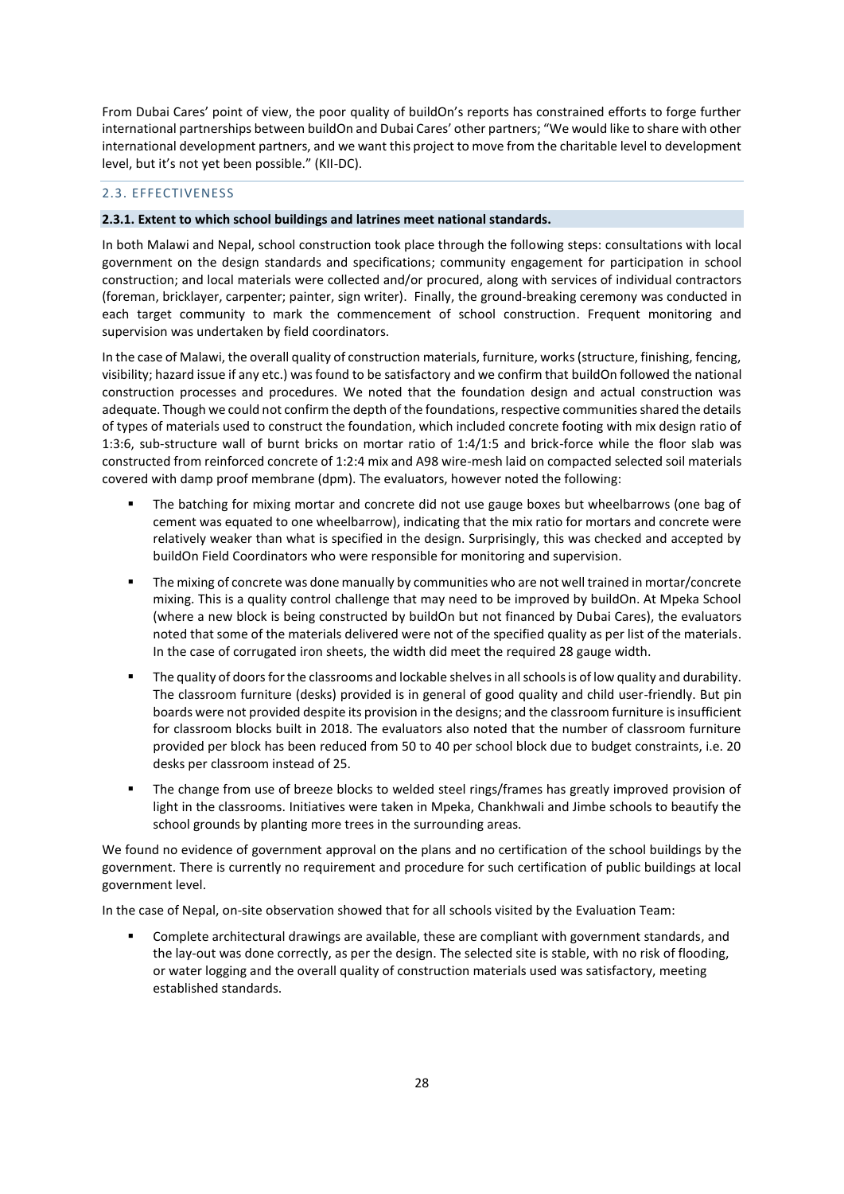From Dubai Cares' point of view, the poor quality of buildOn's reports has constrained efforts to forge further international partnerships between buildOn and Dubai Cares' other partners; "We would like to share with other international development partners, and we want this project to move from the charitable level to development level, but it's not yet been possible." (KII-DC).

## 2.3. EFFECTIVENESS

### 2.3.1. Extent to which school buildings and latrines meet national standards.

In both Malawi and Nepal, school construction took place through the following steps: consultations with local government on the design standards and specifications; community engagement for participation in school construction; and local materials were collected and/or procured, along with services of individual contractors (foreman, bricklayer, carpenter; painter, sign writer). Finally, the ground-breaking ceremony was conducted in each target community to mark the commencement of school construction. Frequent monitoring and supervision was undertaken by field coordinators.

In the case of Malawi, the overall quality of construction materials, furniture, works (structure, finishing, fencing, visibility; hazard issue if any etc.) was found to be satisfactory and we confirm that buildOn followed the national construction processes and procedures. We noted that the foundation design and actual construction was adequate. Though we could not confirm the depth of the foundations, respective communities shared the details of types of materials used to construct the foundation, which included concrete footing with mix design ratio of 1:3:6, sub-structure wall of burnt bricks on mortar ratio of 1:4/1:5 and brick-force while the floor slab was constructed from reinforced concrete of 1:2:4 mix and A98 wire-mesh laid on compacted selected soil materials covered with damp proof membrane (dpm). The evaluators, however noted the following:

- The batching for mixing mortar and concrete did not use gauge boxes but wheelbarrows (one bag of cement was equated to one wheelbarrow), indicating that the mix ratio for mortars and concrete were relatively weaker than what is specified in the design. Surprisingly, this was checked and accepted by buildOn Field Coordinators who were responsible for monitoring and supervision.
- The mixing of concrete was done manually by communities who are not well trained in mortar/concrete mixing. This is a quality control challenge that may need to be improved by buildOn. At Mpeka School (where a new block is being constructed by buildOn but not financed by Dubai Cares), the evaluators noted that some of the materials delivered were not of the specified quality as per list of the materials. In the case of corrugated iron sheets, the width did meet the required 28 gauge width.
- The quality of doors for the classrooms and lockable shelves in all schools is of low quality and durability. The classroom furniture (desks) provided is in general of good quality and child user-friendly. But pin boards were not provided despite its provision in the designs; and the classroom furniture is insufficient for classroom blocks built in 2018. The evaluators also noted that the number of classroom furniture provided per block has been reduced from 50 to 40 per school block due to budget constraints, i.e. 20 desks per classroom instead of 25.
- The change from use of breeze blocks to welded steel rings/frames has greatly improved provision of light in the classrooms. Initiatives were taken in Mpeka, Chankhwali and Jimbe schools to beautify the school grounds by planting more trees in the surrounding areas.

We found no evidence of government approval on the plans and no certification of the school buildings by the government. There is currently no requirement and procedure for such certification of public buildings at local government level.

In the case of Nepal, on-site observation showed that for all schools visited by the Evaluation Team:

- Complete architectural drawings are available, these are compliant with government standards, and the lay-out was done correctly, as per the design. The selected site is stable, with no risk of flooding, or water logging and the overall quality of construction materials used was satisfactory, meeting established standards.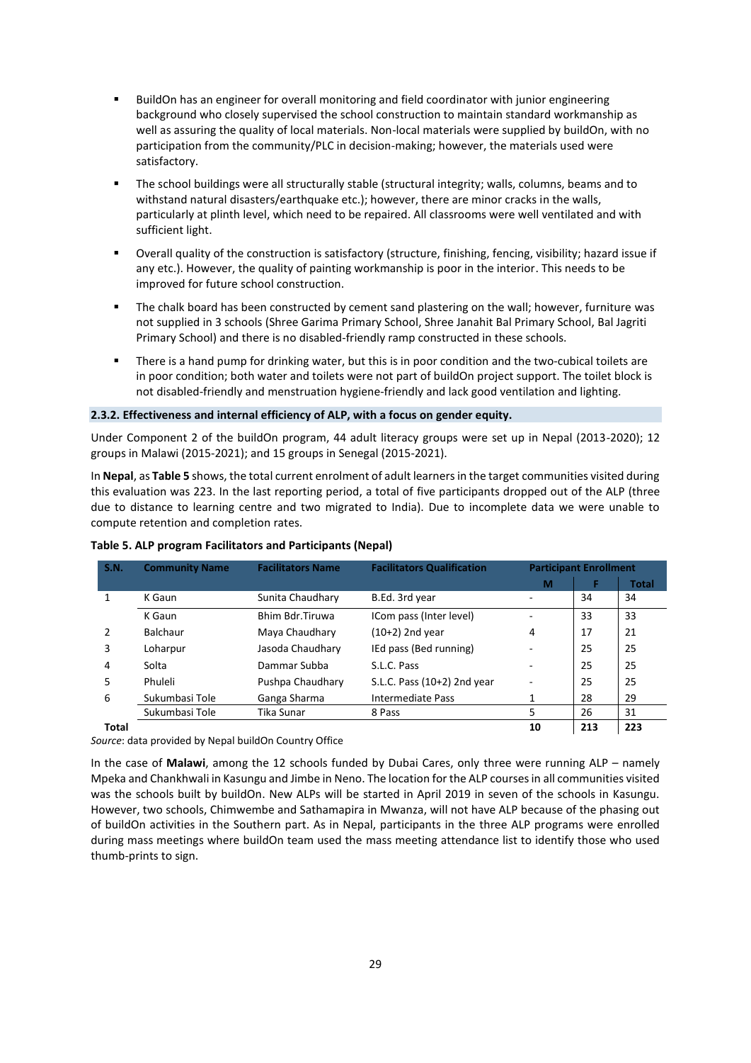- BuildOn has an engineer for overall monitoring and field coordinator with junior engineering background who closely supervised the school construction to maintain standard workmanship as well as assuring the quality of local materials. Non-local materials were supplied by buildOn, with no participation from the community/PLC in decision-making; however, the materials used were satisfactory.
- The school buildings were all structurally stable (structural integrity; walls, columns, beams and to withstand natural disasters/earthquake etc.); however, there are minor cracks in the walls, particularly at plinth level, which need to be repaired. All classrooms were well ventilated and with sufficient light.
- Overall quality of the construction is satisfactory (structure, finishing, fencing, visibility; hazard issue if any etc.). However, the quality of painting workmanship is poor in the interior. This needs to be improved for future school construction.
- The chalk board has been constructed by cement sand plastering on the wall; however, furniture was not supplied in 3 schools (Shree Garima Primary School, Shree Janahit Bal Primary School, Bal Jagriti Primary School) and there is no disabled-friendly ramp constructed in these schools.
- There is a hand pump for drinking water, but this is in poor condition and the two-cubical toilets are in poor condition; both water and toilets were not part of buildOn project support. The toilet block is not disabled-friendly and menstruation hygiene-friendly and lack good ventilation and lighting.

#### 2.3.2. Effectiveness and internal efficiency of ALP, with a focus on gender equity.

Under Component 2 of the buildOn program, 44 adult literacy groups were set up in Nepal (2013-2020); 12 groups in Malawi (2015-2021); and 15 groups in Senegal (2015-2021).

In **Nepal**, as **Table 5** shows, the total current enrolment of adult learners in the target communities visited during this evaluation was 223. In the last reporting period, a total of five participants dropped out of the ALP (three due to distance to learning centre and two migrated to India). Due to incomplete data we were unable to compute retention and completion rates.

**Table 5. ALP program Facilitators and Participants (Nepal)**

| S.N. | Community Name | Facilitators Name | Facilitators Qualification | Participant Enrollment | | |
|---|---|---|---|---|---|---|
| | | | | M | F | Total |
| 1 | K Gaun | Sunita Chaudhary | B.Ed. 3rd year | - | 34 | 34 |
| | K Gaun | Bhim Bdr.Tiruwa | ICom pass (Inter level) | - | 33 | 33 |
| 2 | Balchaur | Maya Chaudhary | (10+2) 2nd year | 4 | 17 | 21 |
| 3 | Loharpur | Jasoda Chaudhary | IEd pass (Bed running) | - | 25 | 25 |
| 4 | Solta | Dammar Subba | S.L.C. Pass | - | 25 | 25 |
| 5 | Phuleli | Pushpa Chaudhary | S.L.C. Pass (10+2) 2nd year | - | 25 | 25 |
| 6 | Sukumbasi Tole | Ganga Sharma | Intermediate Pass | 1 | 28 | 29 |
| | Sukumbasi Tole | Tika Sunar | 8 Pass | 5 | 26 | 31 |
| **Total** | | | | **10** | **213** | **223** |

*Source*: data provided by Nepal buildOn Country Office

In the case of **Malawi**, among the 12 schools funded by Dubai Cares, only three were running ALP – namely Mpeka and Chankhwali in Kasungu and Jimbe in Neno. The location for the ALP courses in all communities visited was the schools built by buildOn. New ALPs will be started in April 2019 in seven of the schools in Kasungu. However, two schools, Chimwembe and Sathamapira in Mwanza, will not have ALP because of the phasing out of buildOn activities in the Southern part. As in Nepal, participants in the three ALP programs were enrolled during mass meetings where buildOn team used the mass meeting attendance list to identify those who used thumb-prints to sign.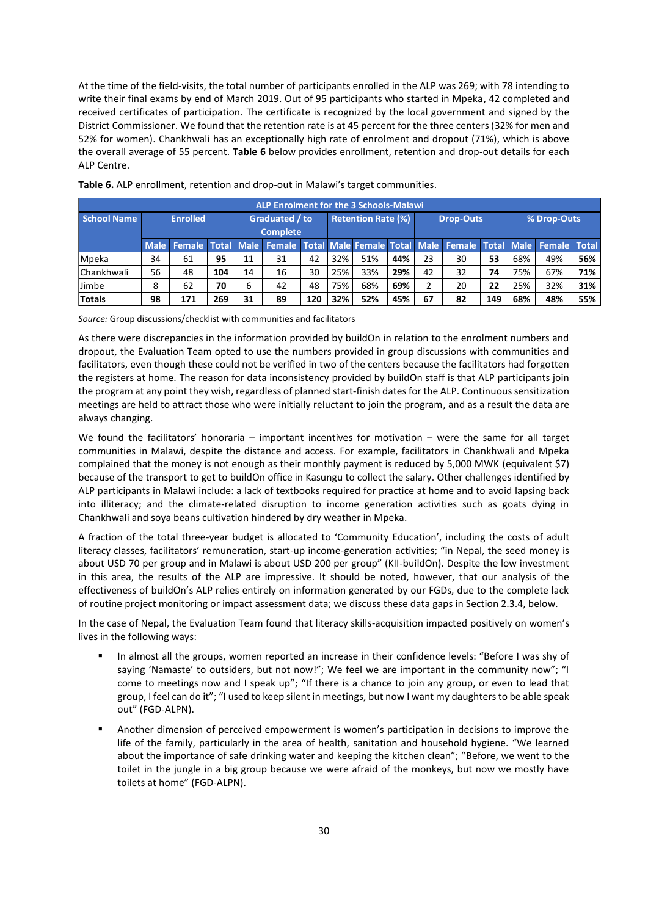At the time of the field-visits, the total number of participants enrolled in the ALP was 269; with 78 intending to write their final exams by end of March 2019. Out of 95 participants who started in Mpeka, 42 completed and received certificates of participation. The certificate is recognized by the local government and signed by the District Commissioner. We found that the retention rate is at 45 percent for the three centers (32% for men and 52% for women). Chankhwali has an exceptionally high rate of enrolment and dropout (71%), which is above the overall average of 55 percent. **Table 6** below provides enrollment, retention and drop-out details for each ALP Centre.

**Table 6.** ALP enrollment, retention and drop-out in Malawi's target communities.

| ALP Enrolment for the 3 Schools-Malawi | | | | | | | | | | | | | | | | |
|---|---|---|---|---|---|---|---|---|---|---|---|---|---|---|---|---|
| School Name | Enrolled | | | Graduated / to Complete | | | Retention Rate (%) | | | Drop-Outs | | | % Drop-Outs | | | |
| | Male | Female | Total | Male | Female | Total | Male | Female | Total | Male | Female | Total | Male | Female | Total | |
| Mpeka | 34 | 61 | **95** | 11 | 31 | 42 | 32% | 51% | **44%** | 23 | 30 | **53** | 68% | 49% | **56%** | |
| Chankhwali | 56 | 48 | **104** | 14 | 16 | 30 | 25% | 33% | **29%** | 42 | 32 | **74** | 75% | 67% | **71%** | |
| Jimbe | 8 | 62 | **70** | 6 | 42 | 48 | 75% | 68% | **69%** | 2 | 20 | **22** | 25% | 32% | **31%** | |
| **Totals** | **98** | **171** | **269** | **31** | **89** | **120** | **32%** | **52%** | **45%** | **67** | **82** | **149** | **68%** | **48%** | **55%** | |

*Source:* Group discussions/checklist with communities and facilitators

As there were discrepancies in the information provided by buildOn in relation to the enrolment numbers and dropout, the Evaluation Team opted to use the numbers provided in group discussions with communities and facilitators, even though these could not be verified in two of the centers because the facilitators had forgotten the registers at home. The reason for data inconsistency provided by buildOn staff is that ALP participants join the program at any point they wish, regardless of planned start-finish dates for the ALP. Continuous sensitization meetings are held to attract those who were initially reluctant to join the program, and as a result the data are always changing.

We found the facilitators' honoraria – important incentives for motivation – were the same for all target communities in Malawi, despite the distance and access. For example, facilitators in Chankhwali and Mpeka complained that the money is not enough as their monthly payment is reduced by 5,000 MWK (equivalent $7) because of the transport to get to buildOn office in Kasungu to collect the salary. Other challenges identified by ALP participants in Malawi include: a lack of textbooks required for practice at home and to avoid lapsing back into illiteracy; and the climate-related disruption to income generation activities such as goats dying in Chankhwali and soya beans cultivation hindered by dry weather in Mpeka.

A fraction of the total three-year budget is allocated to 'Community Education', including the costs of adult literacy classes, facilitators' remuneration, start-up income-generation activities; "in Nepal, the seed money is about USD 70 per group and in Malawi is about USD 200 per group" (KII-buildOn). Despite the low investment in this area, the results of the ALP are impressive. It should be noted, however, that our analysis of the effectiveness of buildOn's ALP relies entirely on information generated by our FGDs, due to the complete lack of routine project monitoring or impact assessment data; we discuss these data gaps in Section 2.3.4, below.

In the case of Nepal, the Evaluation Team found that literacy skills-acquisition impacted positively on women's lives in the following ways:

- In almost all the groups, women reported an increase in their confidence levels: "Before I was shy of saying 'Namaste' to outsiders, but not now!"; We feel we are important in the community now"; "I come to meetings now and I speak up"; "If there is a chance to join any group, or even to lead that group, I feel can do it"; "I used to keep silent in meetings, but now I want my daughters to be able speak out" (FGD-ALPN).
- Another dimension of perceived empowerment is women's participation in decisions to improve the life of the family, particularly in the area of health, sanitation and household hygiene. "We learned about the importance of safe drinking water and keeping the kitchen clean"; "Before, we went to the toilet in the jungle in a big group because we were afraid of the monkeys, but now we mostly have toilets at home" (FGD-ALPN).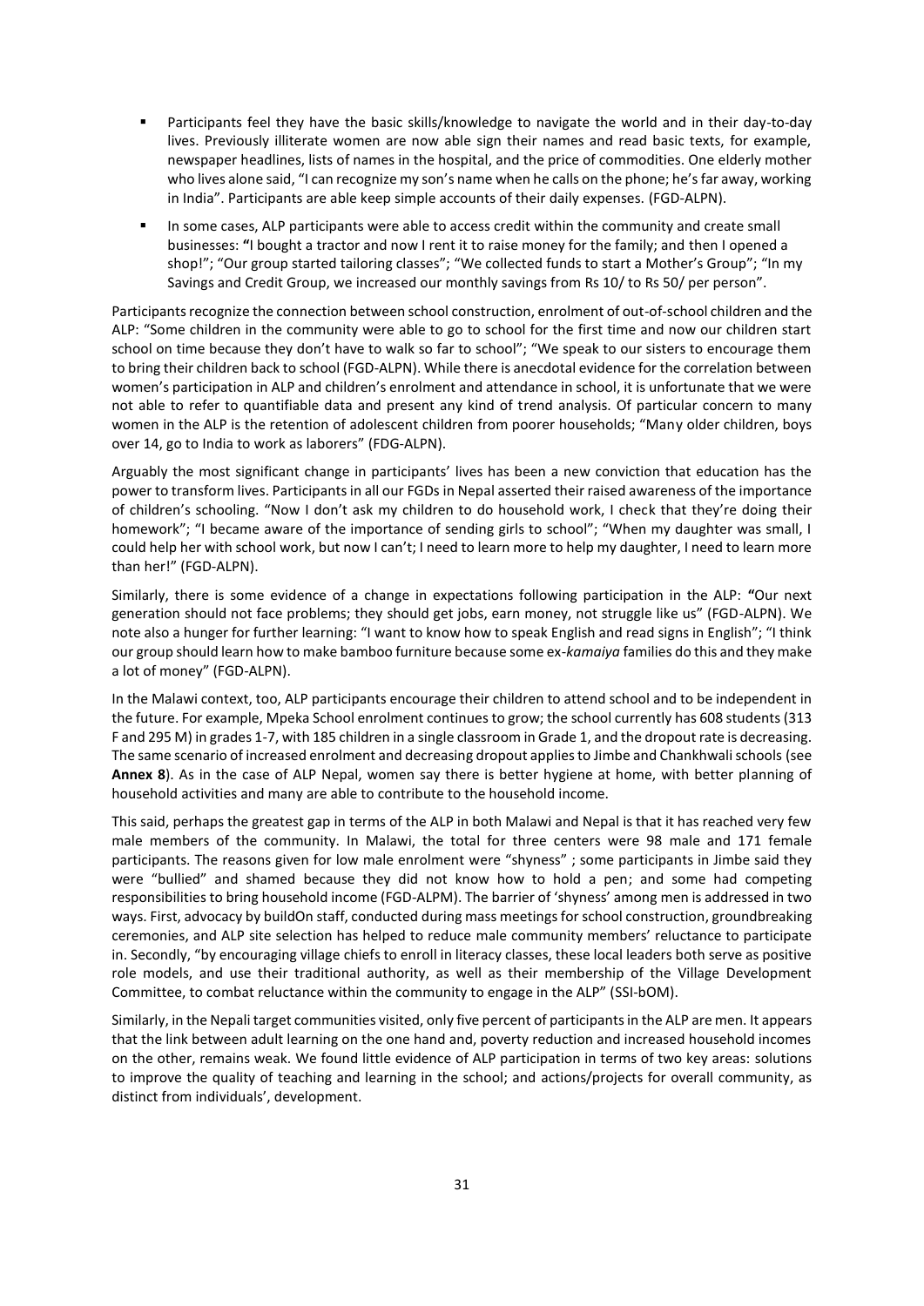- Participants feel they have the basic skills/knowledge to navigate the world and in their day-to-day lives. Previously illiterate women are now able sign their names and read basic texts, for example, newspaper headlines, lists of names in the hospital, and the price of commodities. One elderly mother who lives alone said, "I can recognize my son's name when he calls on the phone; he's far away, working in India". Participants are able keep simple accounts of their daily expenses. (FGD-ALPN).
- In some cases, ALP participants were able to access credit within the community and create small businesses: "I bought a tractor and now I rent it to raise money for the family; and then I opened a shop!"; "Our group started tailoring classes"; "We collected funds to start a Mother's Group"; "In my Savings and Credit Group, we increased our monthly savings from Rs 10/ to Rs 50/ per person".

Participants recognize the connection between school construction, enrolment of out-of-school children and the ALP: "Some children in the community were able to go to school for the first time and now our children start school on time because they don't have to walk so far to school"; "We speak to our sisters to encourage them to bring their children back to school (FGD-ALPN). While there is anecdotal evidence for the correlation between women's participation in ALP and children's enrolment and attendance in school, it is unfortunate that we were not able to refer to quantifiable data and present any kind of trend analysis. Of particular concern to many women in the ALP is the retention of adolescent children from poorer households; "Many older children, boys over 14, go to India to work as laborers" (FDG-ALPN).

Arguably the most significant change in participants' lives has been a new conviction that education has the power to transform lives. Participants in all our FGDs in Nepal asserted their raised awareness of the importance of children's schooling. "Now I don't ask my children to do household work, I check that they're doing their homework"; "I became aware of the importance of sending girls to school"; "When my daughter was small, I could help her with school work, but now I can't; I need to learn more to help my daughter, I need to learn more than her!" (FGD-ALPN).

Similarly, there is some evidence of a change in expectations following participation in the ALP: "Our next generation should not face problems; they should get jobs, earn money, not struggle like us" (FGD-ALPN). We note also a hunger for further learning: "I want to know how to speak English and read signs in English"; "I think our group should learn how to make bamboo furniture because some ex-*kamaiya* families do this and they make a lot of money" (FGD-ALPN).

In the Malawi context, too, ALP participants encourage their children to attend school and to be independent in the future. For example, Mpeka School enrolment continues to grow; the school currently has 608 students (313 F and 295 M) in grades 1-7, with 185 children in a single classroom in Grade 1, and the dropout rate is decreasing. The same scenario of increased enrolment and decreasing dropout applies to Jimbe and Chankhwali schools (see **Annex 8**). As in the case of ALP Nepal, women say there is better hygiene at home, with better planning of household activities and many are able to contribute to the household income.

This said, perhaps the greatest gap in terms of the ALP in both Malawi and Nepal is that it has reached very few male members of the community. In Malawi, the total for three centers were 98 male and 171 female participants. The reasons given for low male enrolment were "shyness" ; some participants in Jimbe said they were "bullied" and shamed because they did not know how to hold a pen; and some had competing responsibilities to bring household income (FGD-ALPM). The barrier of 'shyness' among men is addressed in two ways. First, advocacy by buildOn staff, conducted during mass meetings for school construction, groundbreaking ceremonies, and ALP site selection has helped to reduce male community members' reluctance to participate in. Secondly, "by encouraging village chiefs to enroll in literacy classes, these local leaders both serve as positive role models, and use their traditional authority, as well as their membership of the Village Development Committee, to combat reluctance within the community to engage in the ALP" (SSI-bOM).

Similarly, in the Nepali target communities visited, only five percent of participants in the ALP are men. It appears that the link between adult learning on the one hand and, poverty reduction and increased household incomes on the other, remains weak. We found little evidence of ALP participation in terms of two key areas: solutions to improve the quality of teaching and learning in the school; and actions/projects for overall community, as distinct from individuals', development.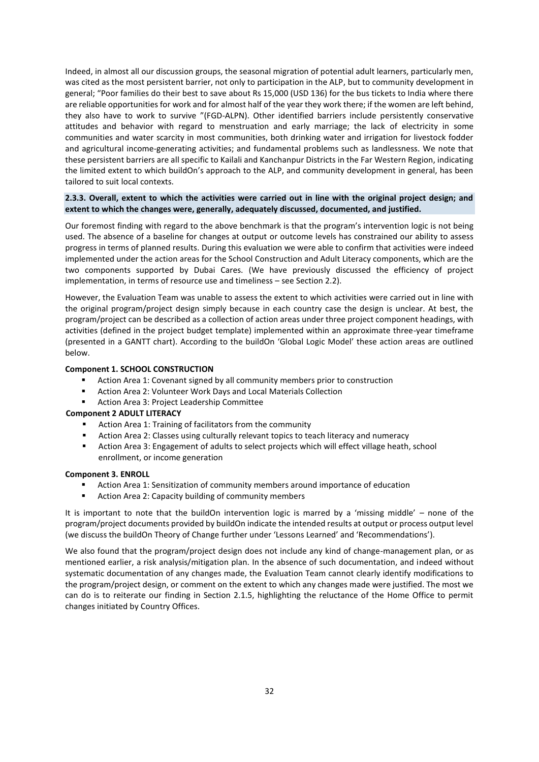Indeed, in almost all our discussion groups, the seasonal migration of potential adult learners, particularly men, was cited as the most persistent barrier, not only to participation in the ALP, but to community development in general; "Poor families do their best to save about Rs 15,000 (USD 136) for the bus tickets to India where there are reliable opportunities for work and for almost half of the year they work there; if the women are left behind, they also have to work to survive "(FGD-ALPN). Other identified barriers include persistently conservative attitudes and behavior with regard to menstruation and early marriage; the lack of electricity in some communities and water scarcity in most communities, both drinking water and irrigation for livestock fodder and agricultural income-generating activities; and fundamental problems such as landlessness. We note that these persistent barriers are all specific to Kailali and Kanchanpur Districts in the Far Western Region, indicating the limited extent to which buildOn's approach to the ALP, and community development in general, has been tailored to suit local contexts.

**2.3.3. Overall, extent to which the activities were carried out in line with the original project design; and extent to which the changes were, generally, adequately discussed, documented, and justified.**

Our foremost finding with regard to the above benchmark is that the program's intervention logic is not being used. The absence of a baseline for changes at output or outcome levels has constrained our ability to assess progress in terms of planned results. During this evaluation we were able to confirm that activities were indeed implemented under the action areas for the School Construction and Adult Literacy components, which are the two components supported by Dubai Cares. (We have previously discussed the efficiency of project implementation, in terms of resource use and timeliness – see Section 2.2).

However, the Evaluation Team was unable to assess the extent to which activities were carried out in line with the original program/project design simply because in each country case the design is unclear. At best, the program/project can be described as a collection of action areas under three project component headings, with activities (defined in the project budget template) implemented within an approximate three-year timeframe (presented in a GANTT chart). According to the buildOn 'Global Logic Model' these action areas are outlined below.

**Component 1. SCHOOL CONSTRUCTION**

- Action Area 1: Covenant signed by all community members prior to construction
- Action Area 2: Volunteer Work Days and Local Materials Collection
- Action Area 3: Project Leadership Committee

**Component 2 ADULT LITERACY**

- Action Area 1: Training of facilitators from the community
- Action Area 2: Classes using culturally relevant topics to teach literacy and numeracy
- Action Area 3: Engagement of adults to select projects which will effect village heath, school enrollment, or income generation

**Component 3. ENROLL**

- Action Area 1: Sensitization of community members around importance of education
- Action Area 2: Capacity building of community members

It is important to note that the buildOn intervention logic is marred by a 'missing middle' – none of the program/project documents provided by buildOn indicate the intended results at output or process output level (we discuss the buildOn Theory of Change further under 'Lessons Learned' and 'Recommendations').

We also found that the program/project design does not include any kind of change-management plan, or as mentioned earlier, a risk analysis/mitigation plan. In the absence of such documentation, and indeed without systematic documentation of any changes made, the Evaluation Team cannot clearly identify modifications to the program/project design, or comment on the extent to which any changes made were justified. The most we can do is to reiterate our finding in Section 2.1.5, highlighting the reluctance of the Home Office to permit changes initiated by Country Offices.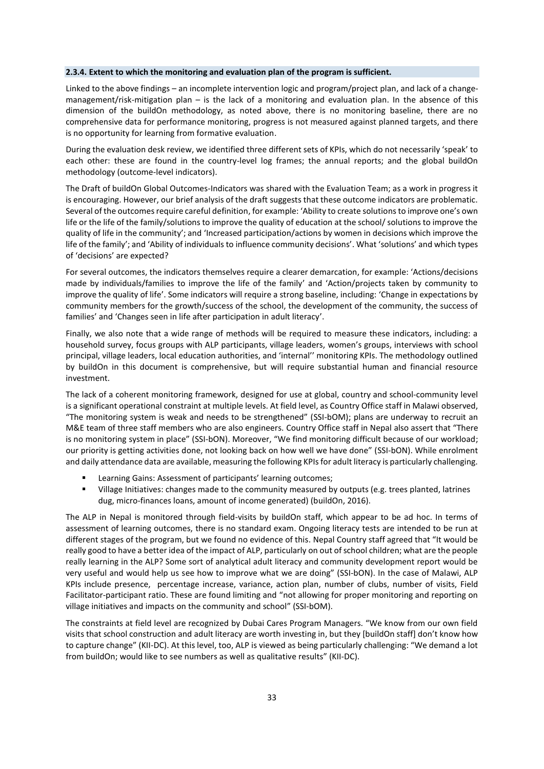#### 2.3.4. Extent to which the monitoring and evaluation plan of the program is sufficient.

Linked to the above findings – an incomplete intervention logic and program/project plan, and lack of a change-management/risk-mitigation plan – is the lack of a monitoring and evaluation plan. In the absence of this dimension of the buildOn methodology, as noted above, there is no monitoring baseline, there are no comprehensive data for performance monitoring, progress is not measured against planned targets, and there is no opportunity for learning from formative evaluation.

During the evaluation desk review, we identified three different sets of KPIs, which do not necessarily 'speak' to each other: these are found in the country-level log frames; the annual reports; and the global buildOn methodology (outcome-level indicators).

The Draft of buildOn Global Outcomes-Indicators was shared with the Evaluation Team; as a work in progress it is encouraging. However, our brief analysis of the draft suggests that these outcome indicators are problematic. Several of the outcomes require careful definition, for example: 'Ability to create solutions to improve one's own life or the life of the family/solutions to improve the quality of education at the school/ solutions to improve the quality of life in the community'; and 'Increased participation/actions by women in decisions which improve the life of the family'; and 'Ability of individuals to influence community decisions'. What 'solutions' and which types of 'decisions' are expected?

For several outcomes, the indicators themselves require a clearer demarcation, for example: 'Actions/decisions made by individuals/families to improve the life of the family' and 'Action/projects taken by community to improve the quality of life'. Some indicators will require a strong baseline, including: 'Change in expectations by community members for the growth/success of the school, the development of the community, the success of families' and 'Changes seen in life after participation in adult literacy'.

Finally, we also note that a wide range of methods will be required to measure these indicators, including: a household survey, focus groups with ALP participants, village leaders, women's groups, interviews with school principal, village leaders, local education authorities, and 'internal'' monitoring KPIs. The methodology outlined by buildOn in this document is comprehensive, but will require substantial human and financial resource investment.

The lack of a coherent monitoring framework, designed for use at global, country and school-community level is a significant operational constraint at multiple levels. At field level, as Country Office staff in Malawi observed, "The monitoring system is weak and needs to be strengthened" (SSI-bOM); plans are underway to recruit an M&E team of three staff members who are also engineers. Country Office staff in Nepal also assert that "There is no monitoring system in place" (SSI-bON). Moreover, "We find monitoring difficult because of our workload; our priority is getting activities done, not looking back on how well we have done" (SSI-bON). While enrolment and daily attendance data are available, measuring the following KPIs for adult literacy is particularly challenging.

- Learning Gains: Assessment of participants' learning outcomes;
- Village Initiatives: changes made to the community measured by outputs (e.g. trees planted, latrines dug, micro-finances loans, amount of income generated) (buildOn, 2016).

The ALP in Nepal is monitored through field-visits by buildOn staff, which appear to be ad hoc. In terms of assessment of learning outcomes, there is no standard exam. Ongoing literacy tests are intended to be run at different stages of the program, but we found no evidence of this. Nepal Country staff agreed that "It would be really good to have a better idea of the impact of ALP, particularly on out of school children; what are the people really learning in the ALP? Some sort of analytical adult literacy and community development report would be very useful and would help us see how to improve what we are doing" (SSI-bON). In the case of Malawi, ALP KPIs include presence, percentage increase, variance, action plan, number of clubs, number of visits, Field Facilitator-participant ratio. These are found limiting and "not allowing for proper monitoring and reporting on village initiatives and impacts on the community and school" (SSI-bOM).

The constraints at field level are recognized by Dubai Cares Program Managers. "We know from our own field visits that school construction and adult literacy are worth investing in, but they [buildOn staff] don't know how to capture change" (KII-DC). At this level, too, ALP is viewed as being particularly challenging: "We demand a lot from buildOn; would like to see numbers as well as qualitative results" (KII-DC).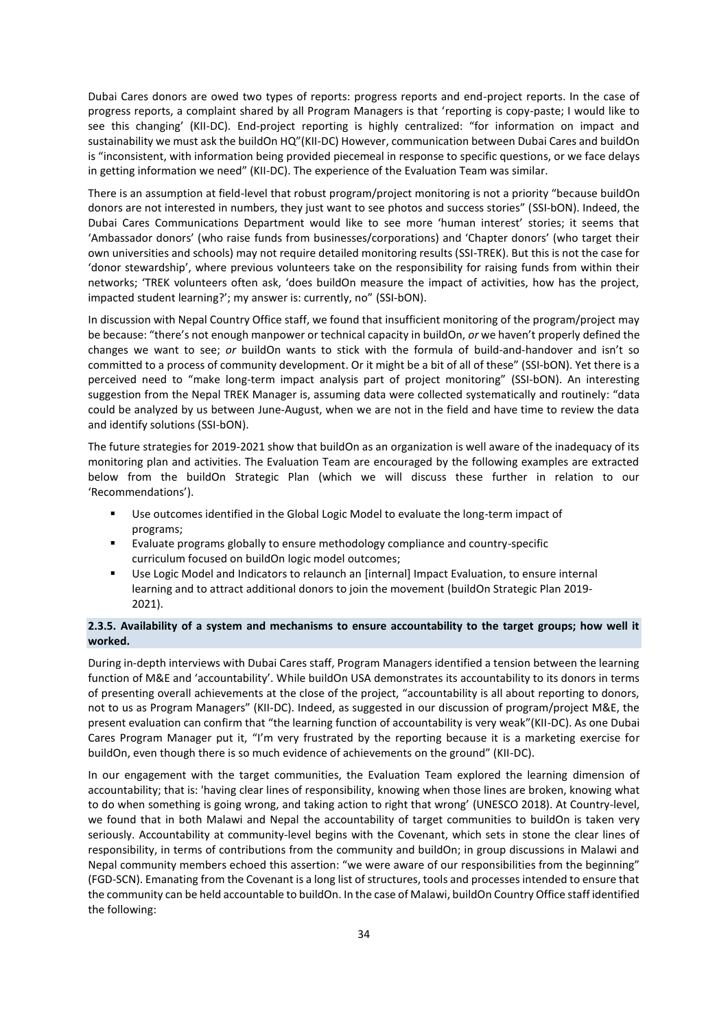Dubai Cares donors are owed two types of reports: progress reports and end-project reports. In the case of progress reports, a complaint shared by all Program Managers is that 'reporting is copy-paste; I would like to see this changing' (KII-DC). End-project reporting is highly centralized: "for information on impact and sustainability we must ask the buildOn HQ"(KII-DC) However, communication between Dubai Cares and buildOn is "inconsistent, with information being provided piecemeal in response to specific questions, or we face delays in getting information we need" (KII-DC). The experience of the Evaluation Team was similar.

There is an assumption at field-level that robust program/project monitoring is not a priority "because buildOn donors are not interested in numbers, they just want to see photos and success stories" (SSI-bON). Indeed, the Dubai Cares Communications Department would like to see more 'human interest' stories; it seems that 'Ambassador donors' (who raise funds from businesses/corporations) and 'Chapter donors' (who target their own universities and schools) may not require detailed monitoring results (SSI-TREK). But this is not the case for 'donor stewardship', where previous volunteers take on the responsibility for raising funds from within their networks; 'TREK volunteers often ask, 'does buildOn measure the impact of activities, how has the project, impacted student learning?'; my answer is: currently, no" (SSI-bON).

In discussion with Nepal Country Office staff, we found that insufficient monitoring of the program/project may be because: "there's not enough manpower or technical capacity in buildOn, *or* we haven't properly defined the changes we want to see; *or* buildOn wants to stick with the formula of build-and-handover and isn't so committed to a process of community development. Or it might be a bit of all of these" (SSI-bON). Yet there is a perceived need to "make long-term impact analysis part of project monitoring" (SSI-bON). An interesting suggestion from the Nepal TREK Manager is, assuming data were collected systematically and routinely: "data could be analyzed by us between June-August, when we are not in the field and have time to review the data and identify solutions (SSI-bON).

The future strategies for 2019-2021 show that buildOn as an organization is well aware of the inadequacy of its monitoring plan and activities. The Evaluation Team are encouraged by the following examples are extracted below from the buildOn Strategic Plan (which we will discuss these further in relation to our 'Recommendations').

- Use outcomes identified in the Global Logic Model to evaluate the long-term impact of programs;
- Evaluate programs globally to ensure methodology compliance and country-specific curriculum focused on buildOn logic model outcomes;
- Use Logic Model and Indicators to relaunch an [internal] Impact Evaluation, to ensure internal learning and to attract additional donors to join the movement (buildOn Strategic Plan 2019-2021).

### 2.3.5. Availability of a system and mechanisms to ensure accountability to the target groups; how well it worked.

During in-depth interviews with Dubai Cares staff, Program Managers identified a tension between the learning function of M&E and 'accountability'. While buildOn USA demonstrates its accountability to its donors in terms of presenting overall achievements at the close of the project, "accountability is all about reporting to donors, not to us as Program Managers" (KII-DC). Indeed, as suggested in our discussion of program/project M&E, the present evaluation can confirm that "the learning function of accountability is very weak"(KII-DC). As one Dubai Cares Program Manager put it, "I'm very frustrated by the reporting because it is a marketing exercise for buildOn, even though there is so much evidence of achievements on the ground" (KII-DC).

In our engagement with the target communities, the Evaluation Team explored the learning dimension of accountability; that is: 'having clear lines of responsibility, knowing when those lines are broken, knowing what to do when something is going wrong, and taking action to right that wrong' (UNESCO 2018). At Country-level, we found that in both Malawi and Nepal the accountability of target communities to buildOn is taken very seriously. Accountability at community-level begins with the Covenant, which sets in stone the clear lines of responsibility, in terms of contributions from the community and buildOn; in group discussions in Malawi and Nepal community members echoed this assertion: "we were aware of our responsibilities from the beginning" (FGD-SCN). Emanating from the Covenant is a long list of structures, tools and processes intended to ensure that the community can be held accountable to buildOn. In the case of Malawi, buildOn Country Office staff identified the following: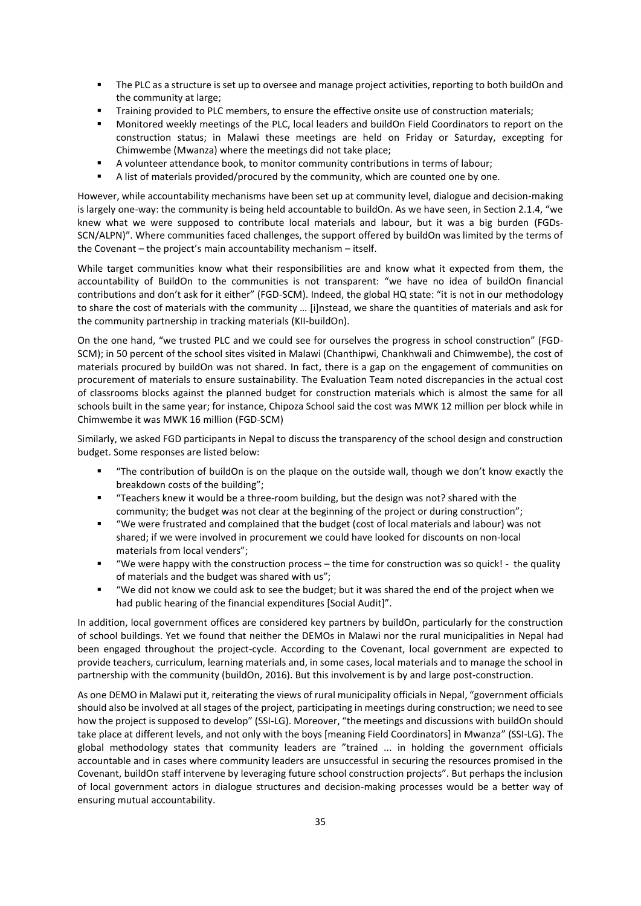- The PLC as a structure is set up to oversee and manage project activities, reporting to both buildOn and the community at large;
- Training provided to PLC members, to ensure the effective onsite use of construction materials;
- Monitored weekly meetings of the PLC, local leaders and buildOn Field Coordinators to report on the construction status; in Malawi these meetings are held on Friday or Saturday, excepting for Chimwembe (Mwanza) where the meetings did not take place;
- A volunteer attendance book, to monitor community contributions in terms of labour;
- A list of materials provided/procured by the community, which are counted one by one.

However, while accountability mechanisms have been set up at community level, dialogue and decision-making is largely one-way: the community is being held accountable to buildOn. As we have seen, in Section 2.1.4, "we knew what we were supposed to contribute local materials and labour, but it was a big burden (FGDs-SCN/ALPN)". Where communities faced challenges, the support offered by buildOn was limited by the terms of the Covenant – the project's main accountability mechanism – itself.

While target communities know what their responsibilities are and know what it expected from them, the accountability of BuildOn to the communities is not transparent: "we have no idea of buildOn financial contributions and don't ask for it either" (FGD-SCM). Indeed, the global HQ state: "it is not in our methodology to share the cost of materials with the community … [i]nstead, we share the quantities of materials and ask for the community partnership in tracking materials (KII-buildOn).

On the one hand, "we trusted PLC and we could see for ourselves the progress in school construction" (FGD-SCM); in 50 percent of the school sites visited in Malawi (Chanthipwi, Chankhwali and Chimwembe), the cost of materials procured by buildOn was not shared. In fact, there is a gap on the engagement of communities on procurement of materials to ensure sustainability. The Evaluation Team noted discrepancies in the actual cost of classrooms blocks against the planned budget for construction materials which is almost the same for all schools built in the same year; for instance, Chipoza School said the cost was MWK 12 million per block while in Chimwembe it was MWK 16 million (FGD-SCM)

Similarly, we asked FGD participants in Nepal to discuss the transparency of the school design and construction budget. Some responses are listed below:

- "The contribution of buildOn is on the plaque on the outside wall, though we don't know exactly the breakdown costs of the building";
- "Teachers knew it would be a three-room building, but the design was not? shared with the community; the budget was not clear at the beginning of the project or during construction";
- "We were frustrated and complained that the budget (cost of local materials and labour) was not shared; if we were involved in procurement we could have looked for discounts on non-local materials from local venders";
- "We were happy with the construction process – the time for construction was so quick! - the quality of materials and the budget was shared with us";
- "We did not know we could ask to see the budget; but it was shared the end of the project when we had public hearing of the financial expenditures [Social Audit]".

In addition, local government offices are considered key partners by buildOn, particularly for the construction of school buildings. Yet we found that neither the DEMOs in Malawi nor the rural municipalities in Nepal had been engaged throughout the project-cycle. According to the Covenant, local government are expected to provide teachers, curriculum, learning materials and, in some cases, local materials and to manage the school in partnership with the community (buildOn, 2016). But this involvement is by and large post-construction.

As one DEMO in Malawi put it, reiterating the views of rural municipality officials in Nepal, "government officials should also be involved at all stages of the project, participating in meetings during construction; we need to see how the project is supposed to develop" (SSI-LG). Moreover, "the meetings and discussions with buildOn should take place at different levels, and not only with the boys [meaning Field Coordinators] in Mwanza" (SSI-LG). The global methodology states that community leaders are "trained ... in holding the government officials accountable and in cases where community leaders are unsuccessful in securing the resources promised in the Covenant, buildOn staff intervene by leveraging future school construction projects". But perhaps the inclusion of local government actors in dialogue structures and decision-making processes would be a better way of ensuring mutual accountability.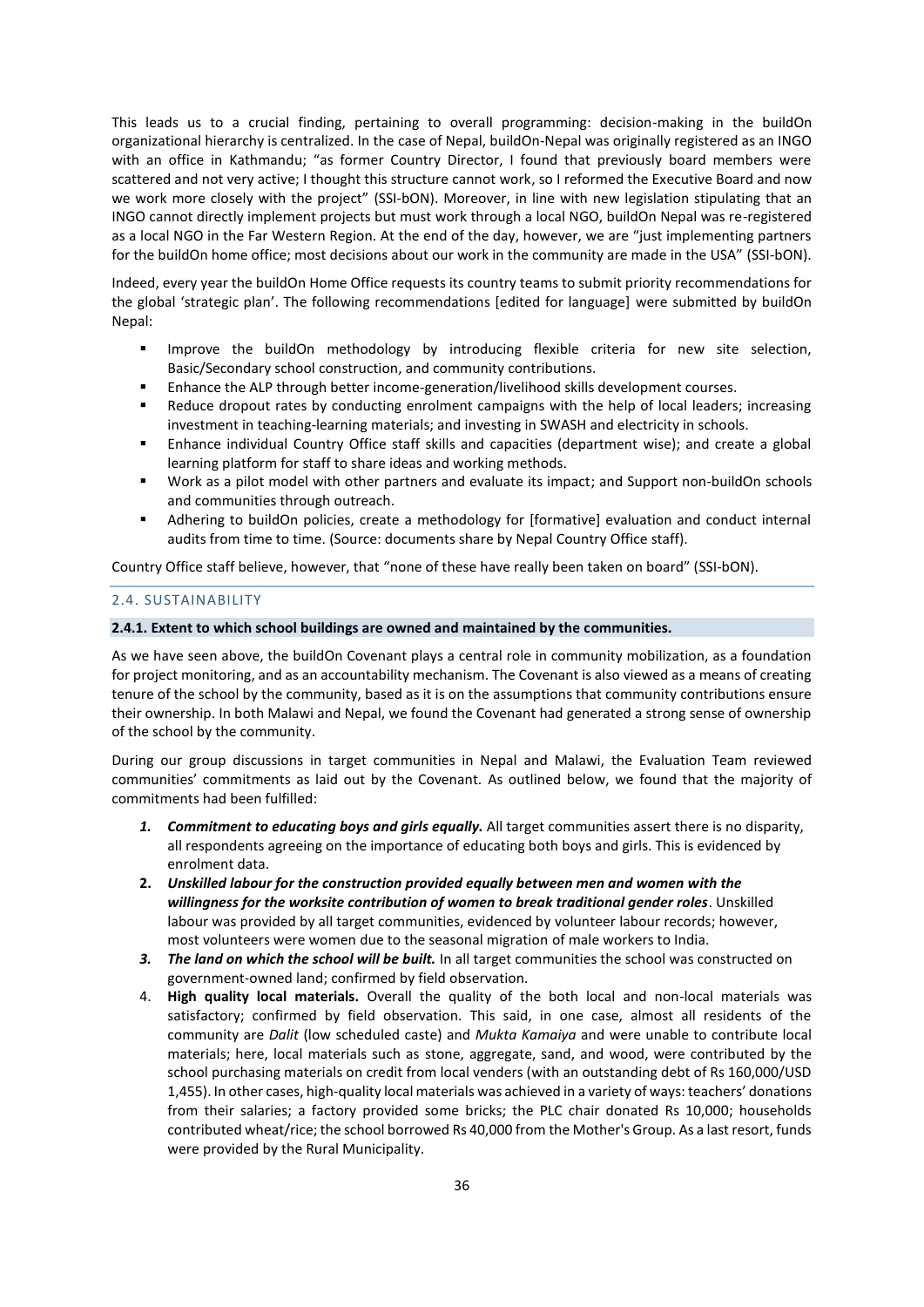This leads us to a crucial finding, pertaining to overall programming: decision-making in the buildOn organizational hierarchy is centralized. In the case of Nepal, buildOn-Nepal was originally registered as an INGO with an office in Kathmandu; "as former Country Director, I found that previously board members were scattered and not very active; I thought this structure cannot work, so I reformed the Executive Board and now we work more closely with the project" (SSI-bON). Moreover, in line with new legislation stipulating that an INGO cannot directly implement projects but must work through a local NGO, buildOn Nepal was re-registered as a local NGO in the Far Western Region. At the end of the day, however, we are "just implementing partners for the buildOn home office; most decisions about our work in the community are made in the USA" (SSI-bON).

Indeed, every year the buildOn Home Office requests its country teams to submit priority recommendations for the global 'strategic plan'. The following recommendations [edited for language] were submitted by buildOn Nepal:

- Improve the buildOn methodology by introducing flexible criteria for new site selection, Basic/Secondary school construction, and community contributions.
- Enhance the ALP through better income-generation/livelihood skills development courses.
- Reduce dropout rates by conducting enrolment campaigns with the help of local leaders; increasing investment in teaching-learning materials; and investing in SWASH and electricity in schools.
- Enhance individual Country Office staff skills and capacities (department wise); and create a global learning platform for staff to share ideas and working methods.
- Work as a pilot model with other partners and evaluate its impact; and Support non-buildOn schools and communities through outreach.
- Adhering to buildOn policies, create a methodology for [formative] evaluation and conduct internal audits from time to time. (Source: documents share by Nepal Country Office staff).

Country Office staff believe, however, that "none of these have really been taken on board" (SSI-bON).

## 2.4. SUSTAINABILITY

### 2.4.1. Extent to which school buildings are owned and maintained by the communities.

As we have seen above, the buildOn Covenant plays a central role in community mobilization, as a foundation for project monitoring, and as an accountability mechanism. The Covenant is also viewed as a means of creating tenure of the school by the community, based as it is on the assumptions that community contributions ensure their ownership. In both Malawi and Nepal, we found the Covenant had generated a strong sense of ownership of the school by the community.

During our group discussions in target communities in Nepal and Malawi, the Evaluation Team reviewed communities' commitments as laid out by the Covenant. As outlined below, we found that the majority of commitments had been fulfilled:

1. ***Commitment to educating boys and girls equally.*** All target communities assert there is no disparity, all respondents agreeing on the importance of educating both boys and girls. This is evidenced by enrolment data.
2. ***Unskilled labour for the construction provided equally between men and women with the willingness for the worksite contribution of women to break traditional gender roles***. Unskilled labour was provided by all target communities, evidenced by volunteer labour records; however, most volunteers were women due to the seasonal migration of male workers to India.
3. ***The land on which the school will be built.*** In all target communities the school was constructed on government-owned land; confirmed by field observation.
4. **High quality local materials.** Overall the quality of the both local and non-local materials was satisfactory; confirmed by field observation. This said, in one case, almost all residents of the community are *Dalit* (low scheduled caste) and *Mukta Kamaiya* and were unable to contribute local materials; here, local materials such as stone, aggregate, sand, and wood, were contributed by the school purchasing materials on credit from local venders (with an outstanding debt of Rs 160,000/USD 1,455). In other cases, high-quality local materials was achieved in a variety of ways: teachers' donations from their salaries; a factory provided some bricks; the PLC chair donated Rs 10,000; households contributed wheat/rice; the school borrowed Rs 40,000 from the Mother's Group. As a last resort, funds were provided by the Rural Municipality.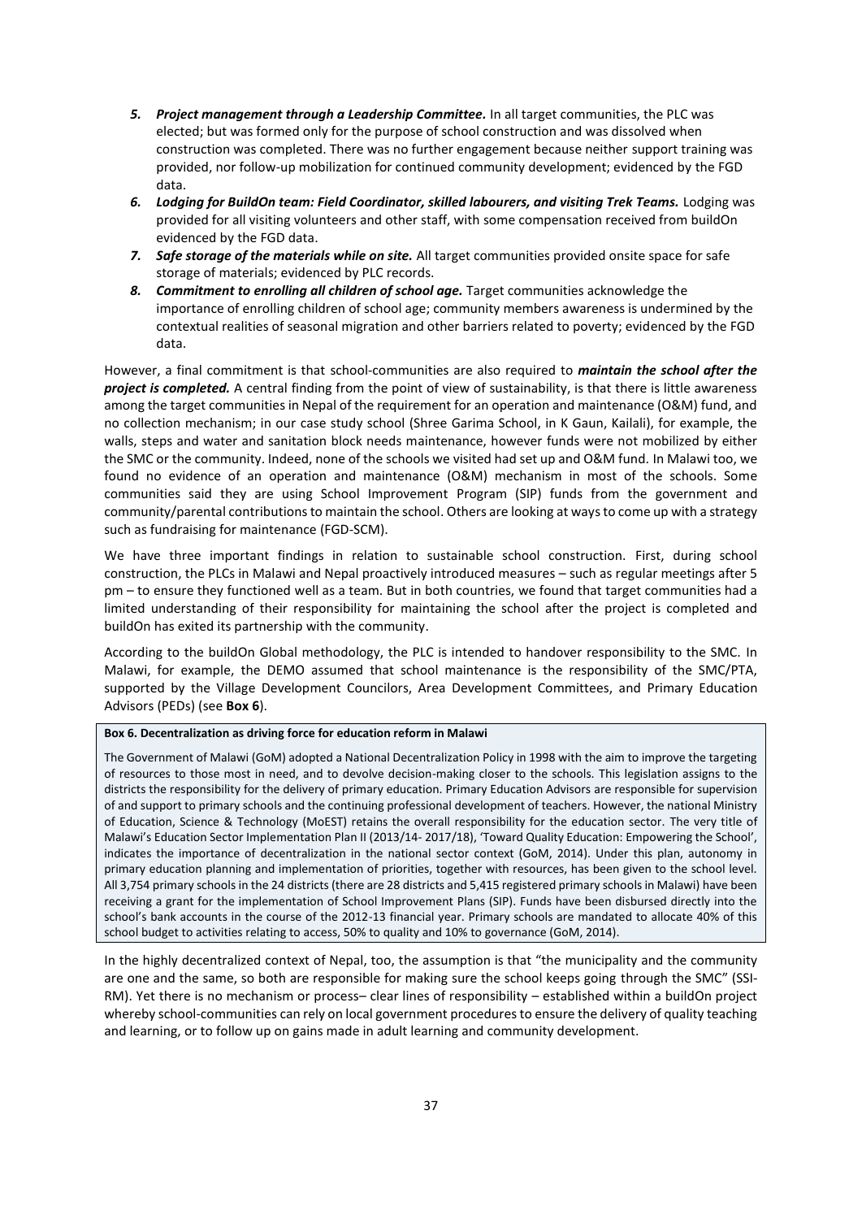5. ***Project management through a Leadership Committee.*** In all target communities, the PLC was elected; but was formed only for the purpose of school construction and was dissolved when construction was completed. There was no further engagement because neither support training was provided, nor follow-up mobilization for continued community development; evidenced by the FGD data.
6. ***Lodging for BuildOn team: Field Coordinator, skilled labourers, and visiting Trek Teams.*** Lodging was provided for all visiting volunteers and other staff, with some compensation received from buildOn evidenced by the FGD data.
7. ***Safe storage of the materials while on site.*** All target communities provided onsite space for safe storage of materials; evidenced by PLC records.
8. ***Commitment to enrolling all children of school age.*** Target communities acknowledge the importance of enrolling children of school age; community members awareness is undermined by the contextual realities of seasonal migration and other barriers related to poverty; evidenced by the FGD data.

However, a final commitment is that school-communities are also required to ***maintain the school after the project is completed.*** A central finding from the point of view of sustainability, is that there is little awareness among the target communities in Nepal of the requirement for an operation and maintenance (O&M) fund, and no collection mechanism; in our case study school (Shree Garima School, in K Gaun, Kailali), for example, the walls, steps and water and sanitation block needs maintenance, however funds were not mobilized by either the SMC or the community. Indeed, none of the schools we visited had set up and O&M fund. In Malawi too, we found no evidence of an operation and maintenance (O&M) mechanism in most of the schools. Some communities said they are using School Improvement Program (SIP) funds from the government and community/parental contributions to maintain the school. Others are looking at ways to come up with a strategy such as fundraising for maintenance (FGD-SCM).

We have three important findings in relation to sustainable school construction. First, during school construction, the PLCs in Malawi and Nepal proactively introduced measures – such as regular meetings after 5 pm – to ensure they functioned well as a team. But in both countries, we found that target communities had a limited understanding of their responsibility for maintaining the school after the project is completed and buildOn has exited its partnership with the community.

According to the buildOn Global methodology, the PLC is intended to handover responsibility to the SMC. In Malawi, for example, the DEMO assumed that school maintenance is the responsibility of the SMC/PTA, supported by the Village Development Councilors, Area Development Committees, and Primary Education Advisors (PEDs) (see **Box 6**).

**Box 6. Decentralization as driving force for education reform in Malawi**

The Government of Malawi (GoM) adopted a National Decentralization Policy in 1998 with the aim to improve the targeting of resources to those most in need, and to devolve decision-making closer to the schools. This legislation assigns to the districts the responsibility for the delivery of primary education. Primary Education Advisors are responsible for supervision of and support to primary schools and the continuing professional development of teachers. However, the national Ministry of Education, Science & Technology (MoEST) retains the overall responsibility for the education sector. The very title of Malawi's Education Sector Implementation Plan II (2013/14- 2017/18), 'Toward Quality Education: Empowering the School', indicates the importance of decentralization in the national sector context (GoM, 2014). Under this plan, autonomy in primary education planning and implementation of priorities, together with resources, has been given to the school level. All 3,754 primary schools in the 24 districts (there are 28 districts and 5,415 registered primary schools in Malawi) have been receiving a grant for the implementation of School Improvement Plans (SIP). Funds have been disbursed directly into the school's bank accounts in the course of the 2012-13 financial year. Primary schools are mandated to allocate 40% of this school budget to activities relating to access, 50% to quality and 10% to governance (GoM, 2014).

In the highly decentralized context of Nepal, too, the assumption is that "the municipality and the community are one and the same, so both are responsible for making sure the school keeps going through the SMC" (SSI-RM). Yet there is no mechanism or process– clear lines of responsibility – established within a buildOn project whereby school-communities can rely on local government procedures to ensure the delivery of quality teaching and learning, or to follow up on gains made in adult learning and community development.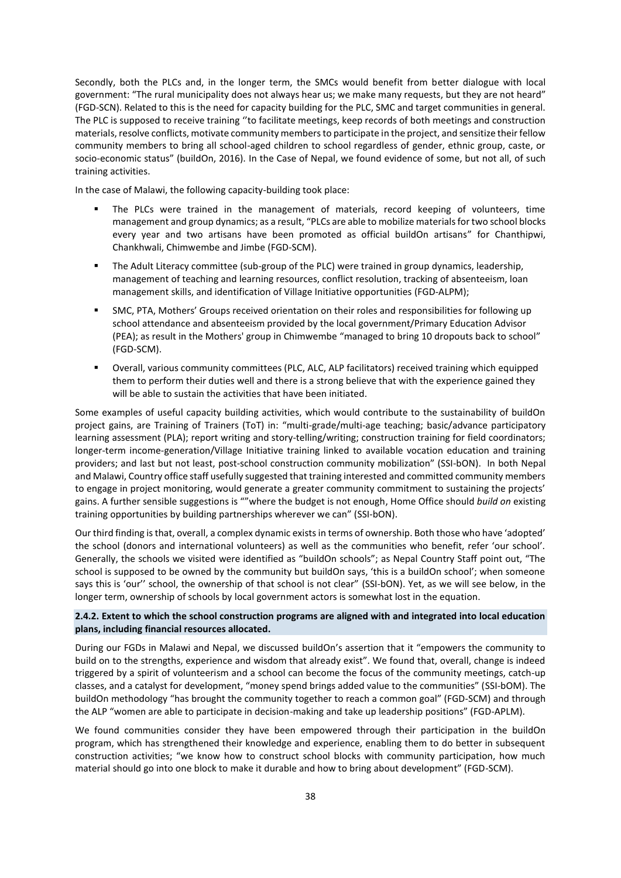Secondly, both the PLCs and, in the longer term, the SMCs would benefit from better dialogue with local government: "The rural municipality does not always hear us; we make many requests, but they are not heard" (FGD-SCN). Related to this is the need for capacity building for the PLC, SMC and target communities in general. The PLC is supposed to receive training ''to facilitate meetings, keep records of both meetings and construction materials, resolve conflicts, motivate community members to participate in the project, and sensitize their fellow community members to bring all school-aged children to school regardless of gender, ethnic group, caste, or socio-economic status" (buildOn, 2016). In the Case of Nepal, we found evidence of some, but not all, of such training activities.

In the case of Malawi, the following capacity-building took place:

- The PLCs were trained in the management of materials, record keeping of volunteers, time management and group dynamics; as a result, "PLCs are able to mobilize materials for two school blocks every year and two artisans have been promoted as official buildOn artisans" for Chanthipwi, Chankhwali, Chimwembe and Jimbe (FGD-SCM).
- The Adult Literacy committee (sub-group of the PLC) were trained in group dynamics, leadership, management of teaching and learning resources, conflict resolution, tracking of absenteeism, loan management skills, and identification of Village Initiative opportunities (FGD-ALPM);
- SMC, PTA, Mothers' Groups received orientation on their roles and responsibilities for following up school attendance and absenteeism provided by the local government/Primary Education Advisor (PEA); as result in the Mothers' group in Chimwembe "managed to bring 10 dropouts back to school" (FGD-SCM).
- Overall, various community committees (PLC, ALC, ALP facilitators) received training which equipped them to perform their duties well and there is a strong believe that with the experience gained they will be able to sustain the activities that have been initiated.

Some examples of useful capacity building activities, which would contribute to the sustainability of buildOn project gains, are Training of Trainers (ToT) in: "multi-grade/multi-age teaching; basic/advance participatory learning assessment (PLA); report writing and story-telling/writing; construction training for field coordinators; longer-term income-generation/Village Initiative training linked to available vocation education and training providers; and last but not least, post-school construction community mobilization" (SSI-bON). In both Nepal and Malawi, Country office staff usefully suggested that training interested and committed community members to engage in project monitoring, would generate a greater community commitment to sustaining the projects' gains. A further sensible suggestions is ""where the budget is not enough, Home Office should *build on* existing training opportunities by building partnerships wherever we can" (SSI-bON).

Our third finding is that, overall, a complex dynamic exists in terms of ownership. Both those who have 'adopted' the school (donors and international volunteers) as well as the communities who benefit, refer 'our school'. Generally, the schools we visited were identified as "buildOn schools"; as Nepal Country Staff point out, "The school is supposed to be owned by the community but buildOn says, 'this is a buildOn school'; when someone says this is 'our'' school, the ownership of that school is not clear" (SSI-bON). Yet, as we will see below, in the longer term, ownership of schools by local government actors is somewhat lost in the equation.

#### 2.4.2. Extent to which the school construction programs are aligned with and integrated into local education plans, including financial resources allocated.

During our FGDs in Malawi and Nepal, we discussed buildOn's assertion that it "empowers the community to build on to the strengths, experience and wisdom that already exist". We found that, overall, change is indeed triggered by a spirit of volunteerism and a school can become the focus of the community meetings, catch-up classes, and a catalyst for development, "money spend brings added value to the communities" (SSI-bOM). The buildOn methodology "has brought the community together to reach a common goal" (FGD-SCM) and through the ALP "women are able to participate in decision-making and take up leadership positions" (FGD-APLM).

We found communities consider they have been empowered through their participation in the buildOn program, which has strengthened their knowledge and experience, enabling them to do better in subsequent construction activities; "we know how to construct school blocks with community participation, how much material should go into one block to make it durable and how to bring about development" (FGD-SCM).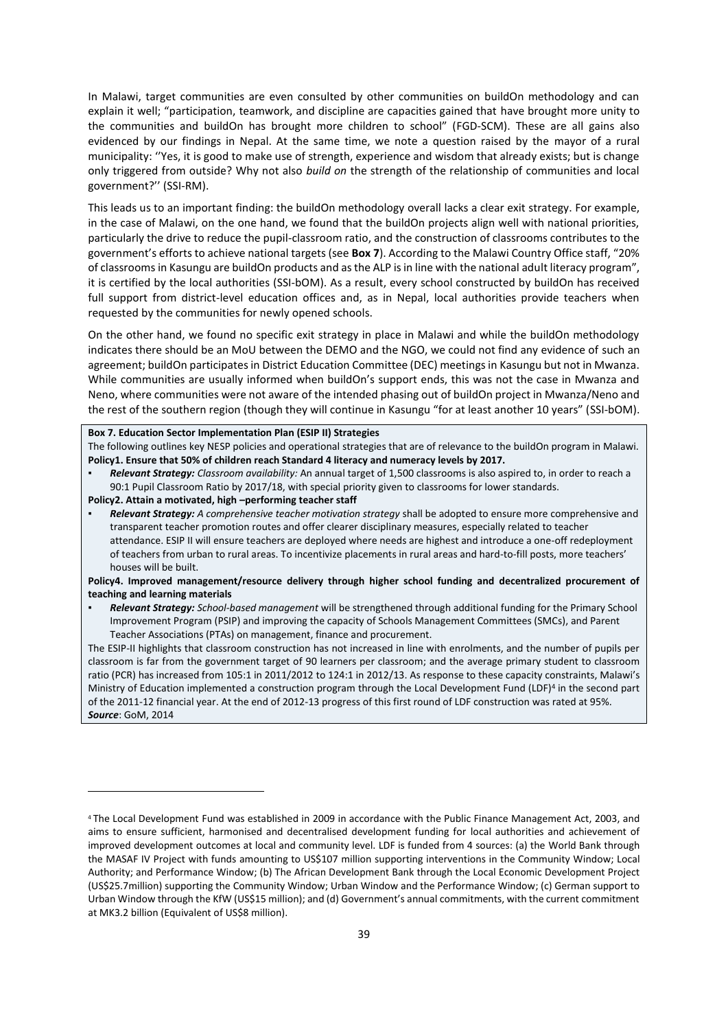In Malawi, target communities are even consulted by other communities on buildOn methodology and can explain it well; "participation, teamwork, and discipline are capacities gained that have brought more unity to the communities and buildOn has brought more children to school" (FGD-SCM). These are all gains also evidenced by our findings in Nepal. At the same time, we note a question raised by the mayor of a rural municipality: ''Yes, it is good to make use of strength, experience and wisdom that already exists; but is change only triggered from outside? Why not also *build on* the strength of the relationship of communities and local government?'' (SSI-RM).

This leads us to an important finding: the buildOn methodology overall lacks a clear exit strategy. For example, in the case of Malawi, on the one hand, we found that the buildOn projects align well with national priorities, particularly the drive to reduce the pupil-classroom ratio, and the construction of classrooms contributes to the government's efforts to achieve national targets (see **Box 7**). According to the Malawi Country Office staff, "20% of classrooms in Kasungu are buildOn products and as the ALP is in line with the national adult literacy program", it is certified by the local authorities (SSI-bOM). As a result, every school constructed by buildOn has received full support from district-level education offices and, as in Nepal, local authorities provide teachers when requested by the communities for newly opened schools.

On the other hand, we found no specific exit strategy in place in Malawi and while the buildOn methodology indicates there should be an MoU between the DEMO and the NGO, we could not find any evidence of such an agreement; buildOn participates in District Education Committee (DEC) meetings in Kasungu but not in Mwanza. While communities are usually informed when buildOn's support ends, this was not the case in Mwanza and Neno, where communities were not aware of the intended phasing out of buildOn project in Mwanza/Neno and the rest of the southern region (though they will continue in Kasungu "for at least another 10 years" (SSI-bOM).

**Box 7. Education Sector Implementation Plan (ESIP II) Strategies**

The following outlines key NESP policies and operational strategies that are of relevance to the buildOn program in Malawi.

**Policy1. Ensure that 50% of children reach Standard 4 literacy and numeracy levels by 2017.**

- ***Relevant Strategy:*** *Classroom availability:* An annual target of 1,500 classrooms is also aspired to, in order to reach a 90:1 Pupil Classroom Ratio by 2017/18, with special priority given to classrooms for lower standards.

**Policy2. Attain a motivated, high –performing teacher staff**

- ***Relevant Strategy:*** *A comprehensive teacher motivation strategy* shall be adopted to ensure more comprehensive and transparent teacher promotion routes and offer clearer disciplinary measures, especially related to teacher attendance. ESIP II will ensure teachers are deployed where needs are highest and introduce a one-off redeployment of teachers from urban to rural areas. To incentivize placements in rural areas and hard-to-fill posts, more teachers' houses will be built.

**Policy4. Improved management/resource delivery through higher school funding and decentralized procurement of teaching and learning materials**

- ***Relevant Strategy:*** *School-based management* will be strengthened through additional funding for the Primary School Improvement Program (PSIP) and improving the capacity of Schools Management Committees (SMCs), and Parent Teacher Associations (PTAs) on management, finance and procurement.

The ESIP-II highlights that classroom construction has not increased in line with enrolments, and the number of pupils per classroom is far from the government target of 90 learners per classroom; and the average primary student to classroom ratio (PCR) has increased from 105:1 in 2011/2012 to 124:1 in 2012/13. As response to these capacity constraints, Malawi's Ministry of Education implemented a construction program through the Local Development Fund (LDF)[4] in the second part of the 2011-12 financial year. At the end of 2012-13 progress of this first round of LDF construction was rated at 95%.

***Source***: GoM, 2014

[4] The Local Development Fund was established in 2009 in accordance with the Public Finance Management Act, 2003, and aims to ensure sufficient, harmonised and decentralised development funding for local authorities and achievement of improved development outcomes at local and community level. LDF is funded from 4 sources: (a) the World Bank through the MASAF IV Project with funds amounting to US$107 million supporting interventions in the Community Window; Local Authority; and Performance Window; (b) The African Development Bank through the Local Economic Development Project (US$25.7million) supporting the Community Window; Urban Window and the Performance Window; (c) German support to Urban Window through the KfW (US$15 million); and (d) Government's annual commitments, with the current commitment at MK3.2 billion (Equivalent of US$8 million).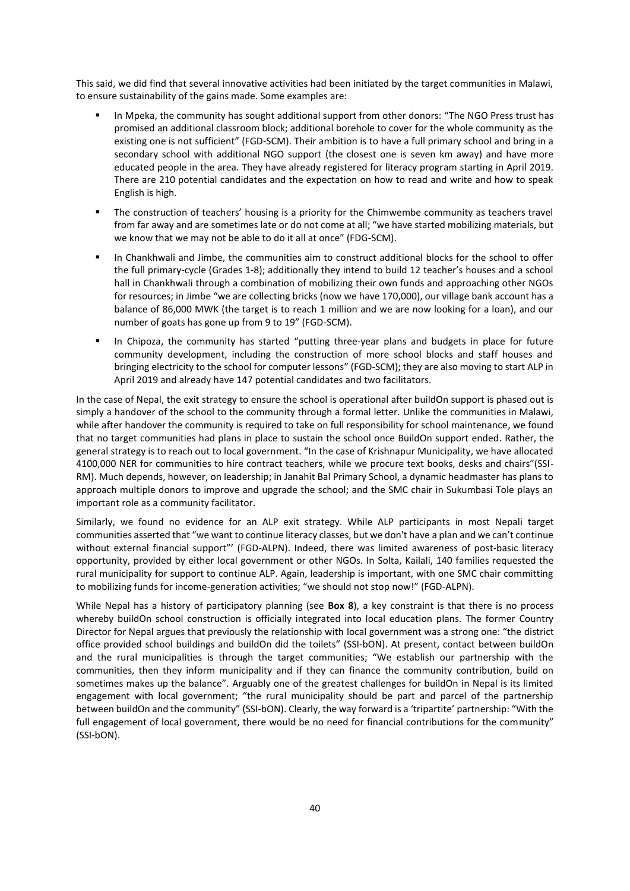This said, we did find that several innovative activities had been initiated by the target communities in Malawi, to ensure sustainability of the gains made. Some examples are:

- In Mpeka, the community has sought additional support from other donors: "The NGO Press trust has promised an additional classroom block; additional borehole to cover for the whole community as the existing one is not sufficient" (FGD-SCM). Their ambition is to have a full primary school and bring in a secondary school with additional NGO support (the closest one is seven km away) and have more educated people in the area. They have already registered for literacy program starting in April 2019. There are 210 potential candidates and the expectation on how to read and write and how to speak English is high.
- The construction of teachers' housing is a priority for the Chimwembe community as teachers travel from far away and are sometimes late or do not come at all; "we have started mobilizing materials, but we know that we may not be able to do it all at once" (FDG-SCM).
- In Chankhwali and Jimbe, the communities aim to construct additional blocks for the school to offer the full primary-cycle (Grades 1-8); additionally they intend to build 12 teacher's houses and a school hall in Chankhwali through a combination of mobilizing their own funds and approaching other NGOs for resources; in Jimbe "we are collecting bricks (now we have 170,000), our village bank account has a balance of 86,000 MWK (the target is to reach 1 million and we are now looking for a loan), and our number of goats has gone up from 9 to 19" (FGD-SCM).
- In Chipoza, the community has started "putting three-year plans and budgets in place for future community development, including the construction of more school blocks and staff houses and bringing electricity to the school for computer lessons" (FGD-SCM); they are also moving to start ALP in April 2019 and already have 147 potential candidates and two facilitators.

In the case of Nepal, the exit strategy to ensure the school is operational after buildOn support is phased out is simply a handover of the school to the community through a formal letter. Unlike the communities in Malawi, while after handover the community is required to take on full responsibility for school maintenance, we found that no target communities had plans in place to sustain the school once BuildOn support ended. Rather, the general strategy is to reach out to local government. "In the case of Krishnapur Municipality, we have allocated 4100,000 NER for communities to hire contract teachers, while we procure text books, desks and chairs"(SSI-RM). Much depends, however, on leadership; in Janahit Bal Primary School, a dynamic headmaster has plans to approach multiple donors to improve and upgrade the school; and the SMC chair in Sukumbasi Tole plays an important role as a community facilitator.

Similarly, we found no evidence for an ALP exit strategy. While ALP participants in most Nepali target communities asserted that "we want to continue literacy classes, but we don't have a plan and we can't continue without external financial support"' (FGD-ALPN). Indeed, there was limited awareness of post-basic literacy opportunity, provided by either local government or other NGOs. In Solta, Kailali, 140 families requested the rural municipality for support to continue ALP. Again, leadership is important, with one SMC chair committing to mobilizing funds for income-generation activities; "we should not stop now!" (FGD-ALPN).

While Nepal has a history of participatory planning (see **Box 8**), a key constraint is that there is no process whereby buildOn school construction is officially integrated into local education plans. The former Country Director for Nepal argues that previously the relationship with local government was a strong one: "the district office provided school buildings and buildOn did the toilets" (SSI-bON). At present, contact between buildOn and the rural municipalities is through the target communities; "We establish our partnership with the communities, then they inform municipality and if they can finance the community contribution, build on sometimes makes up the balance". Arguably one of the greatest challenges for buildOn in Nepal is its limited engagement with local government; "the rural municipality should be part and parcel of the partnership between buildOn and the community" (SSI-bON). Clearly, the way forward is a 'tripartite' partnership: "With the full engagement of local government, there would be no need for financial contributions for the community" (SSI-bON).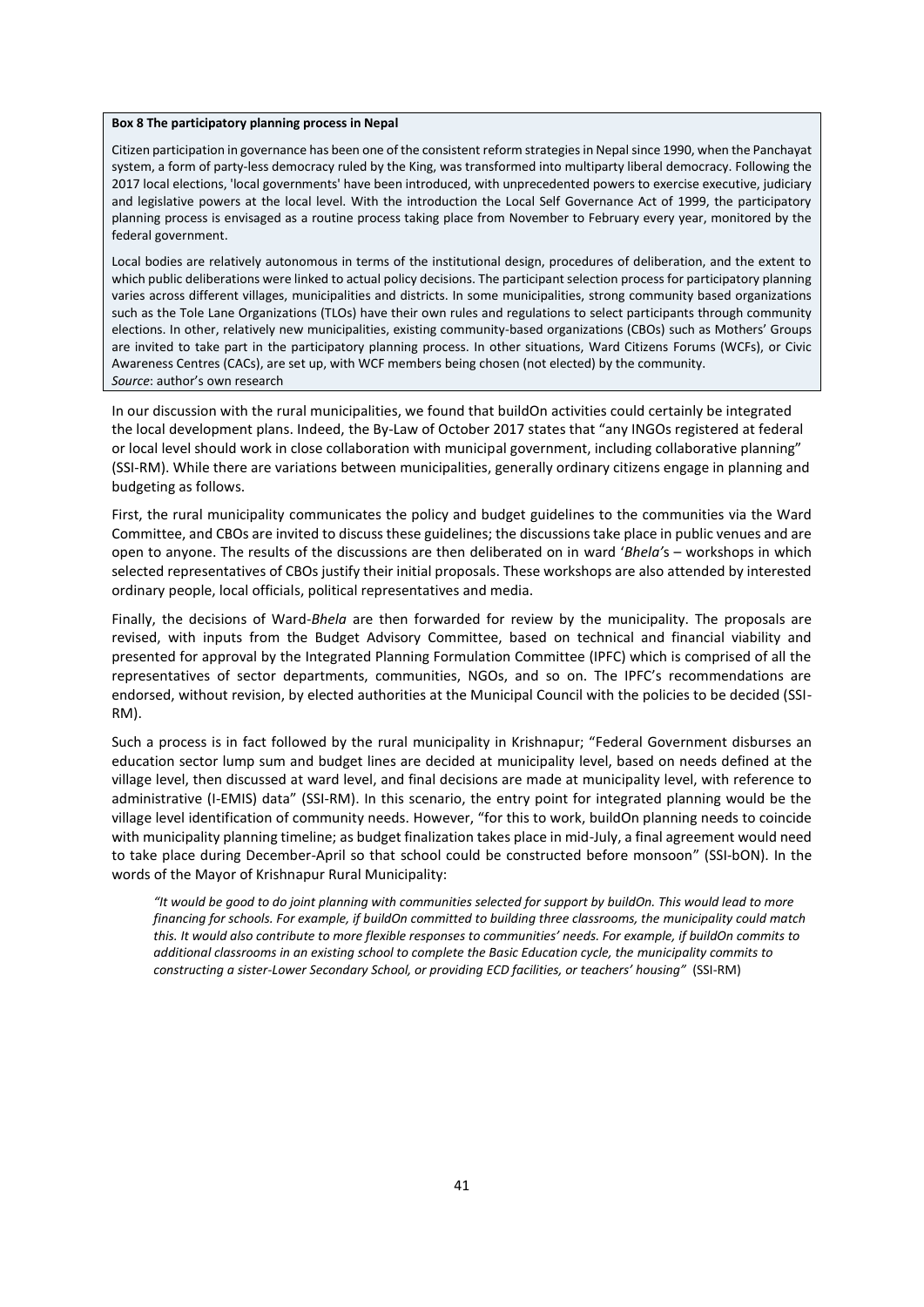**Box 8 The participatory planning process in Nepal**

Citizen participation in governance has been one of the consistent reform strategies in Nepal since 1990, when the Panchayat system, a form of party-less democracy ruled by the King, was transformed into multiparty liberal democracy. Following the 2017 local elections, 'local governments' have been introduced, with unprecedented powers to exercise executive, judiciary and legislative powers at the local level. With the introduction the Local Self Governance Act of 1999, the participatory planning process is envisaged as a routine process taking place from November to February every year, monitored by the federal government.

Local bodies are relatively autonomous in terms of the institutional design, procedures of deliberation, and the extent to which public deliberations were linked to actual policy decisions. The participant selection process for participatory planning varies across different villages, municipalities and districts. In some municipalities, strong community based organizations such as the Tole Lane Organizations (TLOs) have their own rules and regulations to select participants through community elections. In other, relatively new municipalities, existing community-based organizations (CBOs) such as Mothers' Groups are invited to take part in the participatory planning process. In other situations, Ward Citizens Forums (WCFs), or Civic Awareness Centres (CACs), are set up, with WCF members being chosen (not elected) by the community.

*Source*: author's own research

In our discussion with the rural municipalities, we found that buildOn activities could certainly be integrated the local development plans. Indeed, the By-Law of October 2017 states that "any INGOs registered at federal or local level should work in close collaboration with municipal government, including collaborative planning" (SSI-RM). While there are variations between municipalities, generally ordinary citizens engage in planning and budgeting as follows.

First, the rural municipality communicates the policy and budget guidelines to the communities via the Ward Committee, and CBOs are invited to discuss these guidelines; the discussions take place in public venues and are open to anyone. The results of the discussions are then deliberated on in ward '*Bhela'*s – workshops in which selected representatives of CBOs justify their initial proposals. These workshops are also attended by interested ordinary people, local officials, political representatives and media.

Finally, the decisions of Ward-*Bhela* are then forwarded for review by the municipality. The proposals are revised, with inputs from the Budget Advisory Committee, based on technical and financial viability and presented for approval by the Integrated Planning Formulation Committee (IPFC) which is comprised of all the representatives of sector departments, communities, NGOs, and so on. The IPFC's recommendations are endorsed, without revision, by elected authorities at the Municipal Council with the policies to be decided (SSI-RM).

Such a process is in fact followed by the rural municipality in Krishnapur; "Federal Government disburses an education sector lump sum and budget lines are decided at municipality level, based on needs defined at the village level, then discussed at ward level, and final decisions are made at municipality level, with reference to administrative (I-EMIS) data" (SSI-RM). In this scenario, the entry point for integrated planning would be the village level identification of community needs. However, "for this to work, buildOn planning needs to coincide with municipality planning timeline; as budget finalization takes place in mid-July, a final agreement would need to take place during December-April so that school could be constructed before monsoon" (SSI-bON). In the words of the Mayor of Krishnapur Rural Municipality:

> *"It would be good to do joint planning with communities selected for support by buildOn. This would lead to more financing for schools. For example, if buildOn committed to building three classrooms, the municipality could match this. It would also contribute to more flexible responses to communities' needs. For example, if buildOn commits to additional classrooms in an existing school to complete the Basic Education cycle, the municipality commits to constructing a sister-Lower Secondary School, or providing ECD facilities, or teachers' housing"* (SSI-RM)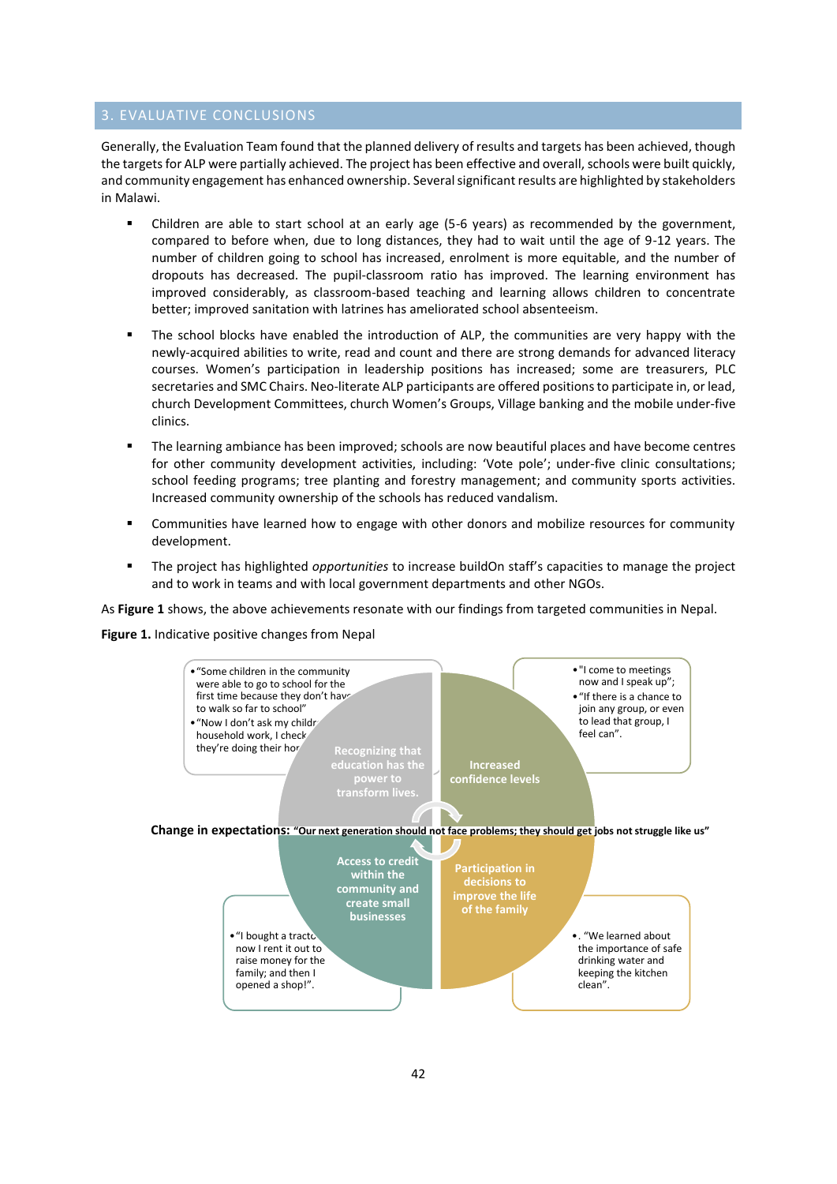## 3. EVALUATIVE CONCLUSIONS

Generally, the Evaluation Team found that the planned delivery of results and targets has been achieved, though the targets for ALP were partially achieved. The project has been effective and overall, schools were built quickly, and community engagement has enhanced ownership. Several significant results are highlighted by stakeholders in Malawi.

- Children are able to start school at an early age (5-6 years) as recommended by the government, compared to before when, due to long distances, they had to wait until the age of 9-12 years. The number of children going to school has increased, enrolment is more equitable, and the number of dropouts has decreased. The pupil-classroom ratio has improved. The learning environment has improved considerably, as classroom-based teaching and learning allows children to concentrate better; improved sanitation with latrines has ameliorated school absenteeism.
- The school blocks have enabled the introduction of ALP, the communities are very happy with the newly-acquired abilities to write, read and count and there are strong demands for advanced literacy courses. Women's participation in leadership positions has increased; some are treasurers, PLC secretaries and SMC Chairs. Neo-literate ALP participants are offered positions to participate in, or lead, church Development Committees, church Women's Groups, Village banking and the mobile under-five clinics.
- The learning ambiance has been improved; schools are now beautiful places and have become centres for other community development activities, including: 'Vote pole'; under-five clinic consultations; school feeding programs; tree planting and forestry management; and community sports activities. Increased community ownership of the schools has reduced vandalism.
- Communities have learned how to engage with other donors and mobilize resources for community development.
- The project has highlighted *opportunities* to increase buildOn staff's capacities to manage the project and to work in teams and with local government departments and other NGOs.

As **Figure 1** shows, the above achievements resonate with our findings from targeted communities in Nepal.

**Figure 1.** Indicative positive changes from Nepal

- "Some children in the community were able to go to school for the first time because they don't have to walk so far to school"
- "Now I don't ask my children household work, I check they're doing their homework"

Recognizing that education has the power to transform lives.

- "I come to meetings now and I speak up";
- "If there is a chance to join any group, or even to lead that group, I feel can".

Increased confidence levels

**Change in expectations:** **"Our next generation should not face problems; they should get jobs not struggle like us"**

Access to credit within the community and create small businesses

- "I bought a tractor, now I rent it out to raise money for the family; and then I opened a shop!".

Participation in decisions to improve the life of the family

- "We learned about the importance of safe drinking water and keeping the kitchen clean".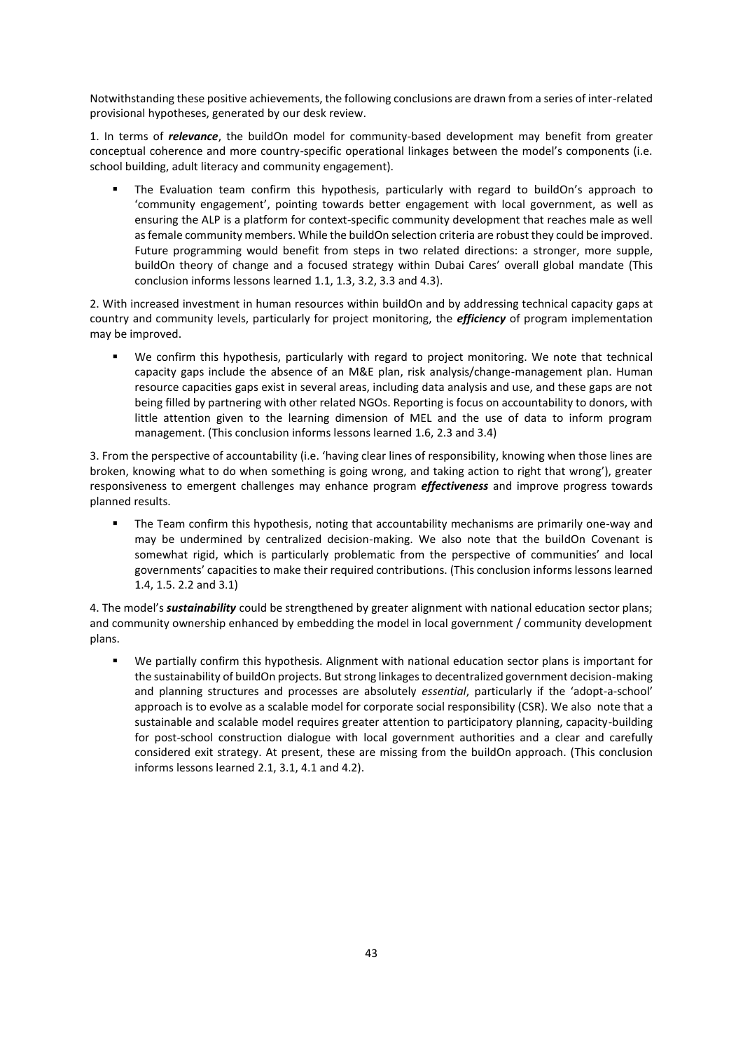Notwithstanding these positive achievements, the following conclusions are drawn from a series of inter-related provisional hypotheses, generated by our desk review.

1. In terms of ***relevance***, the buildOn model for community-based development may benefit from greater conceptual coherence and more country-specific operational linkages between the model's components (i.e. school building, adult literacy and community engagement).

- The Evaluation team confirm this hypothesis, particularly with regard to buildOn's approach to 'community engagement', pointing towards better engagement with local government, as well as ensuring the ALP is a platform for context-specific community development that reaches male as well as female community members. While the buildOn selection criteria are robust they could be improved. Future programming would benefit from steps in two related directions: a stronger, more supple, buildOn theory of change and a focused strategy within Dubai Cares' overall global mandate (This conclusion informs lessons learned 1.1, 1.3, 3.2, 3.3 and 4.3).

2. With increased investment in human resources within buildOn and by addressing technical capacity gaps at country and community levels, particularly for project monitoring, the ***efficiency*** of program implementation may be improved.

- We confirm this hypothesis, particularly with regard to project monitoring. We note that technical capacity gaps include the absence of an M&E plan, risk analysis/change-management plan. Human resource capacities gaps exist in several areas, including data analysis and use, and these gaps are not being filled by partnering with other related NGOs. Reporting is focus on accountability to donors, with little attention given to the learning dimension of MEL and the use of data to inform program management. (This conclusion informs lessons learned 1.6, 2.3 and 3.4)

3. From the perspective of accountability (i.e. 'having clear lines of responsibility, knowing when those lines are broken, knowing what to do when something is going wrong, and taking action to right that wrong'), greater responsiveness to emergent challenges may enhance program ***effectiveness*** and improve progress towards planned results.

- The Team confirm this hypothesis, noting that accountability mechanisms are primarily one-way and may be undermined by centralized decision-making. We also note that the buildOn Covenant is somewhat rigid, which is particularly problematic from the perspective of communities' and local governments' capacities to make their required contributions. (This conclusion informs lessons learned 1.4, 1.5. 2.2 and 3.1)

4. The model's ***sustainability*** could be strengthened by greater alignment with national education sector plans; and community ownership enhanced by embedding the model in local government / community development plans.

- We partially confirm this hypothesis. Alignment with national education sector plans is important for the sustainability of buildOn projects. But strong linkages to decentralized government decision-making and planning structures and processes are absolutely *essential*, particularly if the 'adopt-a-school' approach is to evolve as a scalable model for corporate social responsibility (CSR). We also note that a sustainable and scalable model requires greater attention to participatory planning, capacity-building for post-school construction dialogue with local government authorities and a clear and carefully considered exit strategy. At present, these are missing from the buildOn approach. (This conclusion informs lessons learned 2.1, 3.1, 4.1 and 4.2).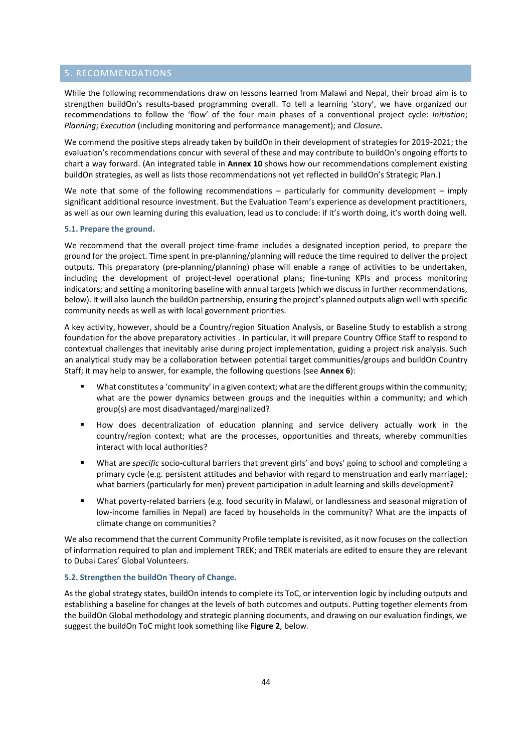## 5. RECOMMENDATIONS

While the following recommendations draw on lessons learned from Malawi and Nepal, their broad aim is to strengthen buildOn's results-based programming overall. To tell a learning 'story', we have organized our recommendations to follow the 'flow' of the four main phases of a conventional project cycle: *Initiation*; *Planning*; *Execution* (including monitoring and performance management); and ***Closure.***

We commend the positive steps already taken by buildOn in their development of strategies for 2019-2021; the evaluation's recommendations concur with several of these and may contribute to buildOn's ongoing efforts to chart a way forward. (An integrated table in **Annex 10** shows how our recommendations complement existing buildOn strategies, as well as lists those recommendations not yet reflected in buildOn's Strategic Plan.)

We note that some of the following recommendations – particularly for community development – imply significant additional resource investment. But the Evaluation Team's experience as development practitioners, as well as our own learning during this evaluation, lead us to conclude: if it's worth doing, it's worth doing well.

### 5.1. Prepare the ground.

We recommend that the overall project time-frame includes a designated inception period, to prepare the ground for the project. Time spent in pre-planning/planning will reduce the time required to deliver the project outputs. This preparatory (pre-planning/planning) phase will enable a range of activities to be undertaken, including the development of project-level operational plans; fine-tuning KPIs and process monitoring indicators; and setting a monitoring baseline with annual targets (which we discuss in further recommendations, below). It will also launch the buildOn partnership, ensuring the project's planned outputs align well with specific community needs as well as with local government priorities.

A key activity, however, should be a Country/region Situation Analysis, or Baseline Study to establish a strong foundation for the above preparatory activities . In particular, it will prepare Country Office Staff to respond to contextual challenges that inevitably arise during project implementation, guiding a project risk analysis. Such an analytical study may be a collaboration between potential target communities/groups and buildOn Country Staff; it may help to answer, for example, the following questions (see **Annex 6**):

- What constitutes a 'community' in a given context; what are the different groups within the community; what are the power dynamics between groups and the inequities within a community; and which group(s) are most disadvantaged/marginalized?
- How does decentralization of education planning and service delivery actually work in the country/region context; what are the processes, opportunities and threats, whereby communities interact with local authorities?
- What are *specific* socio-cultural barriers that prevent girls' and boys' going to school and completing a primary cycle (e.g. persistent attitudes and behavior with regard to menstruation and early marriage); what barriers (particularly for men) prevent participation in adult learning and skills development?
- What poverty-related barriers (e.g. food security in Malawi, or landlessness and seasonal migration of low-income families in Nepal) are faced by households in the community? What are the impacts of climate change on communities?

We also recommend that the current Community Profile template is revisited, as it now focuses on the collection of information required to plan and implement TREK; and TREK materials are edited to ensure they are relevant to Dubai Cares' Global Volunteers.

### 5.2. Strengthen the buildOn Theory of Change.

As the global strategy states, buildOn intends to complete its ToC, or intervention logic by including outputs and establishing a baseline for changes at the levels of both outcomes and outputs. Putting together elements from the buildOn Global methodology and strategic planning documents, and drawing on our evaluation findings, we suggest the buildOn ToC might look something like **Figure 2**, below.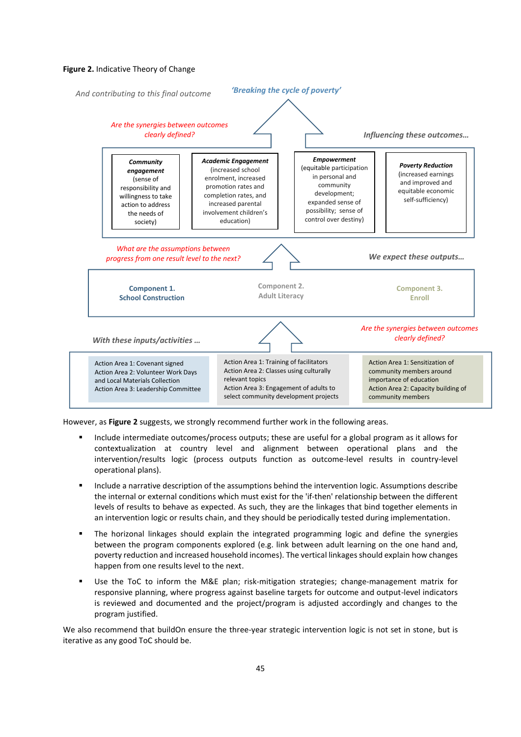**Figure 2.** Indicative Theory of Change

*And contributing to this final outcome* — *'Breaking the cycle of poverty'*

*Are the synergies between outcomes clearly defined?*

*Influencing these outcomes…*

| ***Community engagement*** (sense of responsibility and willingness to take action to address the needs of society) | ***Academic Engagement*** (increased school enrolment, increased promotion rates and completion rates, and increased parental involvement children's education) | ***Empowerment*** (equitable participation in personal and community development; expanded sense of possibility; sense of control over destiny) | ***Poverty Reduction*** (increased earnings and improved and equitable economic self-sufficiency) |
|---|---|---|---|

*What are the assumptions between progress from one result level to the next?*

*We expect these outputs…*

| **Component 1. School Construction** | **Component 2. Adult Literacy** | **Component 3. Enroll** |
|---|---|---|

*Are the synergies between outcomes clearly defined?*

*With these inputs/activities …*

| Action Area 1: Covenant signed<br>Action Area 2: Volunteer Work Days and Local Materials Collection<br>Action Area 3: Leadership Committee | Action Area 1: Training of facilitators<br>Action Area 2: Classes using culturally relevant topics<br>Action Area 3: Engagement of adults to select community development projects | Action Area 1: Sensitization of community members around importance of education<br>Action Area 2: Capacity building of community members |
|---|---|---|

However, as **Figure 2** suggests, we strongly recommend further work in the following areas.

- Include intermediate outcomes/process outputs; these are useful for a global program as it allows for contextualization at country level and alignment between operational plans and the intervention/results logic (process outputs function as outcome-level results in country-level operational plans).
- Include a narrative description of the assumptions behind the intervention logic. Assumptions describe the internal or external conditions which must exist for the 'if-then' relationship between the different levels of results to behave as expected. As such, they are the linkages that bind together elements in an intervention logic or results chain, and they should be periodically tested during implementation.
- The horizonal linkages should explain the integrated programming logic and define the synergies between the program components explored (e.g. link between adult learning on the one hand and, poverty reduction and increased household incomes). The vertical linkages should explain how changes happen from one results level to the next.
- Use the ToC to inform the M&E plan; risk-mitigation strategies; change-management matrix for responsive planning, where progress against baseline targets for outcome and output-level indicators is reviewed and documented and the project/program is adjusted accordingly and changes to the program justified.

We also recommend that buildOn ensure the three-year strategic intervention logic is not set in stone, but is iterative as any good ToC should be.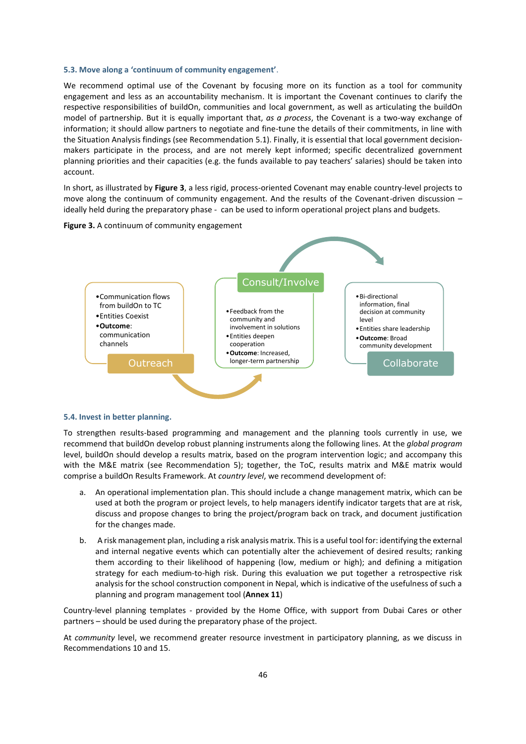**5.3. Move along a 'continuum of community engagement'**.

We recommend optimal use of the Covenant by focusing more on its function as a tool for community engagement and less as an accountability mechanism. It is important the Covenant continues to clarify the respective responsibilities of buildOn, communities and local government, as well as articulating the buildOn model of partnership. But it is equally important that, *as a process*, the Covenant is a two-way exchange of information; it should allow partners to negotiate and fine-tune the details of their commitments, in line with the Situation Analysis findings (see Recommendation 5.1). Finally, it is essential that local government decision-makers participate in the process, and are not merely kept informed; specific decentralized government planning priorities and their capacities (e.g. the funds available to pay teachers' salaries) should be taken into account.

In short, as illustrated by **Figure 3**, a less rigid, process-oriented Covenant may enable country-level projects to move along the continuum of community engagement. And the results of the Covenant-driven discussion – ideally held during the preparatory phase - can be used to inform operational project plans and budgets.

**Figure 3.** A continuum of community engagement

**Outreach**
- Communication flows from buildOn to TC
- Entities Coexist
- **Outcome**: communication channels

**Consult/Involve**
- Feedback from the community and involvement in solutions
- Entities deepen cooperation
- **Outcome**: Increased, longer-term partnership

**Collaborate**
- Bi-directional information, final decision at community level
- Entities share leadership
- **Outcome**: Broad community development

**5.4. Invest in better planning.**

To strengthen results-based programming and management and the planning tools currently in use, we recommend that buildOn develop robust planning instruments along the following lines. At the *global program* level, buildOn should develop a results matrix, based on the program intervention logic; and accompany this with the M&E matrix (see Recommendation 5); together, the ToC, results matrix and M&E matrix would comprise a buildOn Results Framework. At *country level*, we recommend development of:

a. An operational implementation plan. This should include a change management matrix, which can be used at both the program or project levels, to help managers identify indicator targets that are at risk, discuss and propose changes to bring the project/program back on track, and document justification for the changes made.

b. A risk management plan, including a risk analysis matrix. This is a useful tool for: identifying the external and internal negative events which can potentially alter the achievement of desired results; ranking them according to their likelihood of happening (low, medium or high); and defining a mitigation strategy for each medium-to-high risk. During this evaluation we put together a retrospective risk analysis for the school construction component in Nepal, which is indicative of the usefulness of such a planning and program management tool (**Annex 11**)

Country-level planning templates - provided by the Home Office, with support from Dubai Cares or other partners – should be used during the preparatory phase of the project.

At *community* level, we recommend greater resource investment in participatory planning, as we discuss in Recommendations 10 and 15.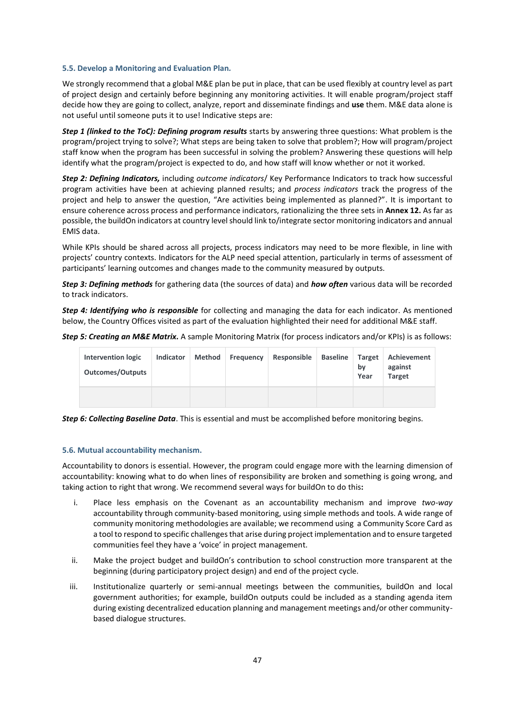### 5.5. Develop a Monitoring and Evaluation Plan.

We strongly recommend that a global M&E plan be put in place, that can be used flexibly at country level as part of project design and certainly before beginning any monitoring activities. It will enable program/project staff decide how they are going to collect, analyze, report and disseminate findings and **use** them. M&E data alone is not useful until someone puts it to use! Indicative steps are:

***Step 1 (linked to the ToC): Defining program results*** starts by answering three questions: What problem is the program/project trying to solve?; What steps are being taken to solve that problem?; How will program/project staff know when the program has been successful in solving the problem? Answering these questions will help identify what the program/project is expected to do, and how staff will know whether or not it worked.

***Step 2: Defining Indicators,*** including *outcome indicators*/ Key Performance Indicators to track how successful program activities have been at achieving planned results; and *process indicators* track the progress of the project and help to answer the question, "Are activities being implemented as planned?". It is important to ensure coherence across process and performance indicators, rationalizing the three sets in **Annex 12.** As far as possible, the buildOn indicators at country level should link to/integrate sector monitoring indicators and annual EMIS data.

While KPIs should be shared across all projects, process indicators may need to be more flexible, in line with projects' country contexts. Indicators for the ALP need special attention, particularly in terms of assessment of participants' learning outcomes and changes made to the community measured by outputs.

***Step 3: Defining methods*** for gathering data (the sources of data) and ***how often*** various data will be recorded to track indicators.

***Step 4: Identifying who is responsible*** for collecting and managing the data for each indicator. As mentioned below, the Country Offices visited as part of the evaluation highlighted their need for additional M&E staff.

***Step 5: Creating an M&E Matrix.*** A sample Monitoring Matrix (for process indicators and/or KPIs) is as follows:

| Intervention logic Outcomes/Outputs | Indicator | Method | Frequency | Responsible | Baseline | Target by Year | Achievement against Target |
|---|---|---|---|---|---|---|---|
| | | | | | | | |

***Step 6: Collecting Baseline Data***. This is essential and must be accomplished before monitoring begins.

### 5.6. Mutual accountability mechanism.

Accountability to donors is essential. However, the program could engage more with the learning dimension of accountability: knowing what to do when lines of responsibility are broken and something is going wrong, and taking action to right that wrong. We recommend several ways for buildOn to do this**:**

i. Place less emphasis on the Covenant as an accountability mechanism and improve *two-way* accountability through community-based monitoring, using simple methods and tools. A wide range of community monitoring methodologies are available; we recommend using a Community Score Card as a tool to respond to specific challenges that arise during project implementation and to ensure targeted communities feel they have a 'voice' in project management.

ii. Make the project budget and buildOn's contribution to school construction more transparent at the beginning (during participatory project design) and end of the project cycle.

iii. Institutionalize quarterly or semi-annual meetings between the communities, buildOn and local government authorities; for example, buildOn outputs could be included as a standing agenda item during existing decentralized education planning and management meetings and/or other community-based dialogue structures.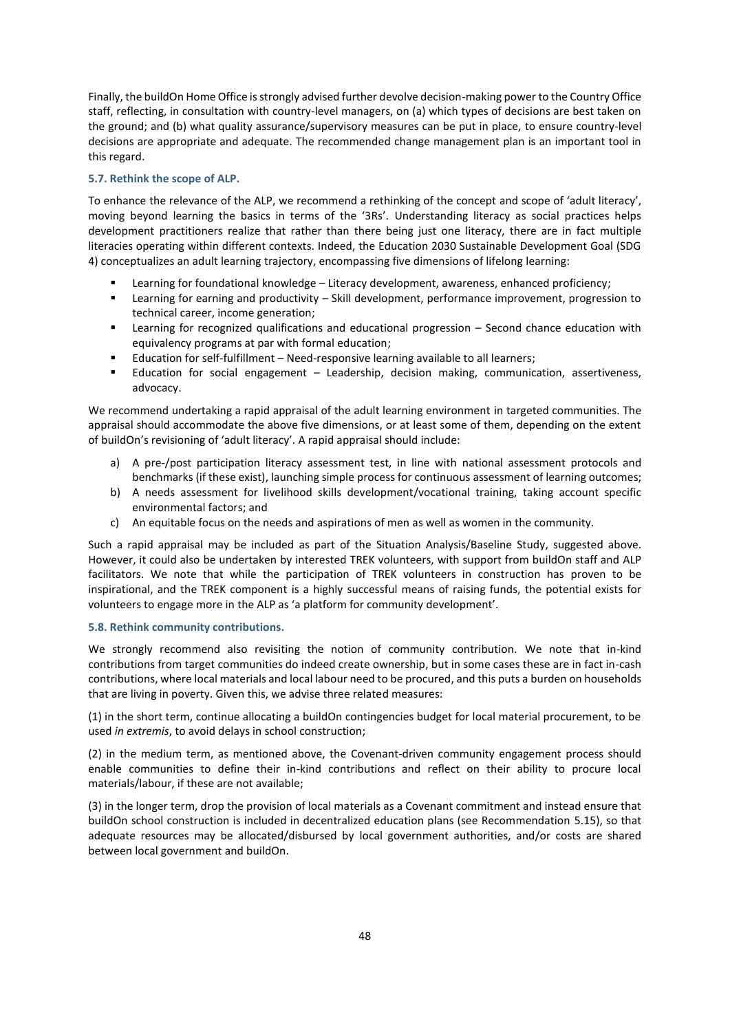Finally, the buildOn Home Office is strongly advised further devolve decision-making power to the Country Office staff, reflecting, in consultation with country-level managers, on (a) which types of decisions are best taken on the ground; and (b) what quality assurance/supervisory measures can be put in place, to ensure country-level decisions are appropriate and adequate. The recommended change management plan is an important tool in this regard.

### 5.7. Rethink the scope of ALP.

To enhance the relevance of the ALP, we recommend a rethinking of the concept and scope of 'adult literacy', moving beyond learning the basics in terms of the '3Rs'. Understanding literacy as social practices helps development practitioners realize that rather than there being just one literacy, there are in fact multiple literacies operating within different contexts. Indeed, the Education 2030 Sustainable Development Goal (SDG 4) conceptualizes an adult learning trajectory, encompassing five dimensions of lifelong learning:

- Learning for foundational knowledge – Literacy development, awareness, enhanced proficiency;
- Learning for earning and productivity – Skill development, performance improvement, progression to technical career, income generation;
- Learning for recognized qualifications and educational progression – Second chance education with equivalency programs at par with formal education;
- Education for self-fulfillment – Need-responsive learning available to all learners;
- Education for social engagement – Leadership, decision making, communication, assertiveness, advocacy.

We recommend undertaking a rapid appraisal of the adult learning environment in targeted communities. The appraisal should accommodate the above five dimensions, or at least some of them, depending on the extent of buildOn's revisioning of 'adult literacy'. A rapid appraisal should include:

a) A pre-/post participation literacy assessment test, in line with national assessment protocols and benchmarks (if these exist), launching simple process for continuous assessment of learning outcomes;
b) A needs assessment for livelihood skills development/vocational training, taking account specific environmental factors; and
c) An equitable focus on the needs and aspirations of men as well as women in the community.

Such a rapid appraisal may be included as part of the Situation Analysis/Baseline Study, suggested above. However, it could also be undertaken by interested TREK volunteers, with support from buildOn staff and ALP facilitators. We note that while the participation of TREK volunteers in construction has proven to be inspirational, and the TREK component is a highly successful means of raising funds, the potential exists for volunteers to engage more in the ALP as 'a platform for community development'.

### 5.8. Rethink community contributions.

We strongly recommend also revisiting the notion of community contribution. We note that in-kind contributions from target communities do indeed create ownership, but in some cases these are in fact in-cash contributions, where local materials and local labour need to be procured, and this puts a burden on households that are living in poverty. Given this, we advise three related measures:

(1) in the short term, continue allocating a buildOn contingencies budget for local material procurement, to be used *in extremis*, to avoid delays in school construction;

(2) in the medium term, as mentioned above, the Covenant-driven community engagement process should enable communities to define their in-kind contributions and reflect on their ability to procure local materials/labour, if these are not available;

(3) in the longer term, drop the provision of local materials as a Covenant commitment and instead ensure that buildOn school construction is included in decentralized education plans (see Recommendation 5.15), so that adequate resources may be allocated/disbursed by local government authorities, and/or costs are shared between local government and buildOn.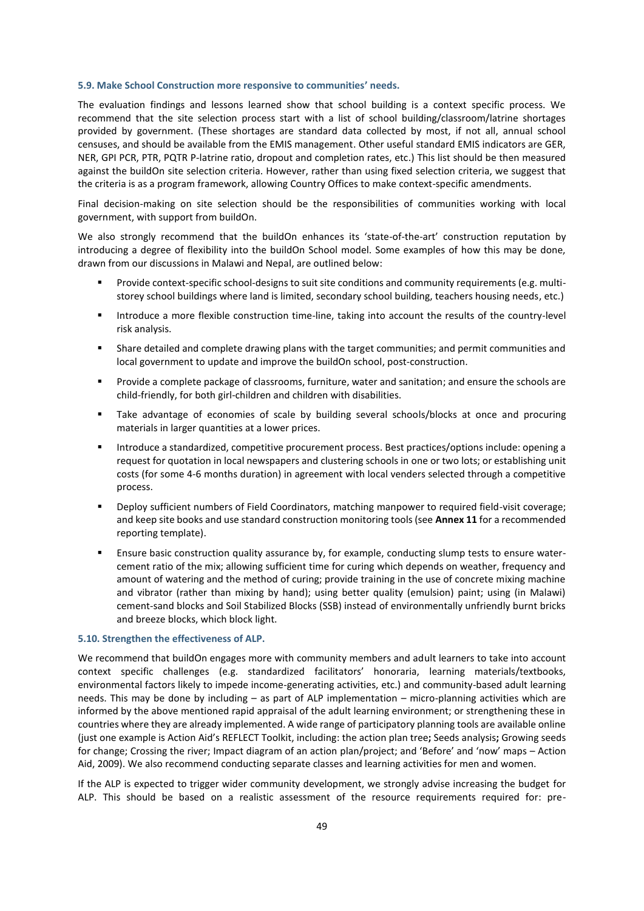### 5.9. Make School Construction more responsive to communities' needs.

The evaluation findings and lessons learned show that school building is a context specific process. We recommend that the site selection process start with a list of school building/classroom/latrine shortages provided by government. (These shortages are standard data collected by most, if not all, annual school censuses, and should be available from the EMIS management. Other useful standard EMIS indicators are GER, NER, GPI PCR, PTR, PQTR P-latrine ratio, dropout and completion rates, etc.) This list should be then measured against the buildOn site selection criteria. However, rather than using fixed selection criteria, we suggest that the criteria is as a program framework, allowing Country Offices to make context-specific amendments.

Final decision-making on site selection should be the responsibilities of communities working with local government, with support from buildOn.

We also strongly recommend that the buildOn enhances its 'state-of-the-art' construction reputation by introducing a degree of flexibility into the buildOn School model. Some examples of how this may be done, drawn from our discussions in Malawi and Nepal, are outlined below:

- Provide context-specific school-designs to suit site conditions and community requirements (e.g. multi-storey school buildings where land is limited, secondary school building, teachers housing needs, etc.)
- Introduce a more flexible construction time-line, taking into account the results of the country-level risk analysis.
- Share detailed and complete drawing plans with the target communities; and permit communities and local government to update and improve the buildOn school, post-construction.
- Provide a complete package of classrooms, furniture, water and sanitation; and ensure the schools are child-friendly, for both girl-children and children with disabilities.
- Take advantage of economies of scale by building several schools/blocks at once and procuring materials in larger quantities at a lower prices.
- Introduce a standardized, competitive procurement process. Best practices/options include: opening a request for quotation in local newspapers and clustering schools in one or two lots; or establishing unit costs (for some 4-6 months duration) in agreement with local venders selected through a competitive process.
- Deploy sufficient numbers of Field Coordinators, matching manpower to required field-visit coverage; and keep site books and use standard construction monitoring tools (see **Annex 11** for a recommended reporting template).
- Ensure basic construction quality assurance by, for example, conducting slump tests to ensure water-cement ratio of the mix; allowing sufficient time for curing which depends on weather, frequency and amount of watering and the method of curing; provide training in the use of concrete mixing machine and vibrator (rather than mixing by hand); using better quality (emulsion) paint; using (in Malawi) cement-sand blocks and Soil Stabilized Blocks (SSB) instead of environmentally unfriendly burnt bricks and breeze blocks, which block light.

### 5.10. Strengthen the effectiveness of ALP.

We recommend that buildOn engages more with community members and adult learners to take into account context specific challenges (e.g. standardized facilitators' honoraria, learning materials/textbooks, environmental factors likely to impede income-generating activities, etc.) and community-based adult learning needs. This may be done by including – as part of ALP implementation – micro-planning activities which are informed by the above mentioned rapid appraisal of the adult learning environment; or strengthening these in countries where they are already implemented. A wide range of participatory planning tools are available online (just one example is Action Aid's REFLECT Toolkit, including: the action plan tree**;** Seeds analysis**;** Growing seeds for change; Crossing the river; Impact diagram of an action plan/project; and 'Before' and 'now' maps – Action Aid, 2009). We also recommend conducting separate classes and learning activities for men and women.

If the ALP is expected to trigger wider community development, we strongly advise increasing the budget for ALP. This should be based on a realistic assessment of the resource requirements required for: pre-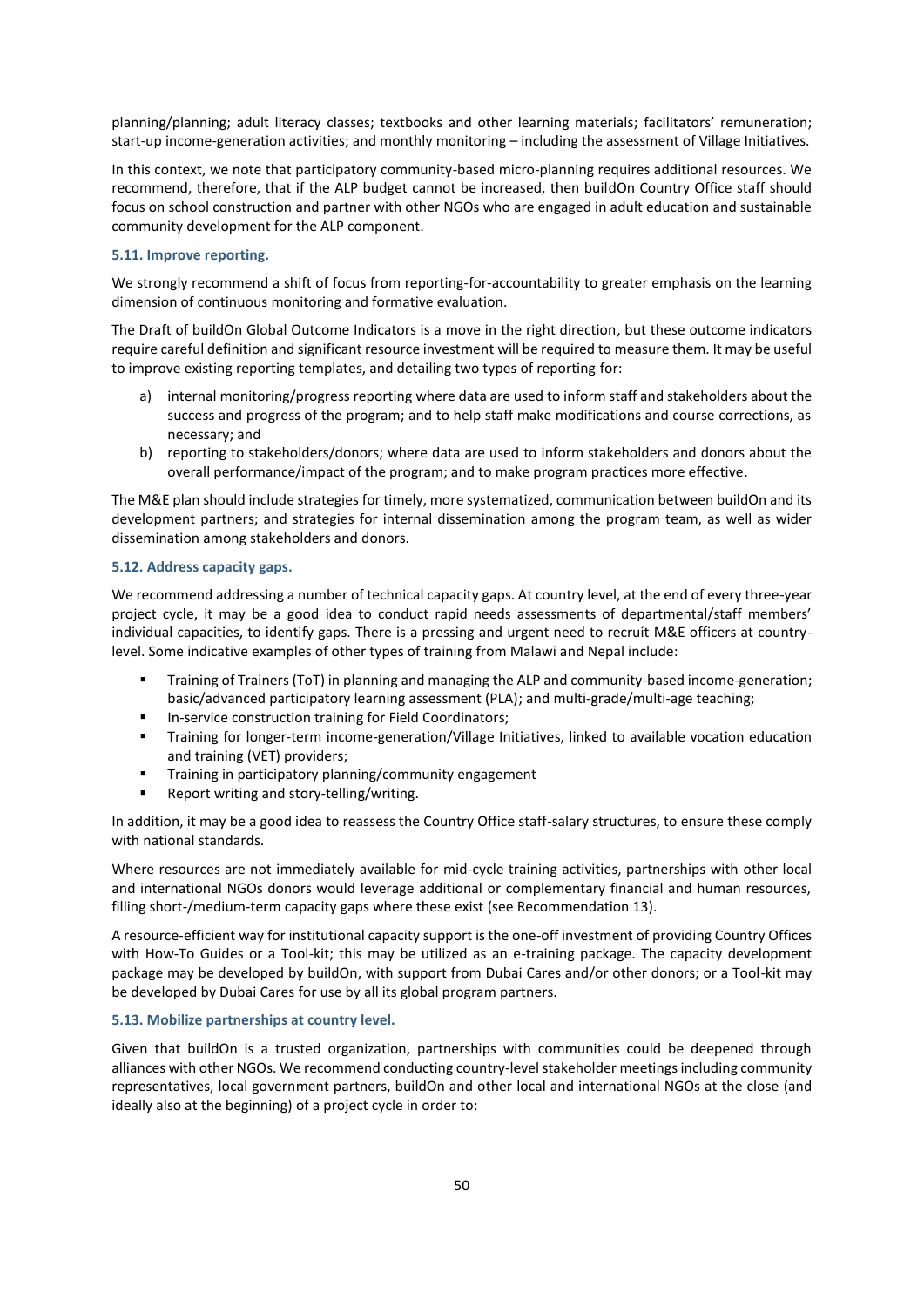planning/planning; adult literacy classes; textbooks and other learning materials; facilitators' remuneration; start-up income-generation activities; and monthly monitoring – including the assessment of Village Initiatives.

In this context, we note that participatory community-based micro-planning requires additional resources. We recommend, therefore, that if the ALP budget cannot be increased, then buildOn Country Office staff should focus on school construction and partner with other NGOs who are engaged in adult education and sustainable community development for the ALP component.

### 5.11. Improve reporting.

We strongly recommend a shift of focus from reporting-for-accountability to greater emphasis on the learning dimension of continuous monitoring and formative evaluation.

The Draft of buildOn Global Outcome Indicators is a move in the right direction, but these outcome indicators require careful definition and significant resource investment will be required to measure them. It may be useful to improve existing reporting templates, and detailing two types of reporting for:

a) internal monitoring/progress reporting where data are used to inform staff and stakeholders about the success and progress of the program; and to help staff make modifications and course corrections, as necessary; and
b) reporting to stakeholders/donors; where data are used to inform stakeholders and donors about the overall performance/impact of the program; and to make program practices more effective.

The M&E plan should include strategies for timely, more systematized, communication between buildOn and its development partners; and strategies for internal dissemination among the program team, as well as wider dissemination among stakeholders and donors.

### 5.12. Address capacity gaps.

We recommend addressing a number of technical capacity gaps. At country level, at the end of every three-year project cycle, it may be a good idea to conduct rapid needs assessments of departmental/staff members' individual capacities, to identify gaps. There is a pressing and urgent need to recruit M&E officers at country-level. Some indicative examples of other types of training from Malawi and Nepal include:

- Training of Trainers (ToT) in planning and managing the ALP and community-based income-generation; basic/advanced participatory learning assessment (PLA); and multi-grade/multi-age teaching;
- In-service construction training for Field Coordinators;
- Training for longer-term income-generation/Village Initiatives, linked to available vocation education and training (VET) providers;
- Training in participatory planning/community engagement
- Report writing and story-telling/writing.

In addition, it may be a good idea to reassess the Country Office staff-salary structures, to ensure these comply with national standards.

Where resources are not immediately available for mid-cycle training activities, partnerships with other local and international NGOs donors would leverage additional or complementary financial and human resources, filling short-/medium-term capacity gaps where these exist (see Recommendation 13).

A resource-efficient way for institutional capacity support is the one-off investment of providing Country Offices with How-To Guides or a Tool-kit; this may be utilized as an e-training package. The capacity development package may be developed by buildOn, with support from Dubai Cares and/or other donors; or a Tool-kit may be developed by Dubai Cares for use by all its global program partners.

### 5.13. Mobilize partnerships at country level.

Given that buildOn is a trusted organization, partnerships with communities could be deepened through alliances with other NGOs. We recommend conducting country-level stakeholder meetings including community representatives, local government partners, buildOn and other local and international NGOs at the close (and ideally also at the beginning) of a project cycle in order to: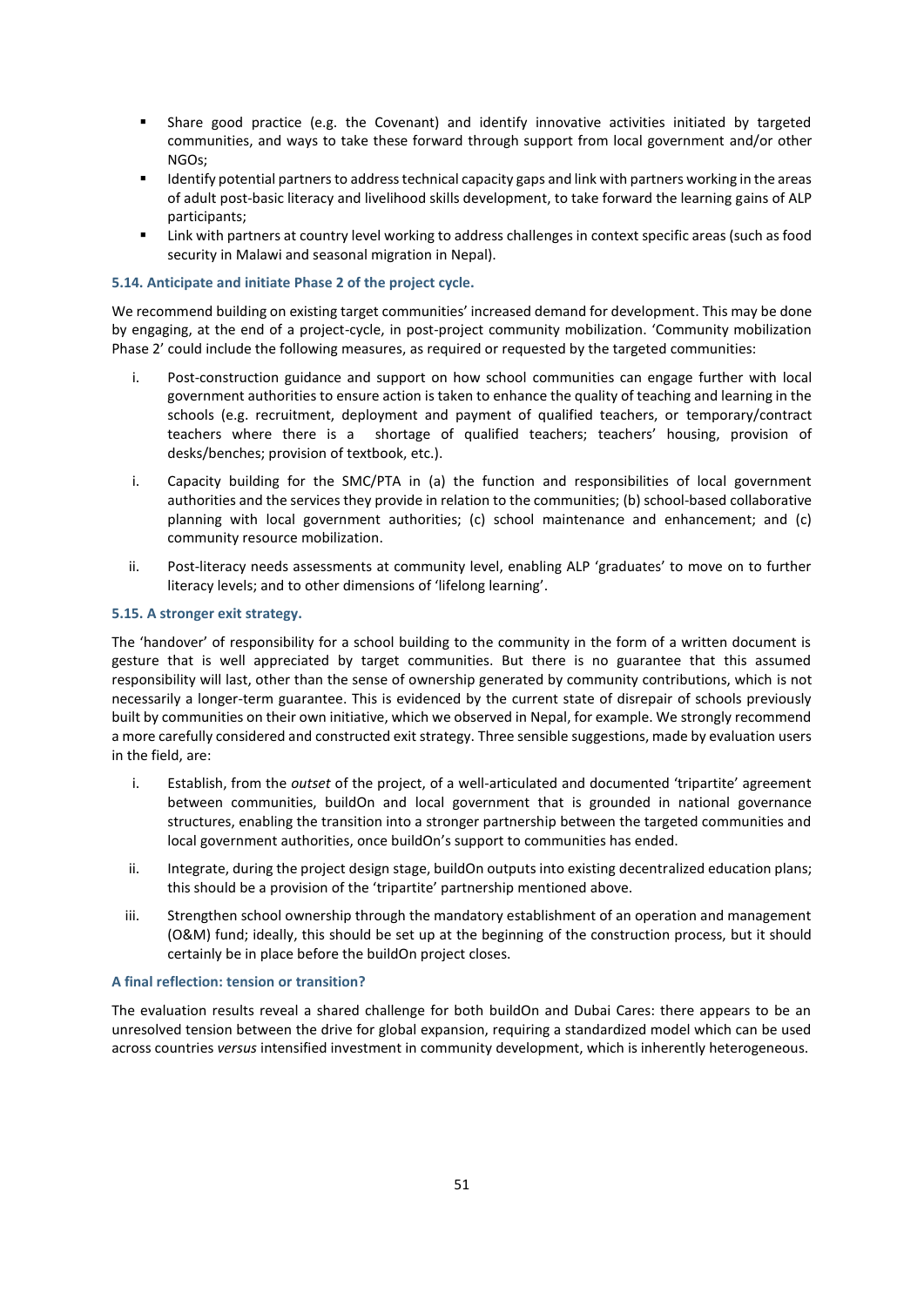- Share good practice (e.g. the Covenant) and identify innovative activities initiated by targeted communities, and ways to take these forward through support from local government and/or other NGOs;
- Identify potential partners to address technical capacity gaps and link with partners working in the areas of adult post-basic literacy and livelihood skills development, to take forward the learning gains of ALP participants;
- Link with partners at country level working to address challenges in context specific areas (such as food security in Malawi and seasonal migration in Nepal).

#### 5.14. Anticipate and initiate Phase 2 of the project cycle.

We recommend building on existing target communities' increased demand for development. This may be done by engaging, at the end of a project-cycle, in post-project community mobilization. 'Community mobilization Phase 2' could include the following measures, as required or requested by the targeted communities:

i. Post-construction guidance and support on how school communities can engage further with local government authorities to ensure action is taken to enhance the quality of teaching and learning in the schools (e.g. recruitment, deployment and payment of qualified teachers, or temporary/contract teachers where there is a shortage of qualified teachers; teachers' housing, provision of desks/benches; provision of textbook, etc.).

i. Capacity building for the SMC/PTA in (a) the function and responsibilities of local government authorities and the services they provide in relation to the communities; (b) school-based collaborative planning with local government authorities; (c) school maintenance and enhancement; and (c) community resource mobilization.

ii. Post-literacy needs assessments at community level, enabling ALP 'graduates' to move on to further literacy levels; and to other dimensions of 'lifelong learning'.

#### 5.15. A stronger exit strategy.

The 'handover' of responsibility for a school building to the community in the form of a written document is gesture that is well appreciated by target communities. But there is no guarantee that this assumed responsibility will last, other than the sense of ownership generated by community contributions, which is not necessarily a longer-term guarantee. This is evidenced by the current state of disrepair of schools previously built by communities on their own initiative, which we observed in Nepal, for example. We strongly recommend a more carefully considered and constructed exit strategy. Three sensible suggestions, made by evaluation users in the field, are:

i. Establish, from the *outset* of the project, of a well-articulated and documented 'tripartite' agreement between communities, buildOn and local government that is grounded in national governance structures, enabling the transition into a stronger partnership between the targeted communities and local government authorities, once buildOn's support to communities has ended.

ii. Integrate, during the project design stage, buildOn outputs into existing decentralized education plans; this should be a provision of the 'tripartite' partnership mentioned above.

iii. Strengthen school ownership through the mandatory establishment of an operation and management (O&M) fund; ideally, this should be set up at the beginning of the construction process, but it should certainly be in place before the buildOn project closes.

#### A final reflection: tension or transition?

The evaluation results reveal a shared challenge for both buildOn and Dubai Cares: there appears to be an unresolved tension between the drive for global expansion, requiring a standardized model which can be used across countries *versus* intensified investment in community development, which is inherently heterogeneous.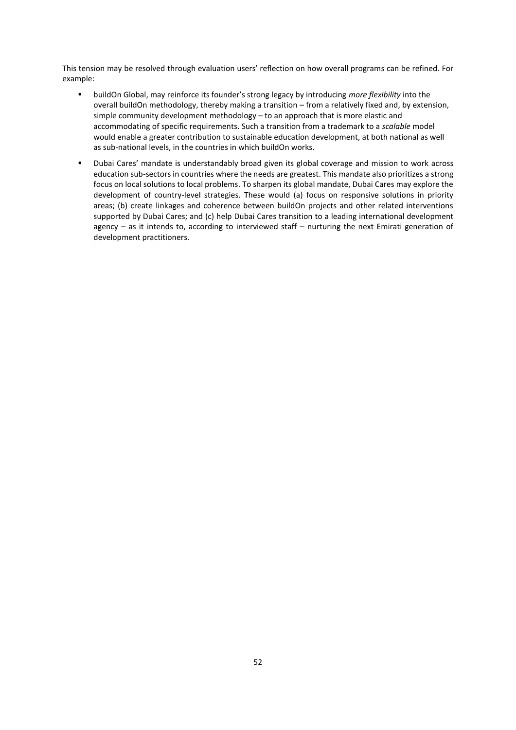This tension may be resolved through evaluation users' reflection on how overall programs can be refined. For example:

- buildOn Global, may reinforce its founder's strong legacy by introducing *more flexibility* into the overall buildOn methodology, thereby making a transition – from a relatively fixed and, by extension, simple community development methodology – to an approach that is more elastic and accommodating of specific requirements. Such a transition from a trademark to a *scalable* model would enable a greater contribution to sustainable education development, at both national as well as sub-national levels, in the countries in which buildOn works.
- Dubai Cares' mandate is understandably broad given its global coverage and mission to work across education sub-sectors in countries where the needs are greatest. This mandate also prioritizes a strong focus on local solutions to local problems. To sharpen its global mandate, Dubai Cares may explore the development of country-level strategies. These would (a) focus on responsive solutions in priority areas; (b) create linkages and coherence between buildOn projects and other related interventions supported by Dubai Cares; and (c) help Dubai Cares transition to a leading international development agency – as it intends to, according to interviewed staff – nurturing the next Emirati generation of development practitioners.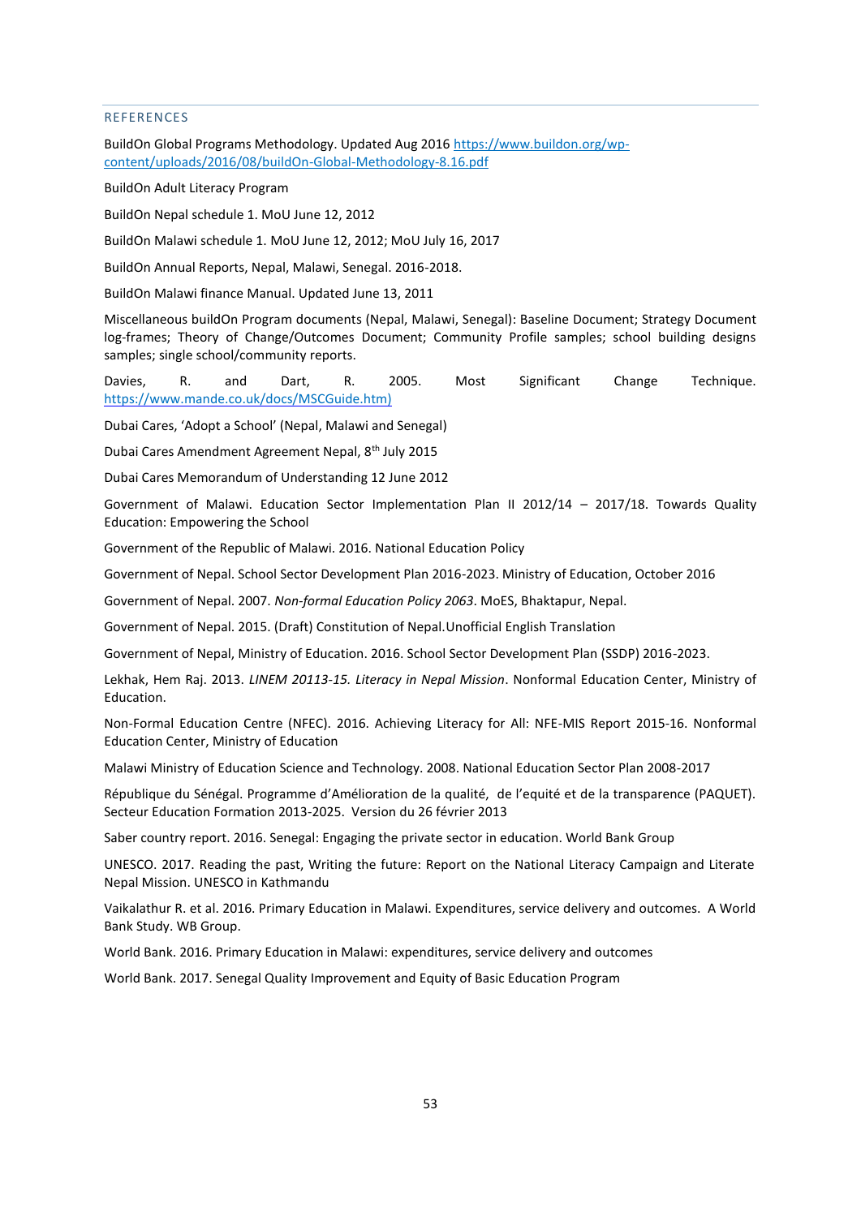## REFERENCES

BuildOn Global Programs Methodology. Updated Aug 2016 https://www.buildon.org/wp-content/uploads/2016/08/buildOn-Global-Methodology-8.16.pdf

BuildOn Adult Literacy Program

BuildOn Nepal schedule 1. MoU June 12, 2012

BuildOn Malawi schedule 1. MoU June 12, 2012; MoU July 16, 2017

BuildOn Annual Reports, Nepal, Malawi, Senegal. 2016-2018.

BuildOn Malawi finance Manual. Updated June 13, 2011

Miscellaneous buildOn Program documents (Nepal, Malawi, Senegal): Baseline Document; Strategy Document log-frames; Theory of Change/Outcomes Document; Community Profile samples; school building designs samples; single school/community reports.

Davies, R. and Dart, R. 2005. Most Significant Change Technique. https://www.mande.co.uk/docs/MSCGuide.htm)

Dubai Cares, 'Adopt a School' (Nepal, Malawi and Senegal)

Dubai Cares Amendment Agreement Nepal, 8th July 2015

Dubai Cares Memorandum of Understanding 12 June 2012

Government of Malawi. Education Sector Implementation Plan II 2012/14 – 2017/18. Towards Quality Education: Empowering the School

Government of the Republic of Malawi. 2016. National Education Policy

Government of Nepal. School Sector Development Plan 2016-2023. Ministry of Education, October 2016

Government of Nepal. 2007. *Non-formal Education Policy 2063*. MoES, Bhaktapur, Nepal.

Government of Nepal. 2015. (Draft) Constitution of Nepal.Unofficial English Translation

Government of Nepal, Ministry of Education. 2016. School Sector Development Plan (SSDP) 2016-2023.

Lekhak, Hem Raj. 2013. *LINEM 20113-15. Literacy in Nepal Mission*. Nonformal Education Center, Ministry of Education.

Non-Formal Education Centre (NFEC). 2016. Achieving Literacy for All: NFE-MIS Report 2015-16. Nonformal Education Center, Ministry of Education

Malawi Ministry of Education Science and Technology. 2008. National Education Sector Plan 2008-2017

République du Sénégal. Programme d'Amélioration de la qualité, de l'equité et de la transparence (PAQUET). Secteur Education Formation 2013-2025. Version du 26 février 2013

Saber country report. 2016. Senegal: Engaging the private sector in education. World Bank Group

UNESCO. 2017. Reading the past, Writing the future: Report on the National Literacy Campaign and Literate Nepal Mission. UNESCO in Kathmandu

Vaikalathur R. et al. 2016. Primary Education in Malawi. Expenditures, service delivery and outcomes. A World Bank Study. WB Group.

World Bank. 2016. Primary Education in Malawi: expenditures, service delivery and outcomes

World Bank. 2017. Senegal Quality Improvement and Equity of Basic Education Program